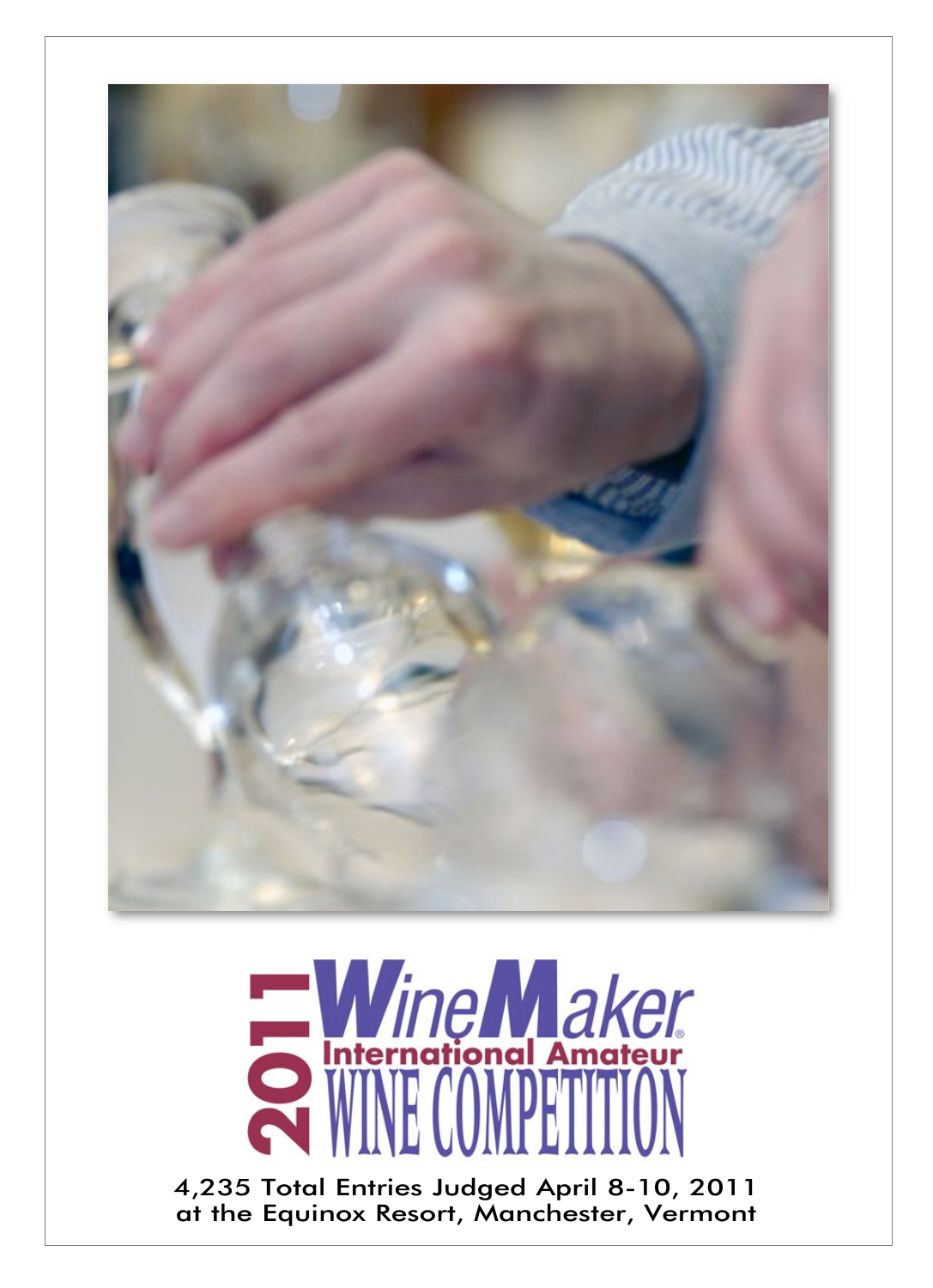# 2011 WineMaker International Amateur WINE COMPETITION

4,235 Total Entries Judged April 8-10, 2011
at the Equinox Resort, Manchester, Vermont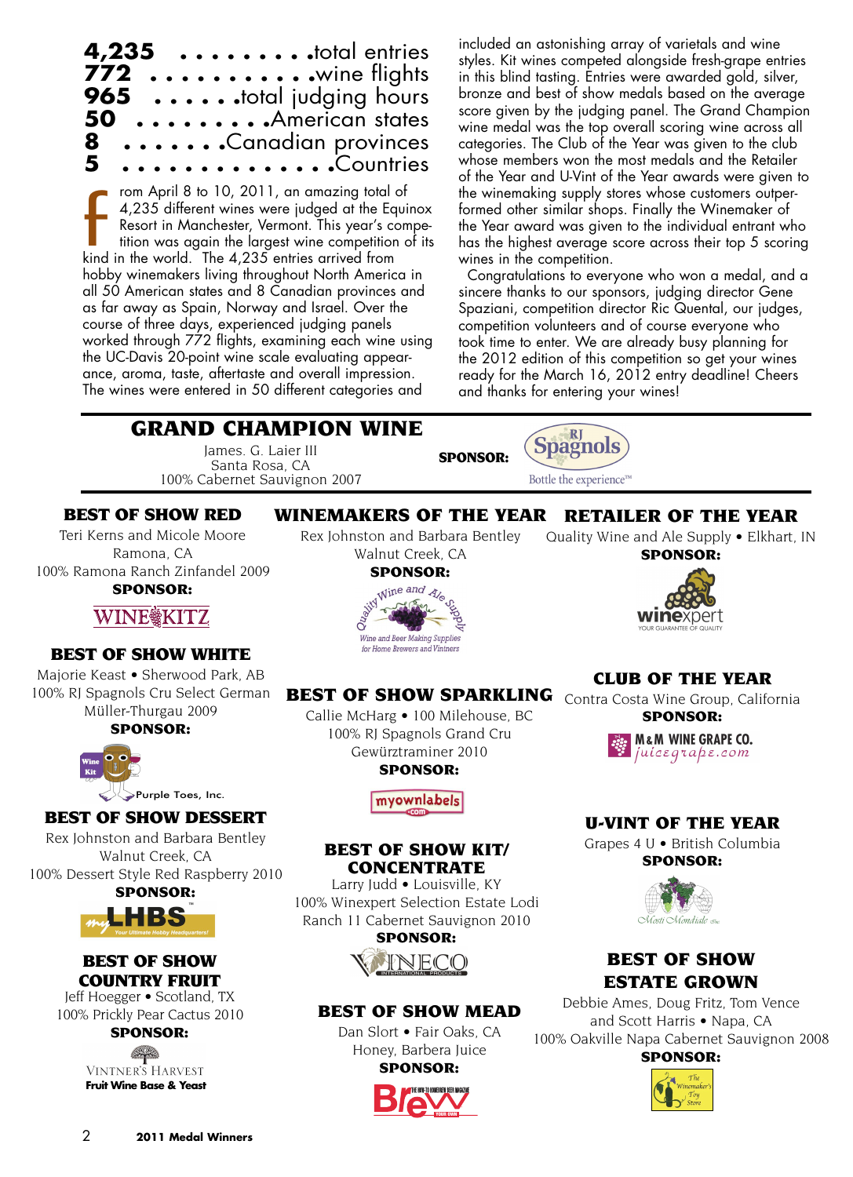**4,235** . . . . . . . . . total entries
**772** . . . . . . . . . . . wine flights
**965** . . . . . . total judging hours
**50** . . . . . . . . . American states
**8** . . . . . . . Canadian provinces
**5** . . . . . . . . . . . . . . Countries

From April 8 to 10, 2011, an amazing total of 4,235 different wines were judged at the Equinox Resort in Manchester, Vermont. This year's competition was again the largest wine competition of its kind in the world. The 4,235 entries arrived from hobby winemakers living throughout North America in all 50 American states and 8 Canadian provinces and as far away as Spain, Norway and Israel. Over the course of three days, experienced judging panels worked through 772 flights, examining each wine using the UC-Davis 20-point wine scale evaluating appearance, aroma, taste, aftertaste and overall impression. The wines were entered in 50 different categories and included an astonishing array of varietals and wine styles. Kit wines competed alongside fresh-grape entries in this blind tasting. Entries were awarded gold, silver, bronze and best of show medals based on the average score given by the judging panel. The Grand Champion wine medal was the top overall scoring wine across all categories. The Club of the Year was given to the club whose members won the most medals and the Retailer of the Year and U-Vint of the Year awards were given to the winemaking supply stores whose customers outperformed other similar shops. Finally the Winemaker of the Year award was given to the individual entrant who has the highest average score across their top 5 scoring wines in the competition.

Congratulations to everyone who won a medal, and a sincere thanks to our sponsors, judging director Gene Spaziani, competition director Ric Quental, our judges, competition volunteers and of course everyone who took time to enter. We are already busy planning for the 2012 edition of this competition so get your wines ready for the March 16, 2012 entry deadline! Cheers and thanks for entering your wines!

## GRAND CHAMPION WINE

James. G. Laier III
Santa Rosa, CA
100% Cabernet Sauvignon 2007

**SPONSOR:** RJ Spagnols – Bottle the experience™

## BEST OF SHOW RED

Teri Kerns and Micole Moore
Ramona, CA
100% Ramona Ranch Zinfandel 2009

**SPONSOR:** WINE KITZ

## BEST OF SHOW WHITE

Majorie Keast • Sherwood Park, AB
100% RJ Spagnols Cru Select German Müller-Thurgau 2009

**SPONSOR:** Purple Toes, Inc.

## BEST OF SHOW DESSERT

Rex Johnston and Barbara Bentley
Walnut Creek, CA
100% Dessert Style Red Raspberry 2010

**SPONSOR:** myLHBS – Your Ultimate Hobby Headquarters!

## BEST OF SHOW COUNTRY FRUIT

Jeff Hoegger • Scotland, TX
100% Prickly Pear Cactus 2010

**SPONSOR:** Vintner's Harvest – Fruit Wine Base & Yeast

## WINEMAKERS OF THE YEAR

Rex Johnston and Barbara Bentley
Walnut Creek, CA

**SPONSOR:** Quality Wine and Ale Supply – Wine and Beer Making Supplies for Home Brewers and Vintners

## BEST OF SHOW SPARKLING

Callie McHarg • 100 Milehouse, BC
100% RJ Spagnols Grand Cru Gewürztraminer 2010

**SPONSOR:** myownlabels.com

## BEST OF SHOW KIT/ CONCENTRATE

Larry Judd • Louisville, KY
100% Winexpert Selection Estate Lodi Ranch 11 Cabernet Sauvignon 2010

**SPONSOR:** Vineco International Products

## BEST OF SHOW MEAD

Dan Slort • Fair Oaks, CA
Honey, Barbera Juice

**SPONSOR:** Brew Your Own

## RETAILER OF THE YEAR

Quality Wine and Ale Supply • Elkhart, IN

**SPONSOR:** winexpert – Your Guarantee of Quality

## CLUB OF THE YEAR

Contra Costa Wine Group, California

**SPONSOR:** M&M Wine Grape Co. – juicegrape.com

## U-VINT OF THE YEAR

Grapes 4 U • British Columbia

**SPONSOR:** Mosti Mondiale

## BEST OF SHOW ESTATE GROWN

Debbie Ames, Doug Fritz, Tom Vence and Scott Harris • Napa, CA
100% Oakville Napa Cabernet Sauvignon 2008

**SPONSOR:** The Winemaker's Toy Store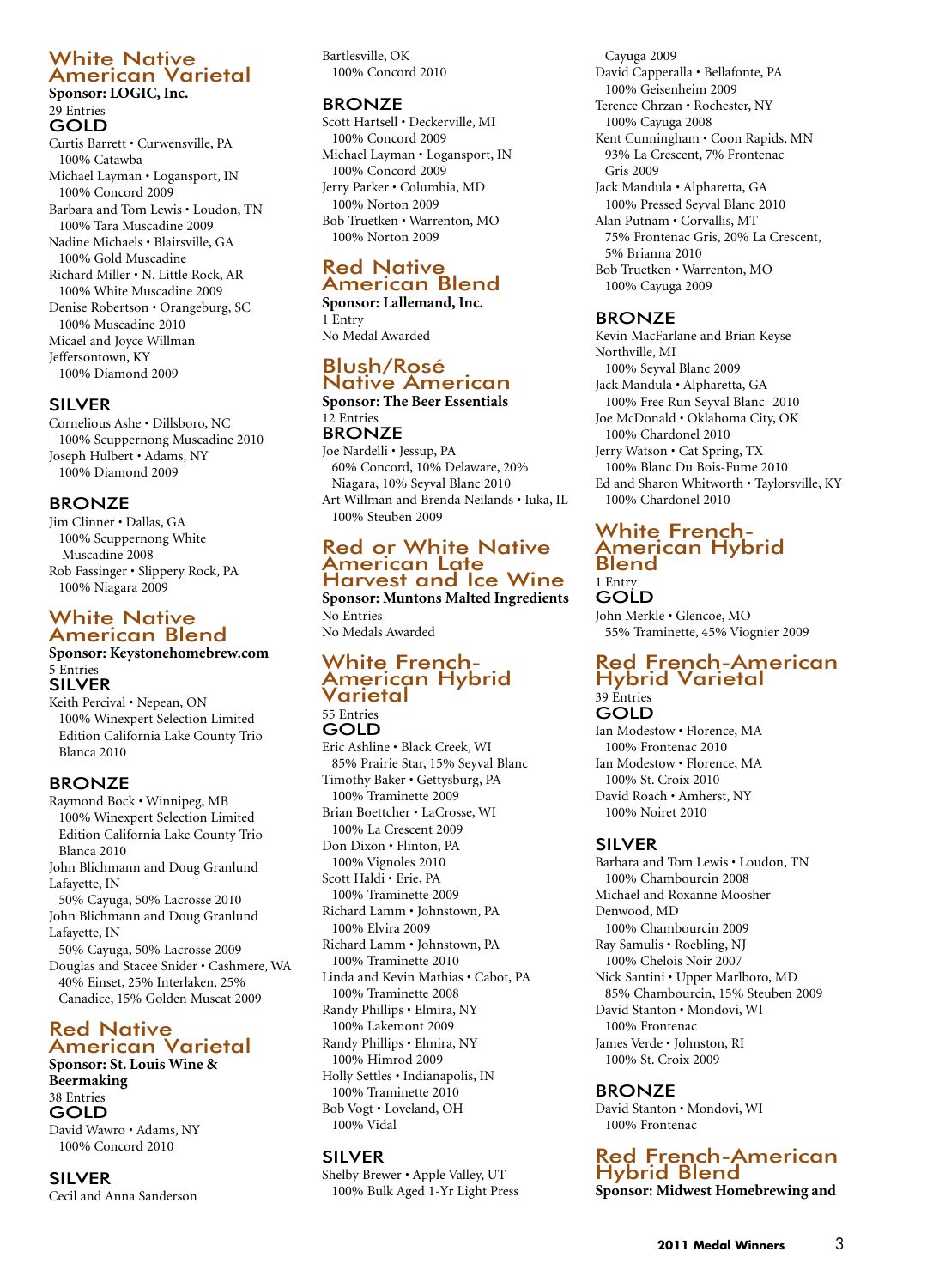## White Native American Varietal

**Sponsor: LOGIC, Inc.**

29 Entries

### GOLD

Curtis Barrett • Curwensville, PA
100% Catawba

Michael Layman • Logansport, IN
100% Concord 2009

Barbara and Tom Lewis • Loudon, TN
100% Tara Muscadine 2009

Nadine Michaels • Blairsville, GA
100% Gold Muscadine

Richard Miller • N. Little Rock, AR
100% White Muscadine 2009

Denise Robertson • Orangeburg, SC
100% Muscadine 2010

Micael and Joyce Willman
Jeffersontown, KY
100% Diamond 2009

### SILVER

Cornelious Ashe • Dillsboro, NC
100% Scuppernong Muscadine 2010

Joseph Hulbert • Adams, NY
100% Diamond 2009

### BRONZE

Jim Clinner • Dallas, GA
100% Scuppernong White Muscadine 2008

Rob Fassinger • Slippery Rock, PA
100% Niagara 2009

## White Native American Blend

**Sponsor: Keystonehomebrew.com**

5 Entries

### SILVER

Keith Percival • Nepean, ON
100% Winexpert Selection Limited Edition California Lake County Trio Blanca 2010

### BRONZE

Raymond Bock • Winnipeg, MB
100% Winexpert Selection Limited Edition California Lake County Trio Blanca 2010

John Blichmann and Doug Granlund
Lafayette, IN
50% Cayuga, 50% Lacrosse 2010

John Blichmann and Doug Granlund
Lafayette, IN
50% Cayuga, 50% Lacrosse 2009

Douglas and Stacee Snider • Cashmere, WA
40% Einset, 25% Interlaken, 25% Canadice, 15% Golden Muscat 2009

## Red Native American Varietal

**Sponsor: St. Louis Wine & Beermaking**

38 Entries

### GOLD

David Wawro • Adams, NY
100% Concord 2010

### SILVER

Cecil and Anna Sanderson
Bartlesville, OK
100% Concord 2010

### BRONZE

Scott Hartsell • Deckerville, MI
100% Concord 2009

Michael Layman • Logansport, IN
100% Concord 2009

Jerry Parker • Columbia, MD
100% Norton 2009

Bob Truetken • Warrenton, MO
100% Norton 2009

## Red Native American Blend

**Sponsor: Lallemand, Inc.**

1 Entry

No Medal Awarded

## Blush/Rosé Native American

**Sponsor: The Beer Essentials**

12 Entries

### BRONZE

Joe Nardelli • Jessup, PA
60% Concord, 10% Delaware, 20% Niagara, 10% Seyval Blanc 2010

Art Willman and Brenda Neilands • Iuka, IL
100% Steuben 2009

## Red or White Native American Late Harvest and Ice Wine

**Sponsor: Muntons Malted Ingredients**

No Entries

No Medals Awarded

## White French-American Hybrid Varietal

55 Entries

### GOLD

Eric Ashline • Black Creek, WI
85% Prairie Star, 15% Seyval Blanc

Timothy Baker • Gettysburg, PA
100% Traminette 2009

Brian Boettcher • LaCrosse, WI
100% La Crescent 2009

Don Dixon • Flinton, PA
100% Vignoles 2010

Scott Haldi • Erie, PA
100% Traminette 2009

Richard Lamm • Johnstown, PA
100% Elvira 2009

Richard Lamm • Johnstown, PA
100% Traminette 2010

Linda and Kevin Mathias • Cabot, PA
100% Traminette 2008

Randy Phillips • Elmira, NY
100% Lakemont 2009

Randy Phillips • Elmira, NY
100% Himrod 2009

Holly Settles • Indianapolis, IN
100% Traminette 2010

Bob Vogt • Loveland, OH
100% Vidal

### SILVER

Shelby Brewer • Apple Valley, UT
100% Bulk Aged 1-Yr Light Press Cayuga 2009

David Capperalla • Bellafonte, PA
100% Geisenheim 2009

Terence Chrzan • Rochester, NY
100% Cayuga 2008

Kent Cunningham • Coon Rapids, MN
93% La Crescent, 7% Frontenac Gris 2009

Jack Mandula • Alpharetta, GA
100% Pressed Seyval Blanc 2010

Alan Putnam • Corvallis, MT
75% Frontenac Gris, 20% La Crescent, 5% Brianna 2010

Bob Truetken • Warrenton, MO
100% Cayuga 2009

### BRONZE

Kevin MacFarlane and Brian Keyse
Northville, MI
100% Seyval Blanc 2009

Jack Mandula • Alpharetta, GA
100% Free Run Seyval Blanc 2010

Joe McDonald • Oklahoma City, OK
100% Chardonel 2010

Jerry Watson • Cat Spring, TX
100% Blanc Du Bois-Fume 2010

Ed and Sharon Whitworth • Taylorsville, KY
100% Chardonel 2010

## White French-American Hybrid Blend

1 Entry

### GOLD

John Merkle • Glencoe, MO
55% Traminette, 45% Viognier 2009

## Red French-American Hybrid Varietal

39 Entries

### GOLD

Ian Modestow • Florence, MA
100% Frontenac 2010

Ian Modestow • Florence, MA
100% St. Croix 2010

David Roach • Amherst, NY
100% Noiret 2010

### SILVER

Barbara and Tom Lewis • Loudon, TN
100% Chambourcin 2008

Michael and Roxanne Moosher
Denwood, MD
100% Chambourcin 2009

Ray Samulis • Roebling, NJ
100% Chelois Noir 2007

Nick Santini • Upper Marlboro, MD
85% Chambourcin, 15% Steuben 2009

David Stanton • Mondovi, WI
100% Frontenac

James Verde • Johnston, RI
100% St. Croix 2009

### BRONZE

David Stanton • Mondovi, WI
100% Frontenac

## Red French-American Hybrid Blend

**Sponsor: Midwest Homebrewing and**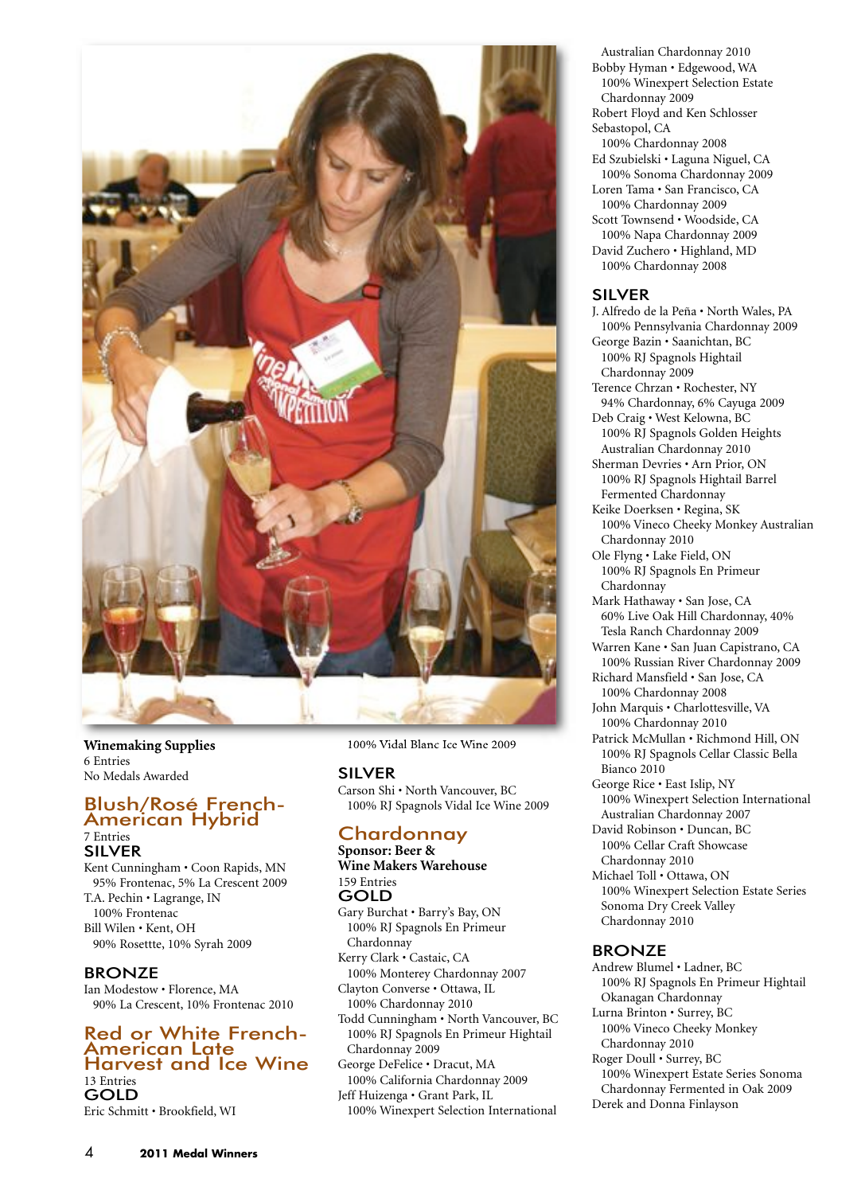**Winemaking Supplies**
6 Entries
No Medals Awarded

## Blush/Rosé French-American Hybrid

7 Entries

### SILVER

Kent Cunningham • Coon Rapids, MN
95% Frontenac, 5% La Crescent 2009
T.A. Pechin • Lagrange, IN
100% Frontenac
Bill Wilen • Kent, OH
90% Rosettte, 10% Syrah 2009

### BRONZE

Ian Modestow • Florence, MA
90% La Crescent, 10% Frontenac 2010

## Red or White French-American Late Harvest and Ice Wine

13 Entries

### GOLD

Eric Schmitt • Brookfield, WI
100% Vidal Blanc Ice Wine 2009

### SILVER

Carson Shi • North Vancouver, BC
100% RJ Spagnols Vidal Ice Wine 2009

## Chardonnay

**Sponsor: Beer & Wine Makers Warehouse**
159 Entries

### GOLD

Gary Burchat • Barry's Bay, ON
100% RJ Spagnols En Primeur Chardonnay
Kerry Clark • Castaic, CA
100% Monterey Chardonnay 2007
Clayton Converse • Ottawa, IL
100% Chardonnay 2010
Todd Cunningham • North Vancouver, BC
100% RJ Spagnols En Primeur Hightail Chardonnay 2009
George DeFelice • Dracut, MA
100% California Chardonnay 2009
Jeff Huizenga • Grant Park, IL
100% Winexpert Selection International Australian Chardonnay 2010
Bobby Hyman • Edgewood, WA
100% Winexpert Selection Estate Chardonnay 2009
Robert Floyd and Ken Schlosser
Sebastopol, CA
100% Chardonnay 2008
Ed Szubielski • Laguna Niguel, CA
100% Sonoma Chardonnay 2009
Loren Tama • San Francisco, CA
100% Chardonnay 2009
Scott Townsend • Woodside, CA
100% Napa Chardonnay 2009
David Zuchero • Highland, MD
100% Chardonnay 2008

### SILVER

J. Alfredo de la Peña • North Wales, PA
100% Pennsylvania Chardonnay 2009
George Bazin • Saanichtan, BC
100% RJ Spagnols Hightail Chardonnay 2009
Terence Chrzan • Rochester, NY
94% Chardonnay, 6% Cayuga 2009
Deb Craig • West Kelowna, BC
100% RJ Spagnols Golden Heights Australian Chardonnay 2010
Sherman Devries • Arn Prior, ON
100% RJ Spagnols Hightail Barrel Fermented Chardonnay
Keike Doerksen • Regina, SK
100% Vineco Cheeky Monkey Australian Chardonnay 2010
Ole Flyng • Lake Field, ON
100% RJ Spagnols En Primeur Chardonnay
Mark Hathaway • San Jose, CA
60% Live Oak Hill Chardonnay, 40% Tesla Ranch Chardonnay 2009
Warren Kane • San Juan Capistrano, CA
100% Russian River Chardonnay 2009
Richard Mansfield • San Jose, CA
100% Chardonnay 2008
John Marquis • Charlottesville, VA
100% Chardonnay 2010
Patrick McMullan • Richmond Hill, ON
100% RJ Spagnols Cellar Classic Bella Bianco 2010
George Rice • East Islip, NY
100% Winexpert Selection International Australian Chardonnay 2007
David Robinson • Duncan, BC
100% Cellar Craft Showcase Chardonnay 2010
Michael Toll • Ottawa, ON
100% Winexpert Selection Estate Series Sonoma Dry Creek Valley Chardonnay 2010

### BRONZE

Andrew Blumel • Ladner, BC
100% RJ Spagnols En Primeur Hightail Okanagan Chardonnay
Lurna Brinton • Surrey, BC
100% Vineco Cheeky Monkey Chardonnay 2010
Roger Doull • Surrey, BC
100% Winexpert Estate Series Sonoma Chardonnay Fermented in Oak 2009
Derek and Donna Finlayson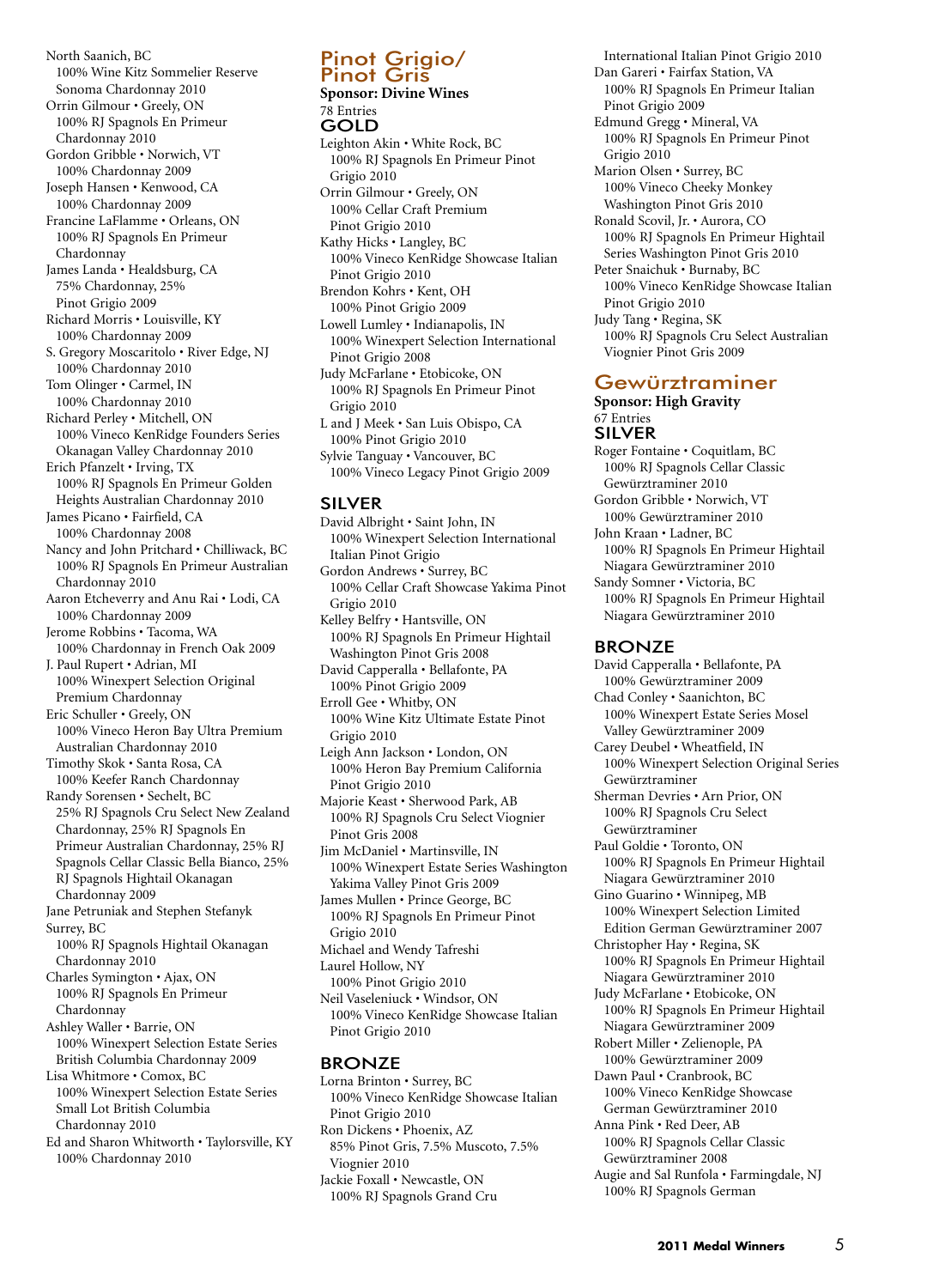North Saanich, BC
100% Wine Kitz Sommelier Reserve Sonoma Chardonnay 2010

Orrin Gilmour • Greely, ON
100% RJ Spagnols En Primeur Chardonnay 2010

Gordon Gribble • Norwich, VT
100% Chardonnay 2009

Joseph Hansen • Kenwood, CA
100% Chardonnay 2009

Francine LaFlamme • Orleans, ON
100% RJ Spagnols En Primeur Chardonnay

James Landa • Healdsburg, CA
75% Chardonnay, 25% Pinot Grigio 2009

Richard Morris • Louisville, KY
100% Chardonnay 2009

S. Gregory Moscaritolo • River Edge, NJ
100% Chardonnay 2010

Tom Olinger • Carmel, IN
100% Chardonnay 2010

Richard Perley • Mitchell, ON
100% Vineco KenRidge Founders Series Okanagan Valley Chardonnay 2010

Erich Pfanzelt • Irving, TX
100% RJ Spagnols En Primeur Golden Heights Australian Chardonnay 2010

James Picano • Fairfield, CA
100% Chardonnay 2008

Nancy and John Pritchard • Chilliwack, BC
100% RJ Spagnols En Primeur Australian Chardonnay 2010

Aaron Etcheverry and Anu Rai • Lodi, CA
100% Chardonnay 2009

Jerome Robbins • Tacoma, WA
100% Chardonnay in French Oak 2009

J. Paul Rupert • Adrian, MI
100% Winexpert Selection Original Premium Chardonnay

Eric Schuller • Greely, ON
100% Vineco Heron Bay Ultra Premium Australian Chardonnay 2010

Timothy Skok • Santa Rosa, CA
100% Keefer Ranch Chardonnay

Randy Sorensen • Sechelt, BC
25% RJ Spagnols Cru Select New Zealand Chardonnay, 25% RJ Spagnols En Primeur Australian Chardonnay, 25% RJ Spagnols Cellar Classic Bella Bianco, 25% RJ Spagnols Hightail Okanagan Chardonnay 2009

Jane Petruniak and Stephen Stefanyk Surrey, BC
100% RJ Spagnols Hightail Okanagan Chardonnay 2010

Charles Symington • Ajax, ON
100% RJ Spagnols En Primeur Chardonnay

Ashley Waller • Barrie, ON
100% Winexpert Selection Estate Series British Columbia Chardonnay 2009

Lisa Whitmore • Comox, BC
100% Winexpert Selection Estate Series Small Lot British Columbia Chardonnay 2010

Ed and Sharon Whitworth • Taylorsville, KY
100% Chardonnay 2010

## Pinot Grigio/ Pinot Gris

**Sponsor: Divine Wines**

78 Entries

### GOLD

Leighton Akin • White Rock, BC
100% RJ Spagnols En Primeur Pinot Grigio 2010

Orrin Gilmour • Greely, ON
100% Cellar Craft Premium Pinot Grigio 2010

Kathy Hicks • Langley, BC
100% Vineco KenRidge Showcase Italian Pinot Grigio 2010

Brendon Kohrs • Kent, OH
100% Pinot Grigio 2009

Lowell Lumley • Indianapolis, IN
100% Winexpert Selection International Pinot Grigio 2008

Judy McFarlane • Etobicoke, ON
100% RJ Spagnols En Primeur Pinot Grigio 2010

L and J Meek • San Luis Obispo, CA
100% Pinot Grigio 2010

Sylvie Tanguay • Vancouver, BC
100% Vineco Legacy Pinot Grigio 2009

### SILVER

David Albright • Saint John, IN
100% Winexpert Selection International Italian Pinot Grigio

Gordon Andrews • Surrey, BC
100% Cellar Craft Showcase Yakima Pinot Grigio 2010

Kelley Belfry • Hantsville, ON
100% RJ Spagnols En Primeur Hightail Washington Pinot Gris 2008

David Capperalla • Bellafonte, PA
100% Pinot Grigio 2009

Erroll Gee • Whitby, ON
100% Wine Kitz Ultimate Estate Pinot Grigio 2010

Leigh Ann Jackson • London, ON
100% Heron Bay Premium California Pinot Grigio 2010

Majorie Keast • Sherwood Park, AB
100% RJ Spagnols Cru Select Viognier Pinot Gris 2008

Jim McDaniel • Martinsville, IN
100% Winexpert Estate Series Washington Yakima Valley Pinot Gris 2009

James Mullen • Prince George, BC
100% RJ Spagnols En Primeur Pinot Grigio 2010

Michael and Wendy Tafreshi Laurel Hollow, NY
100% Pinot Grigio 2010

Neil Vaseleniuck • Windsor, ON
100% Vineco KenRidge Showcase Italian Pinot Grigio 2010

### BRONZE

Lorna Brinton • Surrey, BC
100% Vineco KenRidge Showcase Italian Pinot Grigio 2010

Ron Dickens • Phoenix, AZ
85% Pinot Gris, 7.5% Muscoto, 7.5% Viognier 2010

Jackie Foxall • Newcastle, ON
100% RJ Spagnols Grand Cru International Italian Pinot Grigio 2010

Dan Gareri • Fairfax Station, VA
100% RJ Spagnols En Primeur Italian Pinot Grigio 2009

Edmund Gregg • Mineral, VA
100% RJ Spagnols En Primeur Pinot Grigio 2010

Marion Olsen • Surrey, BC
100% Vineco Cheeky Monkey Washington Pinot Gris 2010

Ronald Scovil, Jr. • Aurora, CO
100% RJ Spagnols En Primeur Hightail Series Washington Pinot Gris 2010

Peter Snaichuk • Burnaby, BC
100% Vineco KenRidge Showcase Italian Pinot Grigio 2010

Judy Tang • Regina, SK
100% RJ Spagnols Cru Select Australian Viognier Pinot Gris 2009

## Gewürztraminer

**Sponsor: High Gravity**

67 Entries

### SILVER

Roger Fontaine • Coquitlam, BC
100% RJ Spagnols Cellar Classic Gewürztraminer 2010

Gordon Gribble • Norwich, VT
100% Gewürztraminer 2010

John Kraan • Ladner, BC
100% RJ Spagnols En Primeur Hightail Niagara Gewürztraminer 2010

Sandy Somner • Victoria, BC
100% RJ Spagnols En Primeur Hightail Niagara Gewürztraminer 2010

### BRONZE

David Capperalla • Bellafonte, PA
100% Gewürztraminer 2009

Chad Conley • Saanichton, BC
100% Winexpert Estate Series Mosel Valley Gewürztraminer 2009

Carey Deubel • Wheatfield, IN
100% Winexpert Selection Original Series Gewürztraminer

Sherman Devries • Arn Prior, ON
100% RJ Spagnols Cru Select Gewürztraminer

Paul Goldie • Toronto, ON
100% RJ Spagnols En Primeur Hightail Niagara Gewürztraminer 2010

Gino Guarino • Winnipeg, MB
100% Winexpert Selection Limited Edition German Gewürztraminer 2007

Christopher Hay • Regina, SK
100% RJ Spagnols En Primeur Hightail Niagara Gewürztraminer 2010

Judy McFarlane • Etobicoke, ON
100% RJ Spagnols En Primeur Hightail Niagara Gewürztraminer 2009

Robert Miller • Zelienople, PA
100% Gewürztraminer 2009

Dawn Paul • Cranbrook, BC
100% Vineco KenRidge Showcase German Gewürztraminer 2010

Anna Pink • Red Deer, AB
100% RJ Spagnols Cellar Classic Gewürztraminer 2008

Augie and Sal Runfola • Farmingdale, NJ
100% RJ Spagnols German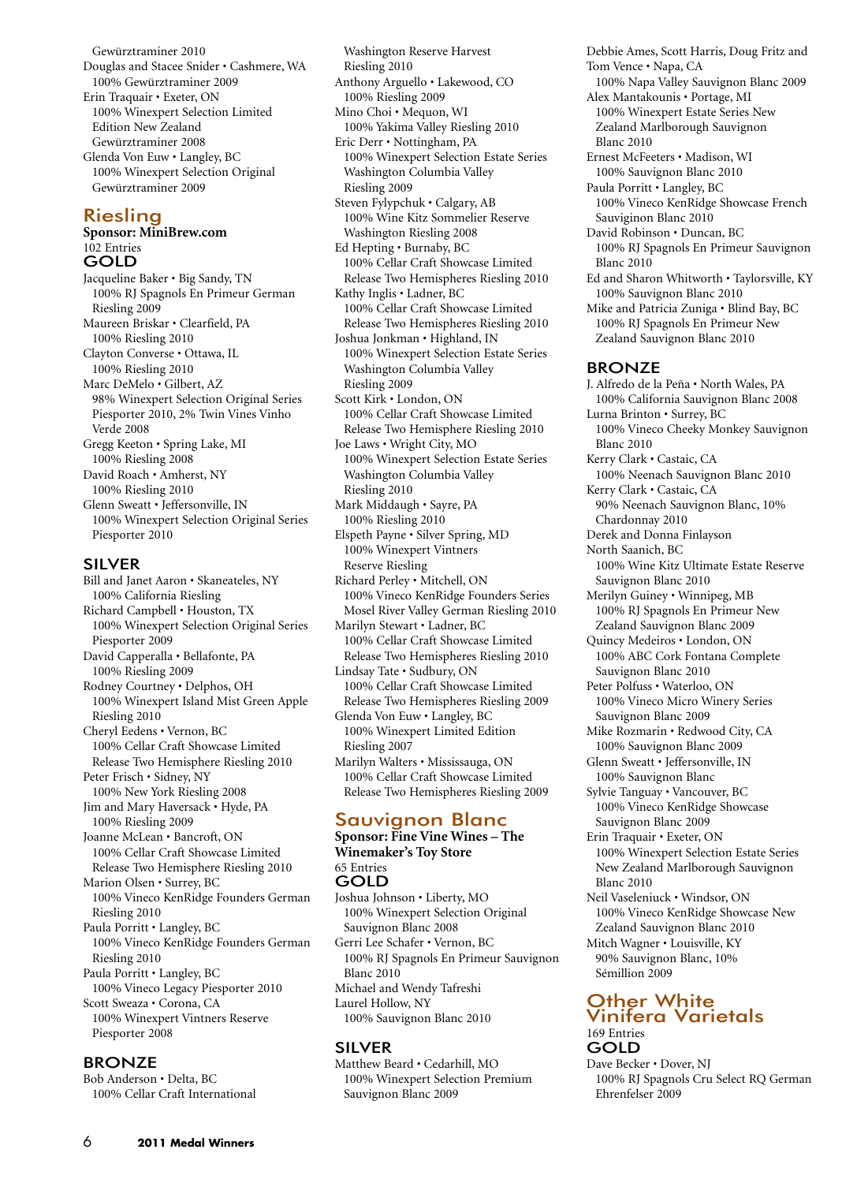Gewürztraminer 2010
Douglas and Stacee Snider • Cashmere, WA
100% Gewürztraminer 2009
Erin Traquair • Exeter, ON
100% Winexpert Selection Limited Edition New Zealand Gewürztraminer 2008
Glenda Von Euw • Langley, BC
100% Winexpert Selection Original Gewürztraminer 2009

## Riesling

**Sponsor: MiniBrew.com**
102 Entries

### GOLD

Jacqueline Baker • Big Sandy, TN
100% RJ Spagnols En Primeur German Riesling 2009
Maureen Briskar • Clearfield, PA
100% Riesling 2010
Clayton Converse • Ottawa, IL
100% Riesling 2010
Marc DeMelo • Gilbert, AZ
98% Winexpert Selection Original Series Piesporter 2010, 2% Twin Vines Vinho Verde 2008
Gregg Keeton • Spring Lake, MI
100% Riesling 2008
David Roach • Amherst, NY
100% Riesling 2010
Glenn Sweatt • Jeffersonville, IN
100% Winexpert Selection Original Series Piesporter 2010

### SILVER

Bill and Janet Aaron • Skaneateles, NY
100% California Riesling
Richard Campbell • Houston, TX
100% Winexpert Selection Original Series Piesporter 2009
David Capperalla • Bellafonte, PA
100% Riesling 2009
Rodney Courtney • Delphos, OH
100% Winexpert Island Mist Green Apple Riesling 2010
Cheryl Eedens • Vernon, BC
100% Cellar Craft Showcase Limited Release Two Hemisphere Riesling 2010
Peter Frisch • Sidney, NY
100% New York Riesling 2008
Jim and Mary Haversack • Hyde, PA
100% Riesling 2009
Joanne McLean • Bancroft, ON
100% Cellar Craft Showcase Limited Release Two Hemisphere Riesling 2010
Marion Olsen • Surrey, BC
100% Vineco KenRidge Founders German Riesling 2010
Paula Porritt • Langley, BC
100% Vineco KenRidge Founders German Riesling 2010
Paula Porritt • Langley, BC
100% Vineco Legacy Piesporter 2010
Scott Sweaza • Corona, CA
100% Winexpert Vintners Reserve Piesporter 2008

### BRONZE

Bob Anderson • Delta, BC
100% Cellar Craft International Washington Reserve Harvest Riesling 2010
Anthony Arguello • Lakewood, CO
100% Riesling 2009
Mino Choi • Mequon, WI
100% Yakima Valley Riesling 2010
Eric Derr • Nottingham, PA
100% Winexpert Selection Estate Series Washington Columbia Valley Riesling 2009
Steven Fylypchuk • Calgary, AB
100% Wine Kitz Sommelier Reserve Washington Riesling 2008
Ed Hepting • Burnaby, BC
100% Cellar Craft Showcase Limited Release Two Hemispheres Riesling 2010
Kathy Inglis • Ladner, BC
100% Cellar Craft Showcase Limited Release Two Hemispheres Riesling 2010
Joshua Jonkman • Highland, IN
100% Winexpert Selection Estate Series Washington Columbia Valley Riesling 2009
Scott Kirk • London, ON
100% Cellar Craft Showcase Limited Release Two Hemisphere Riesling 2010
Joe Laws • Wright City, MO
100% Winexpert Selection Estate Series Washington Columbia Valley Riesling 2010
Mark Middaugh • Sayre, PA
100% Riesling 2010
Elspeth Payne • Silver Spring, MD
100% Winexpert Vintners Reserve Riesling
Richard Perley • Mitchell, ON
100% Vineco KenRidge Founders Series Mosel River Valley German Riesling 2010
Marilyn Stewart • Ladner, BC
100% Cellar Craft Showcase Limited Release Two Hemispheres Riesling 2010
Lindsay Tate • Sudbury, ON
100% Cellar Craft Showcase Limited Release Two Hemispheres Riesling 2009
Glenda Von Euw • Langley, BC
100% Winexpert Limited Edition Riesling 2007
Marilyn Walters • Mississauga, ON
100% Cellar Craft Showcase Limited Release Two Hemispheres Riesling 2009

## Sauvignon Blanc

**Sponsor: Fine Vine Wines – The Winemaker's Toy Store**
65 Entries

### GOLD

Joshua Johnson • Liberty, MO
100% Winexpert Selection Original Sauvignon Blanc 2008
Gerri Lee Schafer • Vernon, BC
100% RJ Spagnols En Primeur Sauvignon Blanc 2010
Michael and Wendy Tafreshi
Laurel Hollow, NY
100% Sauvignon Blanc 2010

### SILVER

Matthew Beard • Cedarhill, MO
100% Winexpert Selection Premium Sauvignon Blanc 2009
Debbie Ames, Scott Harris, Doug Fritz and Tom Vence • Napa, CA
100% Napa Valley Sauvignon Blanc 2009
Alex Mantakounis • Portage, MI
100% Winexpert Estate Series New Zealand Marlborough Sauvignon Blanc 2010
Ernest McFeeters • Madison, WI
100% Sauvignon Blanc 2010
Paula Porritt • Langley, BC
100% Vineco KenRidge Showcase French Sauviginon Blanc 2010
David Robinson • Duncan, BC
100% RJ Spagnols En Primeur Sauvignon Blanc 2010
Ed and Sharon Whitworth • Taylorsville, KY
100% Sauvignon Blanc 2010
Mike and Patricia Zuniga • Blind Bay, BC
100% RJ Spagnols En Primeur New Zealand Sauvignon Blanc 2010

### BRONZE

J. Alfredo de la Peña • North Wales, PA
100% California Sauvignon Blanc 2008
Lurna Brinton • Surrey, BC
100% Vineco Cheeky Monkey Sauvignon Blanc 2010
Kerry Clark • Castaic, CA
100% Neenach Sauvignon Blanc 2010
Kerry Clark • Castaic, CA
90% Neenach Sauvignon Blanc, 10% Chardonnay 2010
Derek and Donna Finlayson
North Saanich, BC
100% Wine Kitz Ultimate Estate Reserve Sauvignon Blanc 2010
Merilyn Guiney • Winnipeg, MB
100% RJ Spagnols En Primeur New Zealand Sauvignon Blanc 2009
Quincy Medeiros • London, ON
100% ABC Cork Fontana Complete Sauvignon Blanc 2010
Peter Polfuss • Waterloo, ON
100% Vineco Micro Winery Series Sauvignon Blanc 2009
Mike Rozmarin • Redwood City, CA
100% Sauvignon Blanc 2009
Glenn Sweatt • Jeffersonville, IN
100% Sauvignon Blanc
Sylvie Tanguay • Vancouver, BC
100% Vineco KenRidge Showcase Sauvignon Blanc 2009
Erin Traquair • Exeter, ON
100% Winexpert Selection Estate Series New Zealand Marlborough Sauvignon Blanc 2010
Neil Vaseleniuck • Windsor, ON
100% Vineco KenRidge Showcase New Zealand Sauvignon Blanc 2010
Mitch Wagner • Louisville, KY
90% Sauvignon Blanc, 10% Sémillion 2009

## Other White Vinifera Varietals

169 Entries

### GOLD

Dave Becker • Dover, NJ
100% RJ Spagnols Cru Select RQ German Ehrenfelser 2009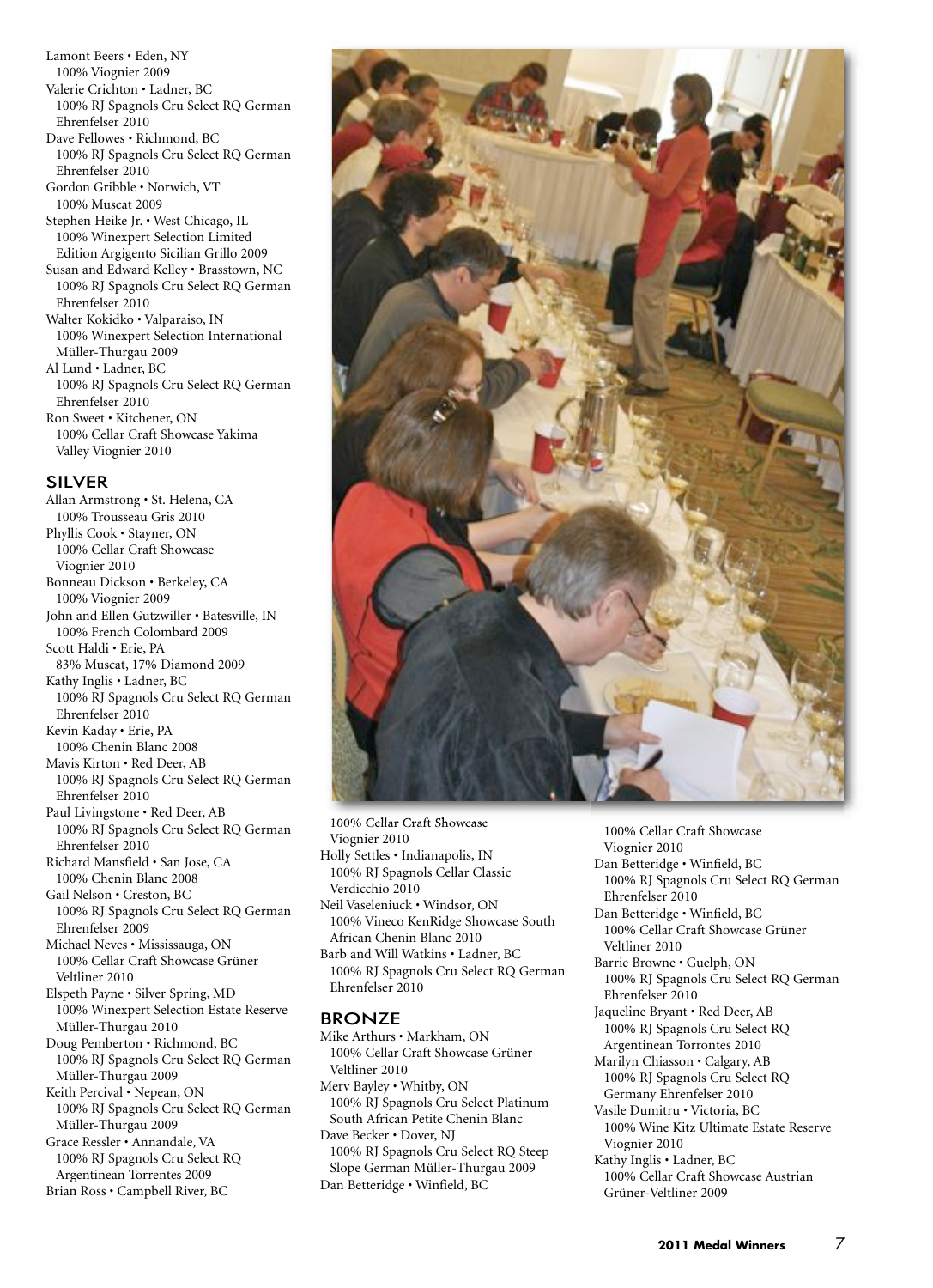Lamont Beers • Eden, NY
100% Viognier 2009

Valerie Crichton • Ladner, BC
100% RJ Spagnols Cru Select RQ German Ehrenfelser 2010

Dave Fellowes • Richmond, BC
100% RJ Spagnols Cru Select RQ German Ehrenfelser 2010

Gordon Gribble • Norwich, VT
100% Muscat 2009

Stephen Heike Jr. • West Chicago, IL
100% Winexpert Selection Limited Edition Argigento Sicilian Grillo 2009

Susan and Edward Kelley • Brasstown, NC
100% RJ Spagnols Cru Select RQ German Ehrenfelser 2010

Walter Kokidko • Valparaiso, IN
100% Winexpert Selection International Müller-Thurgau 2009

Al Lund • Ladner, BC
100% RJ Spagnols Cru Select RQ German Ehrenfelser 2010

Ron Sweet • Kitchener, ON
100% Cellar Craft Showcase Yakima Valley Viognier 2010

## SILVER

Allan Armstrong • St. Helena, CA
100% Trousseau Gris 2010

Phyllis Cook • Stayner, ON
100% Cellar Craft Showcase Viognier 2010

Bonneau Dickson • Berkeley, CA
100% Viognier 2009

John and Ellen Gutzwiller • Batesville, IN
100% French Colombard 2009

Scott Haldi • Erie, PA
83% Muscat, 17% Diamond 2009

Kathy Inglis • Ladner, BC
100% RJ Spagnols Cru Select RQ German Ehrenfelser 2010

Kevin Kaday • Erie, PA
100% Chenin Blanc 2008

Mavis Kirton • Red Deer, AB
100% RJ Spagnols Cru Select RQ German Ehrenfelser 2010

Paul Livingstone • Red Deer, AB
100% RJ Spagnols Cru Select RQ German Ehrenfelser 2010

Richard Mansfield • San Jose, CA
100% Chenin Blanc 2008

Gail Nelson • Creston, BC
100% RJ Spagnols Cru Select RQ German Ehrenfelser 2009

Michael Neves • Mississauga, ON
100% Cellar Craft Showcase Grüner Veltliner 2010

Elspeth Payne • Silver Spring, MD
100% Winexpert Selection Estate Reserve Müller-Thurgau 2010

Doug Pemberton • Richmond, BC
100% RJ Spagnols Cru Select RQ German Müller-Thurgau 2009

Keith Percival • Nepean, ON
100% RJ Spagnols Cru Select RQ German Müller-Thurgau 2009

Grace Ressler • Annandale, VA
100% RJ Spagnols Cru Select RQ Argentinean Torrentes 2009

Brian Ross • Campbell River, BC
100% Cellar Craft Showcase Viognier 2010

Holly Settles • Indianapolis, IN
100% RJ Spagnols Cellar Classic Verdicchio 2010

Neil Vaseleniuck • Windsor, ON
100% Vineco KenRidge Showcase South African Chenin Blanc 2010

Barb and Will Watkins • Ladner, BC
100% RJ Spagnols Cru Select RQ German Ehrenfelser 2010

## BRONZE

Mike Arthurs • Markham, ON
100% Cellar Craft Showcase Grüner Veltliner 2010

Merv Bayley • Whitby, ON
100% RJ Spagnols Cru Select Platinum South African Petite Chenin Blanc

Dave Becker • Dover, NJ
100% RJ Spagnols Cru Select RQ Steep Slope German Müller-Thurgau 2009

Dan Betteridge • Winfield, BC
100% Cellar Craft Showcase Viognier 2010

Dan Betteridge • Winfield, BC
100% RJ Spagnols Cru Select RQ German Ehrenfelser 2010

Dan Betteridge • Winfield, BC
100% Cellar Craft Showcase Grüner Veltliner 2010

Barrie Browne • Guelph, ON
100% RJ Spagnols Cru Select RQ German Ehrenfelser 2010

Jaqueline Bryant • Red Deer, AB
100% RJ Spagnols Cru Select RQ Argentinean Torrontes 2010

Marilyn Chiasson • Calgary, AB
100% RJ Spagnols Cru Select RQ Germany Ehrenfelser 2010

Vasile Dumitru • Victoria, BC
100% Wine Kitz Ultimate Estate Reserve Viognier 2010

Kathy Inglis • Ladner, BC
100% Cellar Craft Showcase Austrian Grüner-Veltliner 2009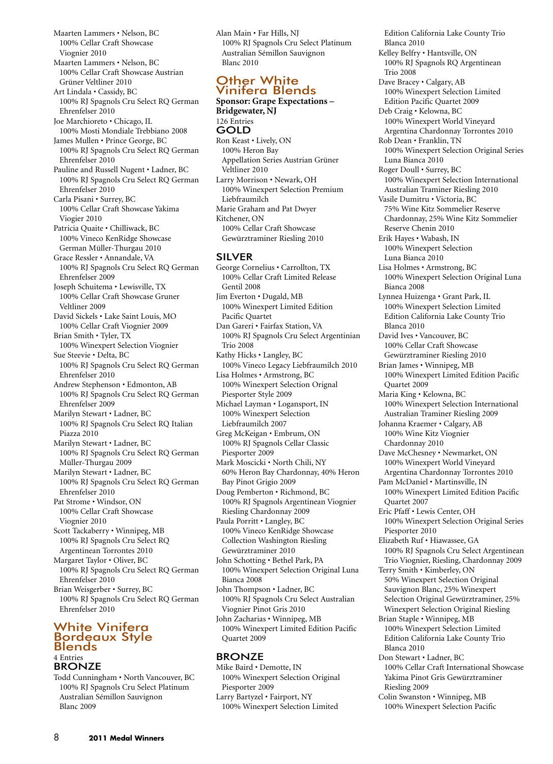Maarten Lammers • Nelson, BC
100% Cellar Craft Showcase Viognier 2010

Maarten Lammers • Nelson, BC
100% Cellar Craft Showcase Austrian Grüner Veltliner 2010

Art Lindala • Cassidy, BC
100% RJ Spagnols Cru Select RQ German Ehrenfelser 2010

Joe Marchioreto • Chicago, IL
100% Mosti Mondiale Trebbiano 2008

James Mullen • Prince George, BC
100% RJ Spagnols Cru Select RQ German Ehrenfelser 2010

Pauline and Russell Nugent • Ladner, BC
100% RJ Spagnols Cru Select RQ German Ehrenfelser 2010

Carla Pisani • Surrey, BC
100% Cellar Craft Showcase Yakima Viogier 2010

Patricia Quaite • Chilliwack, BC
100% Vineco KenRidge Showcase German Müller-Thurgau 2010

Grace Ressler • Annandale, VA
100% RJ Spagnols Cru Select RQ German Ehrenfelser 2009

Joseph Schuitema • Lewisville, TX
100% Cellar Craft Showcase Gruner Veltliner 2009

David Sickels • Lake Saint Louis, MO
100% Cellar Craft Viognier 2009

Brian Smith • Tyler, TX
100% Winexpert Selection Viognier

Sue Steevie • Delta, BC
100% RJ Spagnols Cru Select RQ German Ehrenfelser 2010

Andrew Stephenson • Edmonton, AB
100% RJ Spagnols Cru Select RQ German Ehrenfelser 2009

Marilyn Stewart • Ladner, BC
100% RJ Spagnols Cru Select RQ Italian Piazza 2010

Marilyn Stewart • Ladner, BC
100% RJ Spagnols Cru Select RQ German Müller-Thurgau 2009

Marilyn Stewart • Ladner, BC
100% RJ Spagnols Cru Select RQ German Ehrenfelser 2010

Pat Strome • Windsor, ON
100% Cellar Craft Showcase Viognier 2010

Scott Tackaberry • Winnipeg, MB
100% RJ Spagnols Cru Select RQ Argentinean Torrontes 2010

Margaret Taylor • Oliver, BC
100% RJ Spagnols Cru Select RQ German Ehrenfelser 2010

Brian Weisgerber • Surrey, BC
100% RJ Spagnols Cru Select RQ German Ehrenfelser 2010

## White Vinifera Bordeaux Style Blends

4 Entries

### BRONZE

Todd Cunningham • North Vancouver, BC
100% RJ Spagnols Cru Select Platinum Australian Sémillon Sauvignon Blanc 2009

Alan Main • Far Hills, NJ
100% RJ Spagnols Cru Select Platinum Australian Sémillon Sauvignon Blanc 2010

## Other White Vinifera Blends

**Sponsor: Grape Expectations – Bridgewater, NJ**

126 Entries

### GOLD

Ron Keast • Lively, ON
100% Heron Bay Appellation Series Austrian Grüner Veltliner 2010

Larry Morrison • Newark, OH
100% Winexpert Selection Premium Liebfraumilch

Marie Graham and Pat Dwyer Kitchener, ON
100% Cellar Craft Showcase Gewürztraminer Riesling 2010

### SILVER

George Cornelius • Carrollton, TX
100% Cellar Craft Limited Release Gentil 2008

Jim Everton • Dugald, MB
100% Winexpert Limited Edition Pacific Quartet

Dan Gareri • Fairfax Station, VA
100% RJ Spagnols Cru Select Argentinian Trio 2008

Kathy Hicks • Langley, BC
100% Vineco Legacy Liebfraumilch 2010

Lisa Holmes • Armstrong, BC
100% Winexpert Selection Orignal Piesporter Style 2009

Michael Layman • Logansport, IN
100% Winexpert Selection Liebfraumilch 2007

Greg McKeigan • Embrum, ON
100% RJ Spagnols Cellar Classic Piesporter 2009

Mark Moscicki • North Chili, NY
60% Heron Bay Chardonnay, 40% Heron Bay Pinot Grigio 2009

Doug Pemberton • Richmond, BC
100% RJ Spagnols Argentinean Viognier Riesling Chardonnay 2009

Paula Porritt • Langley, BC
100% Vineco KenRidge Showcase Collection Washington Riesling Gewürztraminer 2010

John Schotting • Bethel Park, PA
100% Winexpert Selection Original Luna Bianca 2008

John Thompson • Ladner, BC
100% RJ Spagnols Cru Select Australian Viognier Pinot Gris 2010

John Zacharias • Winnipeg, MB
100% Winexpert Limited Edition Pacific Quartet 2009

### BRONZE

Mike Baird • Demotte, IN
100% Winexpert Selection Original Piesporter 2009

Larry Bartyzel • Fairport, NY
100% Winexpert Selection Limited Edition California Lake County Trio Blanca 2010

Kelley Belfry • Hantsville, ON
100% RJ Spagnols RQ Argentinean Trio 2008

Dave Bracey • Calgary, AB
100% Winexpert Selection Limited Edition Pacific Quartet 2009

Deb Craig • Kelowna, BC
100% Winexpert World Vineyard Argentina Chardonnay Torrontes 2010

Rob Dean • Franklin, TN
100% Winexpert Selection Original Series Luna Bianca 2010

Roger Doull • Surrey, BC
100% Winexpert Selection International Australian Traminer Riesling 2010

Vasile Dumitru • Victoria, BC
75% Wine Kitz Sommelier Reserve Chardonnay, 25% Wine Kitz Sommelier Reserve Chenin 2010

Erik Hayes • Wabash, IN
100% Winexpert Selection Luna Bianca 2010

Lisa Holmes • Armstrong, BC
100% Winexpert Selection Original Luna Bianca 2008

Lynnea Huizenga • Grant Park, IL
100% Winexpert Selection Limited Edition California Lake County Trio Blanca 2010

David Ives • Vancouver, BC
100% Cellar Craft Showcase Gewürztraminer Riesling 2010

Brian James • Winnipeg, MB
100% Winexpert Limited Edition Pacific Quartet 2009

Maria King • Kelowna, BC
100% Winexpert Selection International Australian Traminer Riesling 2009

Johanna Kraemer • Calgary, AB
100% Wine Kitz Viognier Chardonnay 2010

Dave McChesney • Newmarket, ON
100% Winexpert World Vineyard Argentina Chardonnay Torrontes 2010

Pam McDaniel • Martinsville, IN
100% Winexpert Limited Edition Pacific Quartet 2007

Eric Pfaff • Lewis Center, OH
100% Winexpert Selection Original Series Piesporter 2010

Elizabeth Ruf • Hiawassee, GA
100% RJ Spagnols Cru Select Argentinean Trio Viognier, Riesling, Chardonnay 2009

Terry Smith • Kimberley, ON
50% Winexpert Selection Original Sauvignon Blanc, 25% Winexpert Selection Original Gewürztraminer, 25% Winexpert Selection Original Riesling

Brian Staple • Winnipeg, MB
100% Winexpert Selection Limited Edition California Lake County Trio Blanca 2010

Don Stewart • Ladner, BC
100% Cellar Craft International Showcase Yakima Pinot Gris Gewürztraminer Riesling 2009

Colin Swanston • Winnipeg, MB
100% Winexpert Selection Pacific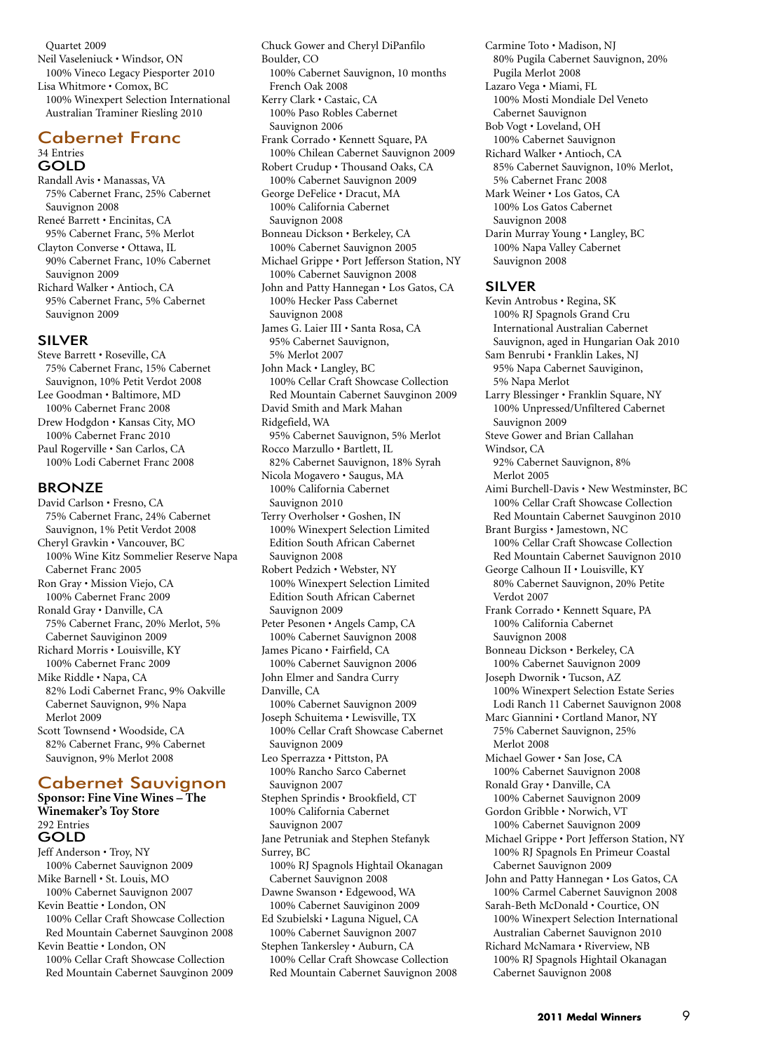Quartet 2009
Neil Vaseleniuck • Windsor, ON
100% Vineco Legacy Piesporter 2010
Lisa Whitmore • Comox, BC
100% Winexpert Selection International Australian Traminer Riesling 2010

## Cabernet Franc

34 Entries

### GOLD

Randall Avis • Manassas, VA
75% Cabernet Franc, 25% Cabernet Sauvignon 2008
Reneé Barrett • Encinitas, CA
95% Cabernet Franc, 5% Merlot
Clayton Converse • Ottawa, IL
90% Cabernet Franc, 10% Cabernet Sauvignon 2009
Richard Walker • Antioch, CA
95% Cabernet Franc, 5% Cabernet Sauvignon 2009

### SILVER

Steve Barrett • Roseville, CA
75% Cabernet Franc, 15% Cabernet Sauvignon, 10% Petit Verdot 2008
Lee Goodman • Baltimore, MD
100% Cabernet Franc 2008
Drew Hodgdon • Kansas City, MO
100% Cabernet Franc 2010
Paul Rogerville • San Carlos, CA
100% Lodi Cabernet Franc 2008

### BRONZE

David Carlson • Fresno, CA
75% Cabernet Franc, 24% Cabernet Sauvignon, 1% Petit Verdot 2008
Cheryl Gravkin • Vancouver, BC
100% Wine Kitz Sommelier Reserve Napa Cabernet Franc 2005
Ron Gray • Mission Viejo, CA
100% Cabernet Franc 2009
Ronald Gray • Danville, CA
75% Cabernet Franc, 20% Merlot, 5% Cabernet Sauviginon 2009
Richard Morris • Louisville, KY
100% Cabernet Franc 2009
Mike Riddle • Napa, CA
82% Lodi Cabernet Franc, 9% Oakville Cabernet Sauvignon, 9% Napa Merlot 2009
Scott Townsend • Woodside, CA
82% Cabernet Franc, 9% Cabernet Sauvignon, 9% Merlot 2008

## Cabernet Sauvignon

**Sponsor: Fine Vine Wines – The Winemaker's Toy Store**

292 Entries

### GOLD

Jeff Anderson • Troy, NY
100% Cabernet Sauvignon 2009
Mike Barnell • St. Louis, MO
100% Cabernet Sauvignon 2007
Kevin Beattie • London, ON
100% Cellar Craft Showcase Collection Red Mountain Cabernet Sauvginon 2008
Kevin Beattie • London, ON
100% Cellar Craft Showcase Collection Red Mountain Cabernet Sauvginon 2009
Chuck Gower and Cheryl DiPanfilo Boulder, CO
100% Cabernet Sauvignon, 10 months French Oak 2008
Kerry Clark • Castaic, CA
100% Paso Robles Cabernet Sauvignon 2006
Frank Corrado • Kennett Square, PA
100% Chilean Cabernet Sauvignon 2009
Robert Crudup • Thousand Oaks, CA
100% Cabernet Sauvignon 2009
George DeFelice • Dracut, MA
100% California Cabernet Sauvignon 2008
Bonneau Dickson • Berkeley, CA
100% Cabernet Sauvignon 2005
Michael Grippe • Port Jefferson Station, NY
100% Cabernet Sauvignon 2008
John and Patty Hannegan • Los Gatos, CA
100% Hecker Pass Cabernet Sauvignon 2008
James G. Laier III • Santa Rosa, CA
95% Cabernet Sauvignon, 5% Merlot 2007
John Mack • Langley, BC
100% Cellar Craft Showcase Collection Red Mountain Cabernet Sauvgion 2009
David Smith and Mark Mahan Ridgefield, WA
95% Cabernet Sauvignon, 5% Merlot
Rocco Marzullo • Bartlett, IL
82% Cabernet Sauvignon, 18% Syrah
Nicola Mogavero • Saugus, MA
100% California Cabernet Sauvignon 2010
Terry Overholser • Goshen, IN
100% Winexpert Selection Limited Edition South African Cabernet Sauvignon 2008
Robert Pedzich • Webster, NY
100% Winexpert Selection Limited Edition South African Cabernet Sauvignon 2009
Peter Pesonen • Angels Camp, CA
100% Cabernet Sauvignon 2008
James Picano • Fairfield, CA
100% Cabernet Sauvignon 2006
John Elmer and Sandra Curry Danville, CA
100% Cabernet Sauvignon 2009
Joseph Schuitema • Lewisville, TX
100% Cellar Craft Showcase Cabernet Sauvignon 2009
Leo Sperrazza • Pittston, PA
100% Rancho Sarco Cabernet Sauvignon 2007
Stephen Sprindis • Brookfield, CT
100% California Cabernet Sauvignon 2007
Jane Petruniak and Stephen Stefanyk Surrey, BC
100% RJ Spagnols Hightail Okanagan Cabernet Sauvignon 2008
Dawne Swanson • Edgewood, WA
100% Cabernet Sauviginon 2009
Ed Szubielski • Laguna Niguel, CA
100% Cabernet Sauvignon 2007
Stephen Tankersley • Auburn, CA
100% Cellar Craft Showcase Collection Red Mountain Cabernet Sauvignon 2008
Carmine Toto • Madison, NJ
80% Pugila Cabernet Sauvignon, 20% Pugila Merlot 2008
Lazaro Vega • Miami, FL
100% Mosti Mondiale Del Veneto Cabernet Sauvignon
Bob Vogt • Loveland, OH
100% Cabernet Sauvignon
Richard Walker • Antioch, CA
85% Cabernet Sauvignon, 10% Merlot, 5% Cabernet Franc 2008
Mark Weiner • Los Gatos, CA
100% Los Gatos Cabernet Sauvignon 2008
Darin Murray Young • Langley, BC
100% Napa Valley Cabernet Sauvignon 2008

### SILVER

Kevin Antrobus • Regina, SK
100% RJ Spagnols Grand Cru International Australian Cabernet Sauvignon, aged in Hungarian Oak 2010
Sam Benrubi • Franklin Lakes, NJ
95% Napa Cabernet Sauviginon, 5% Napa Merlot
Larry Blessinger • Franklin Square, NY
100% Unpressed/Unfiltered Cabernet Sauvignon 2009
Steve Gower and Brian Callahan Windsor, CA
92% Cabernet Sauvignon, 8% Merlot 2005
Aimi Burchell-Davis • New Westminster, BC
100% Cellar Craft Showcase Collection Red Mountain Cabernet Sauvginon 2010
Brant Burgiss • Jamestown, NC
100% Cellar Craft Showcase Collection Red Mountain Cabernet Sauvignon 2010
George Calhoun II • Louisville, KY
80% Cabernet Sauvignon, 20% Petite Verdot 2007
Frank Corrado • Kennett Square, PA
100% California Cabernet Sauvignon 2008
Bonneau Dickson • Berkeley, CA
100% Cabernet Sauvignon 2009
Joseph Dwornik • Tucson, AZ
100% Winexpert Selection Estate Series Lodi Ranch 11 Cabernet Sauvignon 2008
Marc Giannini • Cortland Manor, NY
75% Cabernet Sauvignon, 25% Merlot 2008
Michael Gower • San Jose, CA
100% Cabernet Sauvignon 2008
Ronald Gray • Danville, CA
100% Cabernet Sauvignon 2009
Gordon Gribble • Norwich, VT
100% Cabernet Sauvignon 2009
Michael Grippe • Port Jefferson Station, NY
100% RJ Spagnols En Primeur Coastal Cabernet Sauvignon 2009
John and Patty Hannegan • Los Gatos, CA
100% Carmel Cabernet Sauvignon 2008
Sarah-Beth McDonald • Courtice, ON
100% Winexpert Selection International Australian Cabernet Sauvignon 2010
Richard McNamara • Riverview, NB
100% RJ Spagnols Hightail Okanagan Cabernet Sauvignon 2008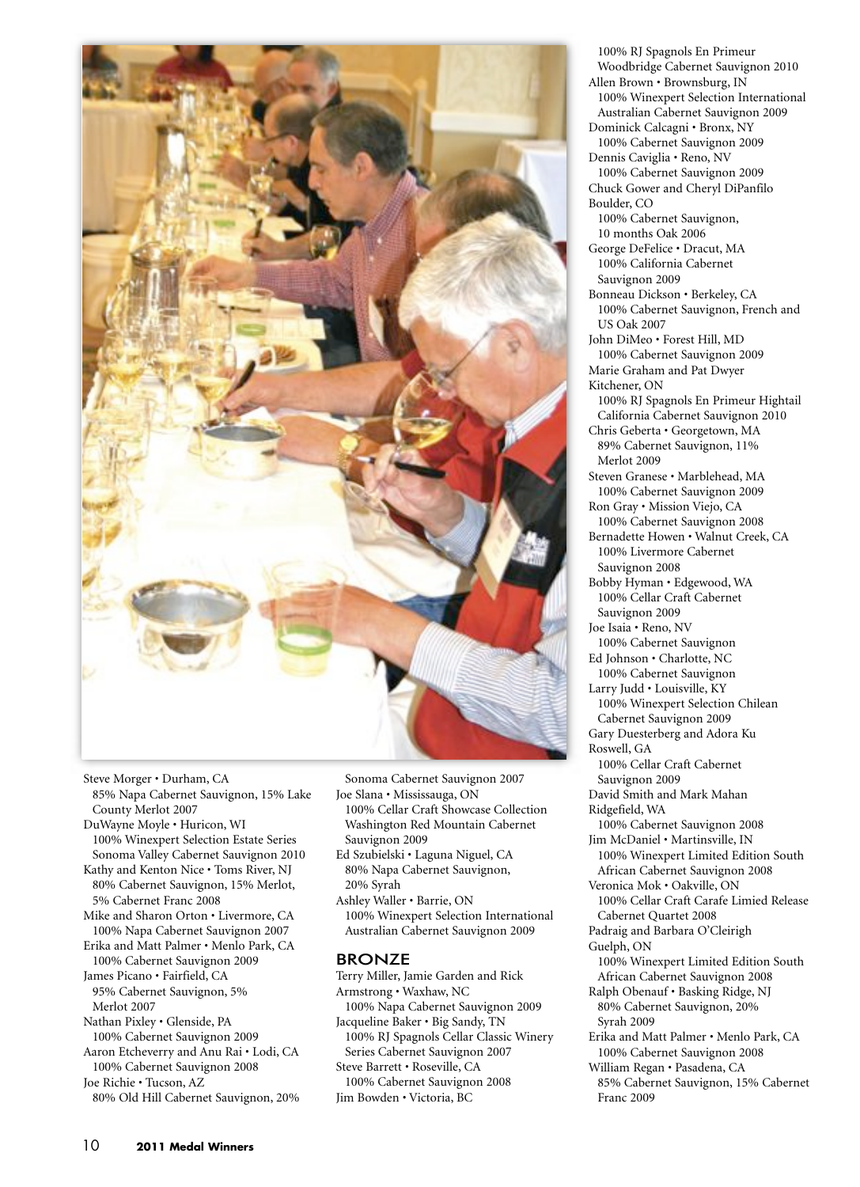Steve Morger • Durham, CA
85% Napa Cabernet Sauvignon, 15% Lake County Merlot 2007

DuWayne Moyle • Huricon, WI
100% Winexpert Selection Estate Series Sonoma Valley Cabernet Sauvignon 2010

Kathy and Kenton Nice • Toms River, NJ
80% Cabernet Sauvignon, 15% Merlot, 5% Cabernet Franc 2008

Mike and Sharon Orton • Livermore, CA
100% Napa Cabernet Sauvignon 2007

Erika and Matt Palmer • Menlo Park, CA
100% Cabernet Sauvignon 2009

James Picano • Fairfield, CA
95% Cabernet Sauvignon, 5% Merlot 2007

Nathan Pixley • Glenside, PA
100% Cabernet Sauvignon 2009

Aaron Etcheverry and Anu Rai • Lodi, CA
100% Cabernet Sauvignon 2008

Joe Richie • Tucson, AZ
80% Old Hill Cabernet Sauvignon, 20% Sonoma Cabernet Sauvignon 2007

Joe Slana • Mississauga, ON
100% Cellar Craft Showcase Collection Washington Red Mountain Cabernet Sauvignon 2009

Ed Szubielski • Laguna Niguel, CA
80% Napa Cabernet Sauvignon, 20% Syrah

Ashley Waller • Barrie, ON
100% Winexpert Selection International Australian Cabernet Sauvignon 2009

## BRONZE

Terry Miller, Jamie Garden and Rick Armstrong • Waxhaw, NC
100% Napa Cabernet Sauvignon 2009

Jacqueline Baker • Big Sandy, TN
100% RJ Spagnols Cellar Classic Winery Series Cabernet Sauvignon 2007

Steve Barrett • Roseville, CA
100% Cabernet Sauvignon 2008

Jim Bowden • Victoria, BC
100% RJ Spagnols En Primeur Woodbridge Cabernet Sauvignon 2010

Allen Brown • Brownsburg, IN
100% Winexpert Selection International Australian Cabernet Sauvignon 2009

Dominick Calcagni • Bronx, NY
100% Cabernet Sauvignon 2009

Dennis Caviglia • Reno, NV
100% Cabernet Sauvignon 2009

Chuck Gower and Cheryl DiPanfilo
Boulder, CO
100% Cabernet Sauvignon, 10 months Oak 2006

George DeFelice • Dracut, MA
100% California Cabernet Sauvignon 2009

Bonneau Dickson • Berkeley, CA
100% Cabernet Sauvignon, French and US Oak 2007

John DiMeo • Forest Hill, MD
100% Cabernet Sauvignon 2009

Marie Graham and Pat Dwyer
Kitchener, ON
100% RJ Spagnols En Primeur Hightail California Cabernet Sauvignon 2010

Chris Geberta • Georgetown, MA
89% Cabernet Sauvignon, 11% Merlot 2009

Steven Granese • Marblehead, MA
100% Cabernet Sauvignon 2009

Ron Gray • Mission Viejo, CA
100% Cabernet Sauvignon 2008

Bernadette Howen • Walnut Creek, CA
100% Livermore Cabernet Sauvignon 2008

Bobby Hyman • Edgewood, WA
100% Cellar Craft Cabernet Sauvignon 2009

Joe Isaia • Reno, NV
100% Cabernet Sauvignon

Ed Johnson • Charlotte, NC
100% Cabernet Sauvignon

Larry Judd • Louisville, KY
100% Winexpert Selection Chilean Cabernet Sauvignon 2009

Gary Duesterberg and Adora Ku
Roswell, GA
100% Cellar Craft Cabernet Sauvignon 2009

David Smith and Mark Mahan
Ridgefield, WA
100% Cabernet Sauvignon 2008

Jim McDaniel • Martinsville, IN
100% Winexpert Limited Edition South African Cabernet Sauvignon 2008

Veronica Mok • Oakville, ON
100% Cellar Craft Carafe Limied Release Cabernet Quartet 2008

Padraig and Barbara O'Cleirigh
Guelph, ON
100% Winexpert Limited Edition South African Cabernet Sauvignon 2008

Ralph Obenauf • Basking Ridge, NJ
80% Cabernet Sauvignon, 20% Syrah 2009

Erika and Matt Palmer • Menlo Park, CA
100% Cabernet Sauvignon 2008

William Regan • Pasadena, CA
85% Cabernet Sauvignon, 15% Cabernet Franc 2009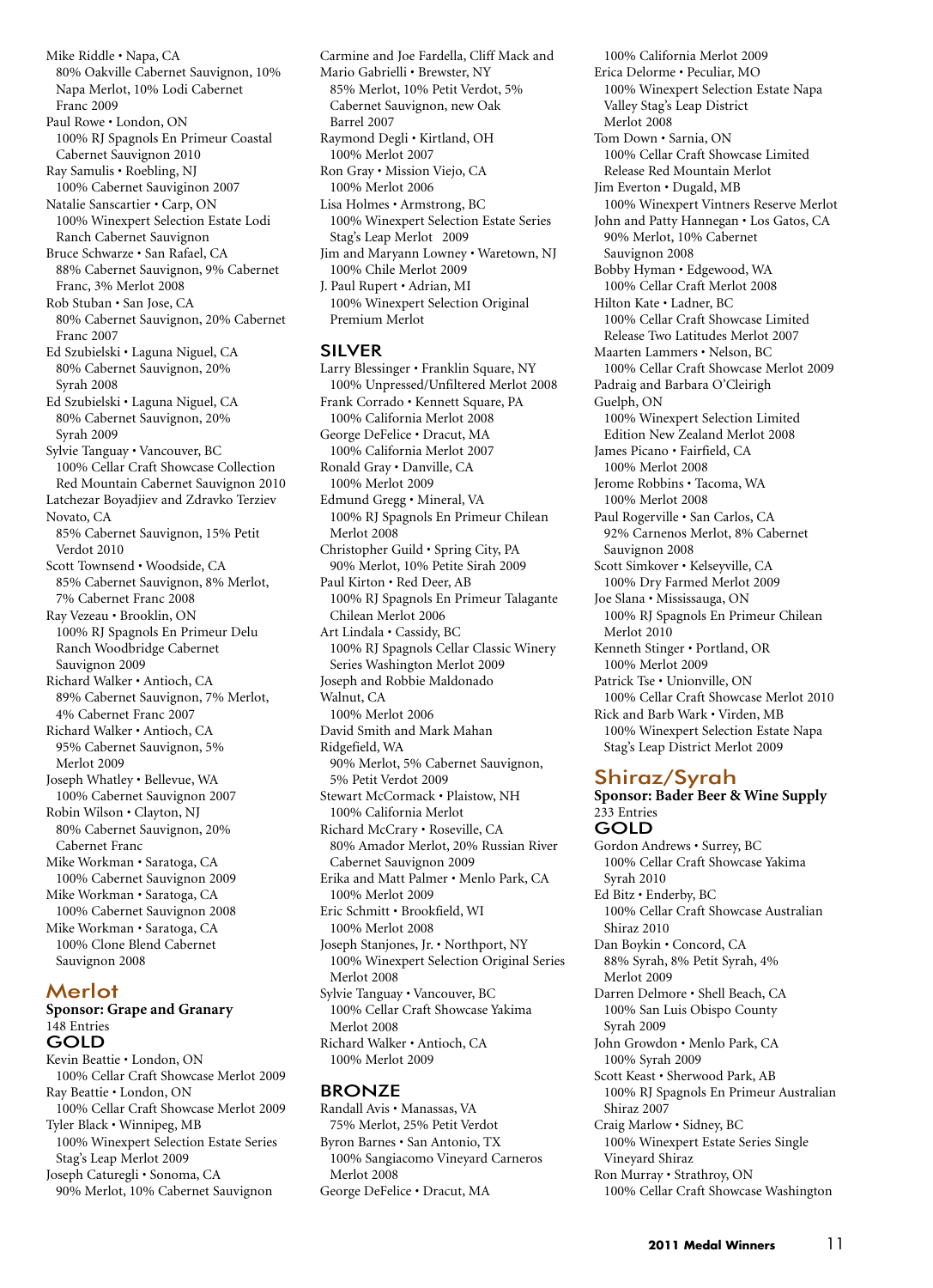Mike Riddle • Napa, CA
80% Oakville Cabernet Sauvignon, 10% Napa Merlot, 10% Lodi Cabernet Franc 2009

Paul Rowe • London, ON
100% RJ Spagnols En Primeur Coastal Cabernet Sauvignon 2010

Ray Samulis • Roebling, NJ
100% Cabernet Sauviginon 2007

Natalie Sanscartier • Carp, ON
100% Winexpert Selection Estate Lodi Ranch Cabernet Sauvignon

Bruce Schwarze • San Rafael, CA
88% Cabernet Sauvignon, 9% Cabernet Franc, 3% Merlot 2008

Rob Stuban • San Jose, CA
80% Cabernet Sauvignon, 20% Cabernet Franc 2007

Ed Szubielski • Laguna Niguel, CA
80% Cabernet Sauvignon, 20% Syrah 2008

Ed Szubielski • Laguna Niguel, CA
80% Cabernet Sauvignon, 20% Syrah 2009

Sylvie Tanguay • Vancouver, BC
100% Cellar Craft Showcase Collection Red Mountain Cabernet Sauvignon 2010

Latchezar Boyadjiev and Zdravko Terziev
Novato, CA
85% Cabernet Sauvignon, 15% Petit Verdot 2010

Scott Townsend • Woodside, CA
85% Cabernet Sauvignon, 8% Merlot, 7% Cabernet Franc 2008

Ray Vezeau • Brooklin, ON
100% RJ Spagnols En Primeur Delu Ranch Woodbridge Cabernet Sauvignon 2009

Richard Walker • Antioch, CA
89% Cabernet Sauvignon, 7% Merlot, 4% Cabernet Franc 2007

Richard Walker • Antioch, CA
95% Cabernet Sauvignon, 5% Merlot 2009

Joseph Whatley • Bellevue, WA
100% Cabernet Sauvignon 2007

Robin Wilson • Clayton, NJ
80% Cabernet Sauvignon, 20% Cabernet Franc

Mike Workman • Saratoga, CA
100% Cabernet Sauvignon 2009

Mike Workman • Saratoga, CA
100% Cabernet Sauvignon 2008

Mike Workman • Saratoga, CA
100% Clone Blend Cabernet Sauvignon 2008

## Merlot

**Sponsor: Grape and Granary**
148 Entries

### GOLD

Kevin Beattie • London, ON
100% Cellar Craft Showcase Merlot 2009

Ray Beattie • London, ON
100% Cellar Craft Showcase Merlot 2009

Tyler Black • Winnipeg, MB
100% Winexpert Selection Estate Series Stag's Leap Merlot 2009

Joseph Caturegli • Sonoma, CA
90% Merlot, 10% Cabernet Sauvignon

Carmine and Joe Fardella, Cliff Mack and Mario Gabrielli • Brewster, NY
85% Merlot, 10% Petit Verdot, 5% Cabernet Sauvignon, new Oak Barrel 2007

Raymond Degli • Kirtland, OH
100% Merlot 2007

Ron Gray • Mission Viejo, CA
100% Merlot 2006

Lisa Holmes • Armstrong, BC
100% Winexpert Selection Estate Series Stag's Leap Merlot 2009

Jim and Maryann Lowney • Waretown, NJ
100% Chile Merlot 2009

J. Paul Rupert • Adrian, MI
100% Winexpert Selection Original Premium Merlot

### SILVER

Larry Blessinger • Franklin Square, NY
100% Unpressed/Unfiltered Merlot 2008

Frank Corrado • Kennett Square, PA
100% California Merlot 2008

George DeFelice • Dracut, MA
100% California Merlot 2007

Ronald Gray • Danville, CA
100% Merlot 2009

Edmund Gregg • Mineral, VA
100% RJ Spagnols En Primeur Chilean Merlot 2008

Christopher Guild • Spring City, PA
90% Merlot, 10% Petite Sirah 2009

Paul Kirton • Red Deer, AB
100% RJ Spagnols En Primeur Talagante Chilean Merlot 2006

Art Lindala • Cassidy, BC
100% RJ Spagnols Cellar Classic Winery Series Washington Merlot 2009

Joseph and Robbie Maldonado
Walnut, CA
100% Merlot 2006

David Smith and Mark Mahan
Ridgefield, WA
90% Merlot, 5% Cabernet Sauvignon, 5% Petit Verdot 2009

Stewart McCormack • Plaistow, NH
100% California Merlot

Richard McCrary • Roseville, CA
80% Amador Merlot, 20% Russian River Cabernet Sauvignon 2009

Erika and Matt Palmer • Menlo Park, CA
100% Merlot 2009

Eric Schmitt • Brookfield, WI
100% Merlot 2008

Joseph Stanjones, Jr. • Northport, NY
100% Winexpert Selection Original Series Merlot 2008

Sylvie Tanguay • Vancouver, BC
100% Cellar Craft Showcase Yakima Merlot 2008

Richard Walker • Antioch, CA
100% Merlot 2009

### BRONZE

Randall Avis • Manassas, VA
75% Merlot, 25% Petit Verdot

Byron Barnes • San Antonio, TX
100% Sangiacomo Vineyard Carneros Merlot 2008

George DeFelice • Dracut, MA
100% California Merlot 2009

Erica Delorme • Peculiar, MO
100% Winexpert Selection Estate Napa Valley Stag's Leap District Merlot 2008

Tom Down • Sarnia, ON
100% Cellar Craft Showcase Limited Release Red Mountain Merlot

Jim Everton • Dugald, MB
100% Winexpert Vintners Reserve Merlot

John and Patty Hannegan • Los Gatos, CA
90% Merlot, 10% Cabernet Sauvignon 2008

Bobby Hyman • Edgewood, WA
100% Cellar Craft Merlot 2008

Hilton Kate • Ladner, BC
100% Cellar Craft Showcase Limited Release Two Latitudes Merlot 2007

Maarten Lammers • Nelson, BC
100% Cellar Craft Showcase Merlot 2009

Padraig and Barbara O'Cleirigh
Guelph, ON
100% Winexpert Selection Limited Edition New Zealand Merlot 2008

James Picano • Fairfield, CA
100% Merlot 2008

Jerome Robbins • Tacoma, WA
100% Merlot 2008

Paul Rogerville • San Carlos, CA
92% Carnenos Merlot, 8% Cabernet Sauvignon 2008

Scott Simkover • Kelseyville, CA
100% Dry Farmed Merlot 2009

Joe Slana • Mississauga, ON
100% RJ Spagnols En Primeur Chilean Merlot 2010

Kenneth Stinger • Portland, OR
100% Merlot 2009

Patrick Tse • Unionville, ON
100% Cellar Craft Showcase Merlot 2010

Rick and Barb Wark • Virden, MB
100% Winexpert Selection Estate Napa Stag's Leap District Merlot 2009

## Shiraz/Syrah

**Sponsor: Bader Beer & Wine Supply**
233 Entries

### GOLD

Gordon Andrews • Surrey, BC
100% Cellar Craft Showcase Yakima Syrah 2010

Ed Bitz • Enderby, BC
100% Cellar Craft Showcase Australian Shiraz 2010

Dan Boykin • Concord, CA
88% Syrah, 8% Petit Syrah, 4% Merlot 2009

Darren Delmore • Shell Beach, CA
100% San Luis Obispo County Syrah 2009

John Growdon • Menlo Park, CA
100% Syrah 2009

Scott Keast • Sherwood Park, AB
100% RJ Spagnols En Primeur Australian Shiraz 2007

Craig Marlow • Sidney, BC
100% Winexpert Estate Series Single Vineyard Shiraz

Ron Murray • Strathroy, ON
100% Cellar Craft Showcase Washington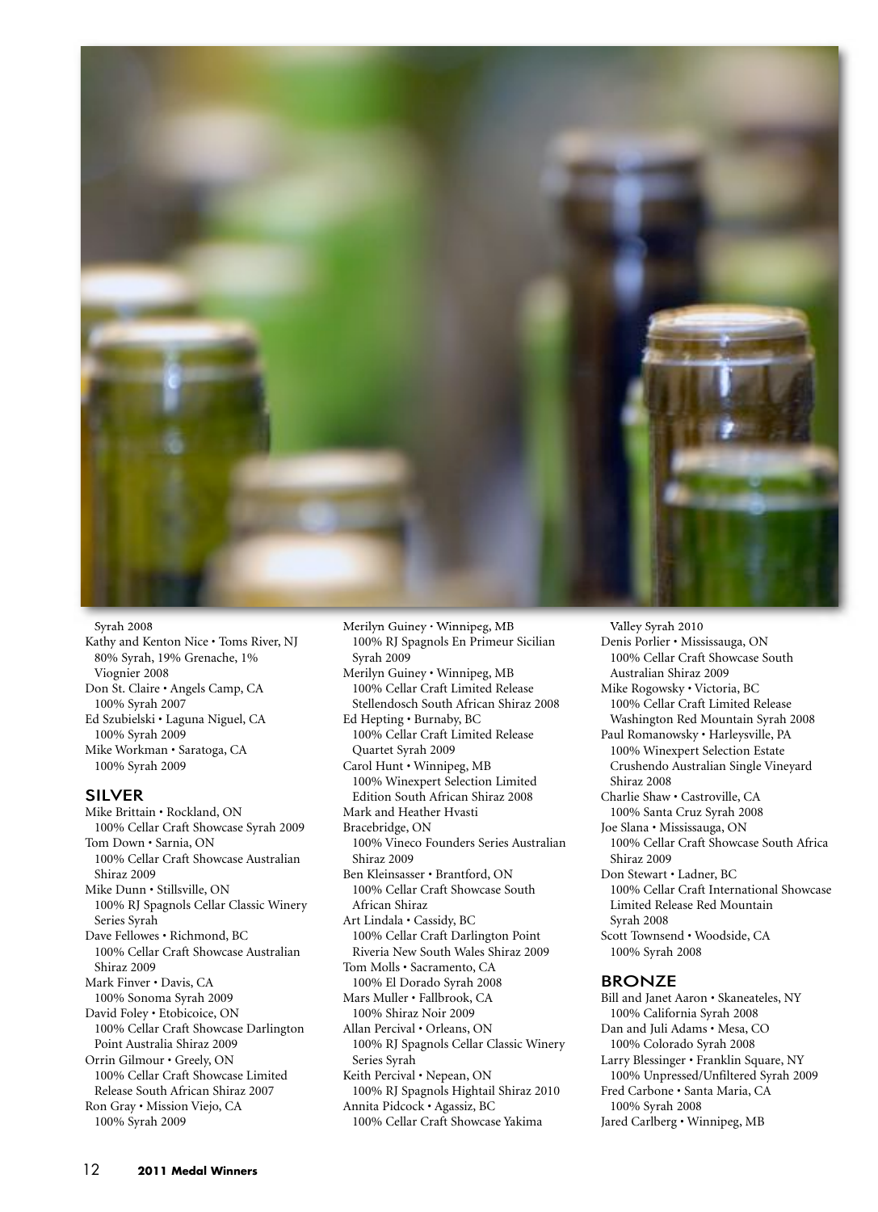Syrah 2008

Kathy and Kenton Nice • Toms River, NJ
80% Syrah, 19% Grenache, 1% Viognier 2008

Don St. Claire • Angels Camp, CA
100% Syrah 2007

Ed Szubielski • Laguna Niguel, CA
100% Syrah 2009

Mike Workman • Saratoga, CA
100% Syrah 2009

## SILVER

Mike Brittain • Rockland, ON
100% Cellar Craft Showcase Syrah 2009

Tom Down • Sarnia, ON
100% Cellar Craft Showcase Australian Shiraz 2009

Mike Dunn • Stillsville, ON
100% RJ Spagnols Cellar Classic Winery Series Syrah

Dave Fellowes • Richmond, BC
100% Cellar Craft Showcase Australian Shiraz 2009

Mark Finver • Davis, CA
100% Sonoma Syrah 2009

David Foley • Etobicoice, ON
100% Cellar Craft Showcase Darlington Point Australia Shiraz 2009

Orrin Gilmour • Greely, ON
100% Cellar Craft Showcase Limited Release South African Shiraz 2007

Ron Gray • Mission Viejo, CA
100% Syrah 2009

Merilyn Guiney • Winnipeg, MB
100% RJ Spagnols En Primeur Sicilian Syrah 2009

Merilyn Guiney • Winnipeg, MB
100% Cellar Craft Limited Release Stellendosch South African Shiraz 2008

Ed Hepting • Burnaby, BC
100% Cellar Craft Limited Release Quartet Syrah 2009

Carol Hunt • Winnipeg, MB
100% Winexpert Selection Limited Edition South African Shiraz 2008

Mark and Heather Hvasti
Bracebridge, ON
100% Vineco Founders Series Australian Shiraz 2009

Ben Kleinsasser • Brantford, ON
100% Cellar Craft Showcase South African Shiraz

Art Lindala • Cassidy, BC
100% Cellar Craft Darlington Point Riveria New South Wales Shiraz 2009

Tom Molls • Sacramento, CA
100% El Dorado Syrah 2008

Mars Muller • Fallbrook, CA
100% Shiraz Noir 2009

Allan Percival • Orleans, ON
100% RJ Spagnols Cellar Classic Winery Series Syrah

Keith Percival • Nepean, ON
100% RJ Spagnols Hightail Shiraz 2010

Annita Pidcock • Agassiz, BC
100% Cellar Craft Showcase Yakima Valley Syrah 2010

Denis Porlier • Mississauga, ON
100% Cellar Craft Showcase South Australian Shiraz 2009

Mike Rogowsky • Victoria, BC
100% Cellar Craft Limited Release Washington Red Mountain Syrah 2008

Paul Romanowsky • Harleysville, PA
100% Winexpert Selection Estate Crushendo Australian Single Vineyard Shiraz 2008

Charlie Shaw • Castroville, CA
100% Santa Cruz Syrah 2008

Joe Slana • Mississauga, ON
100% Cellar Craft Showcase South Africa Shiraz 2009

Don Stewart • Ladner, BC
100% Cellar Craft International Showcase Limited Release Red Mountain Syrah 2008

Scott Townsend • Woodside, CA
100% Syrah 2008

## BRONZE

Bill and Janet Aaron • Skaneateles, NY
100% California Syrah 2008

Dan and Juli Adams • Mesa, CO
100% Colorado Syrah 2008

Larry Blessinger • Franklin Square, NY
100% Unpressed/Unfiltered Syrah 2009

Fred Carbone • Santa Maria, CA
100% Syrah 2008

Jared Carlberg • Winnipeg, MB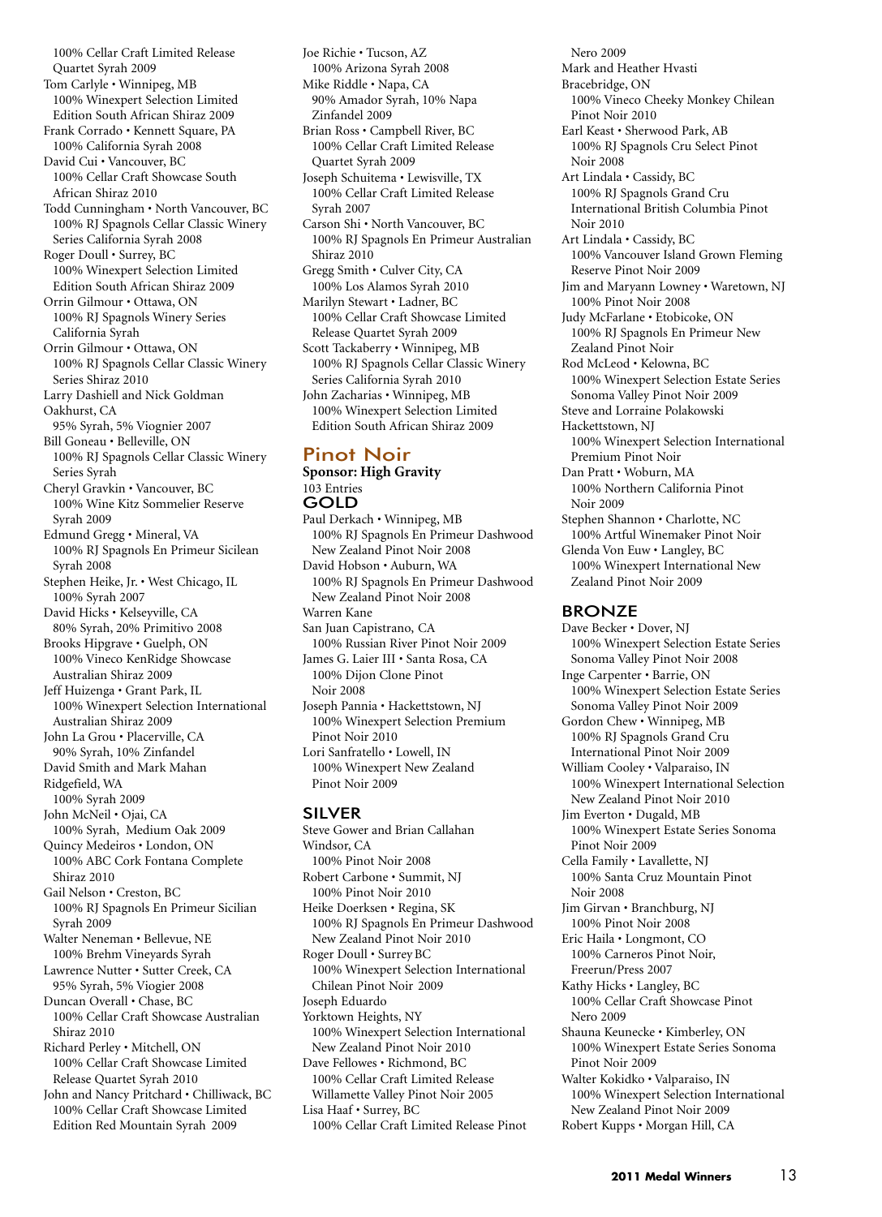100% Cellar Craft Limited Release Quartet Syrah 2009

Tom Carlyle • Winnipeg, MB
100% Winexpert Selection Limited Edition South African Shiraz 2009

Frank Corrado • Kennett Square, PA
100% California Syrah 2008

David Cui • Vancouver, BC
100% Cellar Craft Showcase South African Shiraz 2010

Todd Cunningham • North Vancouver, BC
100% RJ Spagnols Cellar Classic Winery Series California Syrah 2008

Roger Doull • Surrey, BC
100% Winexpert Selection Limited Edition South African Shiraz 2009

Orrin Gilmour • Ottawa, ON
100% RJ Spagnols Winery Series California Syrah

Orrin Gilmour • Ottawa, ON
100% RJ Spagnols Cellar Classic Winery Series Shiraz 2010

Larry Dashiell and Nick Goldman
Oakhurst, CA
95% Syrah, 5% Viognier 2007

Bill Goneau • Belleville, ON
100% RJ Spagnols Cellar Classic Winery Series Syrah

Cheryl Gravkin • Vancouver, BC
100% Wine Kitz Sommelier Reserve Syrah 2009

Edmund Gregg • Mineral, VA
100% RJ Spagnols En Primeur Sicilian Syrah 2008

Stephen Heike, Jr. • West Chicago, IL
100% Syrah 2007

David Hicks • Kelseyville, CA
80% Syrah, 20% Primitivo 2008

Brooks Hipgrave • Guelph, ON
100% Vineco KenRidge Showcase Australian Shiraz 2009

Jeff Huizenga • Grant Park, IL
100% Winexpert Selection International Australian Shiraz 2009

John La Grou • Placerville, CA
90% Syrah, 10% Zinfandel

David Smith and Mark Mahan
Ridgefield, WA
100% Syrah 2009

John McNeil • Ojai, CA
100% Syrah, Medium Oak 2009

Quincy Medeiros • London, ON
100% ABC Cork Fontana Complete Shiraz 2010

Gail Nelson • Creston, BC
100% RJ Spagnols En Primeur Sicilian Syrah 2009

Walter Neneman • Bellevue, NE
100% Brehm Vineyards Syrah

Lawrence Nutter • Sutter Creek, CA
95% Syrah, 5% Viogier 2008

Duncan Overall • Chase, BC
100% Cellar Craft Showcase Australian Shiraz 2010

Richard Perley • Mitchell, ON
100% Cellar Craft Showcase Limited Release Quartet Syrah 2010

John and Nancy Pritchard • Chilliwack, BC
100% Cellar Craft Showcase Limited Edition Red Mountain Syrah 2009

Joe Richie • Tucson, AZ
100% Arizona Syrah 2008

Mike Riddle • Napa, CA
90% Amador Syrah, 10% Napa Zinfandel 2009

Brian Ross • Campbell River, BC
100% Cellar Craft Limited Release Quartet Syrah 2009

Joseph Schuitema • Lewisville, TX
100% Cellar Craft Limited Release Syrah 2007

Carson Shi • North Vancouver, BC
100% RJ Spagnols En Primeur Australian Shiraz 2010

Gregg Smith • Culver City, CA
100% Los Alamos Syrah 2010

Marilyn Stewart • Ladner, BC
100% Cellar Craft Showcase Limited Release Quartet Syrah 2009

Scott Tackaberry • Winnipeg, MB
100% RJ Spagnols Cellar Classic Winery Series California Syrah 2010

John Zacharias • Winnipeg, MB
100% Winexpert Selection Limited Edition South African Shiraz 2009

## Pinot Noir

**Sponsor: High Gravity**

103 Entries

### GOLD

Paul Derkach • Winnipeg, MB
100% RJ Spagnols En Primeur Dashwood New Zealand Pinot Noir 2008

David Hobson • Auburn, WA
100% RJ Spagnols En Primeur Dashwood New Zealand Pinot Noir 2008

Warren Kane
San Juan Capistrano, CA
100% Russian River Pinot Noir 2009

James G. Laier III • Santa Rosa, CA
100% Dijon Clone Pinot Noir 2008

Joseph Pannia • Hackettstown, NJ
100% Winexpert Selection Premium Pinot Noir 2010

Lori Sanfratello • Lowell, IN
100% Winexpert New Zealand Pinot Noir 2009

### SILVER

Steve Gower and Brian Callahan
Windsor, CA
100% Pinot Noir 2008

Robert Carbone • Summit, NJ
100% Pinot Noir 2010

Heike Doerksen • Regina, SK
100% RJ Spagnols En Primeur Dashwood New Zealand Pinot Noir 2010

Roger Doull • Surrey BC
100% Winexpert Selection International Chilean Pinot Noir 2009

Joseph Eduardo
Yorktown Heights, NY
100% Winexpert Selection International New Zealand Pinot Noir 2010

Dave Fellowes • Richmond, BC
100% Cellar Craft Limited Release Willamette Valley Pinot Noir 2005

Lisa Haaf • Surrey, BC
100% Cellar Craft Limited Release Pinot Nero 2009

Mark and Heather Hvasti
Bracebridge, ON
100% Vineco Cheeky Monkey Chilean Pinot Noir 2010

Earl Keast • Sherwood Park, AB
100% RJ Spagnols Cru Select Pinot Noir 2008

Art Lindala • Cassidy, BC
100% RJ Spagnols Grand Cru International British Columbia Pinot Noir 2010

Art Lindala • Cassidy, BC
100% Vancouver Island Grown Fleming Reserve Pinot Noir 2009

Jim and Maryann Lowney • Waretown, NJ
100% Pinot Noir 2008

Judy McFarlane • Etobicoke, ON
100% RJ Spagnols En Primeur New Zealand Pinot Noir

Rod McLeod • Kelowna, BC
100% Winexpert Selection Estate Series Sonoma Valley Pinot Noir 2009

Steve and Lorraine Polakowski
Hackettstown, NJ
100% Winexpert Selection International Premium Pinot Noir

Dan Pratt • Woburn, MA
100% Northern California Pinot Noir 2009

Stephen Shannon • Charlotte, NC
100% Artful Winemaker Pinot Noir

Glenda Von Euw • Langley, BC
100% Winexpert International New Zealand Pinot Noir 2009

### BRONZE

Dave Becker • Dover, NJ
100% Winexpert Selection Estate Series Sonoma Valley Pinot Noir 2008

Inge Carpenter • Barrie, ON
100% Winexpert Selection Estate Series Sonoma Valley Pinot Noir 2009

Gordon Chew • Winnipeg, MB
100% RJ Spagnols Grand Cru International Pinot Noir 2009

William Cooley • Valparaiso, IN
100% Winexpert International Selection New Zealand Pinot Noir 2010

Jim Everton • Dugald, MB
100% Winexpert Estate Series Sonoma Pinot Noir 2009

Cella Family • Lavallette, NJ
100% Santa Cruz Mountain Pinot Noir 2008

Jim Girvan • Branchburg, NJ
100% Pinot Noir 2008

Eric Haila • Longmont, CO
100% Carneros Pinot Noir, Freerun/Press 2007

Kathy Hicks • Langley, BC
100% Cellar Craft Showcase Pinot Nero 2009

Shauna Keunecke • Kimberley, ON
100% Winexpert Estate Series Sonoma Pinot Noir 2009

Walter Kokidko • Valparaiso, IN
100% Winexpert Selection International New Zealand Pinot Noir 2009

Robert Kupps • Morgan Hill, CA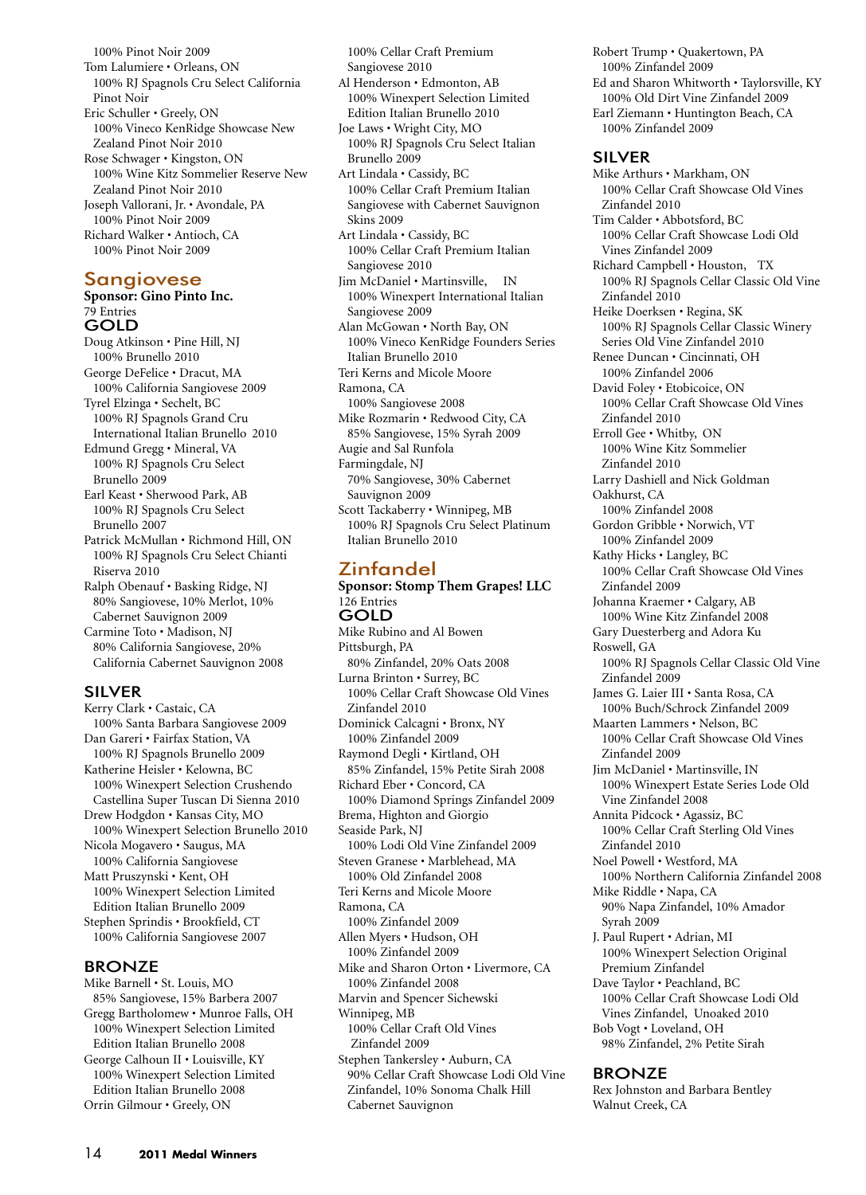100% Pinot Noir 2009
Tom Lalumiere • Orleans, ON
100% RJ Spagnols Cru Select California Pinot Noir
Eric Schuller • Greely, ON
100% Vineco KenRidge Showcase New Zealand Pinot Noir 2010
Rose Schwager • Kingston, ON
100% Wine Kitz Sommelier Reserve New Zealand Pinot Noir 2010
Joseph Vallorani, Jr. • Avondale, PA
100% Pinot Noir 2009
Richard Walker • Antioch, CA
100% Pinot Noir 2009

## Sangiovese

**Sponsor: Gino Pinto Inc.**
79 Entries

### GOLD

Doug Atkinson • Pine Hill, NJ
100% Brunello 2010
George DeFelice • Dracut, MA
100% California Sangiovese 2009
Tyrel Elzinga • Sechelt, BC
100% RJ Spagnols Grand Cru International Italian Brunello 2010
Edmund Gregg • Mineral, VA
100% RJ Spagnols Cru Select Brunello 2009
Earl Keast • Sherwood Park, AB
100% RJ Spagnols Cru Select Brunello 2007
Patrick McMullan • Richmond Hill, ON
100% RJ Spagnols Cru Select Chianti Riserva 2010
Ralph Obenauf • Basking Ridge, NJ
80% Sangiovese, 10% Merlot, 10% Cabernet Sauvignon 2009
Carmine Toto • Madison, NJ
80% California Sangiovese, 20% California Cabernet Sauvignon 2008

### SILVER

Kerry Clark • Castaic, CA
100% Santa Barbara Sangiovese 2009
Dan Gareri • Fairfax Station, VA
100% RJ Spagnols Brunello 2009
Katherine Heisler • Kelowna, BC
100% Winexpert Selection Crushendo Castellina Super Tuscan Di Sienna 2010
Drew Hodgdon • Kansas City, MO
100% Winexpert Selection Brunello 2010
Nicola Mogavero • Saugus, MA
100% California Sangiovese
Matt Pruszynski • Kent, OH
100% Winexpert Selection Limited Edition Italian Brunello 2009
Stephen Sprindis • Brookfield, CT
100% California Sangiovese 2007

### BRONZE

Mike Barnell • St. Louis, MO
85% Sangiovese, 15% Barbera 2007
Gregg Bartholomew • Munroe Falls, OH
100% Winexpert Selection Limited Edition Italian Brunello 2008
George Calhoun II • Louisville, KY
100% Winexpert Selection Limited Edition Italian Brunello 2008
Orrin Gilmour • Greely, ON
100% Cellar Craft Premium Sangiovese 2010
Al Henderson • Edmonton, AB
100% Winexpert Selection Limited Edition Italian Brunello 2010
Joe Laws • Wright City, MO
100% RJ Spagnols Cru Select Italian Brunello 2009
Art Lindala • Cassidy, BC
100% Cellar Craft Premium Italian Sangiovese with Cabernet Sauvignon Skins 2009
Art Lindala • Cassidy, BC
100% Cellar Craft Premium Italian Sangiovese 2010
Jim McDaniel • Martinsville, IN
100% Winexpert International Italian Sangiovese 2009
Alan McGowan • North Bay, ON
100% Vineco KenRidge Founders Series Italian Brunello 2010
Teri Kerns and Micole Moore
Ramona, CA
100% Sangiovese 2008
Mike Rozmarin • Redwood City, CA
85% Sangiovese, 15% Syrah 2009
Augie and Sal Runfola
Farmingdale, NJ
70% Sangiovese, 30% Cabernet Sauvignon 2009
Scott Tackaberry • Winnipeg, MB
100% RJ Spagnols Cru Select Platinum Italian Brunello 2010

## Zinfandel

**Sponsor: Stomp Them Grapes! LLC**
126 Entries

### GOLD

Mike Rubino and Al Bowen
Pittsburgh, PA
80% Zinfandel, 20% Oats 2008
Lurna Brinton • Surrey, BC
100% Cellar Craft Showcase Old Vines Zinfandel 2010
Dominick Calcagni • Bronx, NY
100% Zinfandel 2009
Raymond Degli • Kirtland, OH
85% Zinfandel, 15% Petite Sirah 2008
Richard Eber • Concord, CA
100% Diamond Springs Zinfandel 2009
Brema, Highton and Giorgio
Seaside Park, NJ
100% Lodi Old Vine Zinfandel 2009
Steven Granese • Marblehead, MA
100% Old Zinfandel 2008
Teri Kerns and Micole Moore
Ramona, CA
100% Zinfandel 2009
Allen Myers • Hudson, OH
100% Zinfandel 2009
Mike and Sharon Orton • Livermore, CA
100% Zinfandel 2008
Marvin and Spencer Sichewski
Winnipeg, MB
100% Cellar Craft Old Vines Zinfandel 2009
Stephen Tankersley • Auburn, CA
90% Cellar Craft Showcase Lodi Old Vine Zinfandel, 10% Sonoma Chalk Hill Cabernet Sauvignon
Robert Trump • Quakertown, PA
100% Zinfandel 2009
Ed and Sharon Whitworth • Taylorsville, KY
100% Old Dirt Vine Zinfandel 2009
Earl Ziemann • Huntington Beach, CA
100% Zinfandel 2009

### SILVER

Mike Arthurs • Markham, ON
100% Cellar Craft Showcase Old Vines Zinfandel 2010
Tim Calder • Abbotsford, BC
100% Cellar Craft Showcase Lodi Old Vines Zinfandel 2009
Richard Campbell • Houston, TX
100% RJ Spagnols Cellar Classic Old Vine Zinfandel 2010
Heike Doerksen • Regina, SK
100% RJ Spagnols Cellar Classic Winery Series Old Vine Zinfandel 2010
Renee Duncan • Cincinnati, OH
100% Zinfandel 2006
David Foley • Etobicoice, ON
100% Cellar Craft Showcase Old Vines Zinfandel 2010
Erroll Gee • Whitby, ON
100% Wine Kitz Sommelier Zinfandel 2010
Larry Dashiell and Nick Goldman
Oakhurst, CA
100% Zinfandel 2008
Gordon Gribble • Norwich, VT
100% Zinfandel 2009
Kathy Hicks • Langley, BC
100% Cellar Craft Showcase Old Vines Zinfandel 2009
Johanna Kraemer • Calgary, AB
100% Wine Kitz Zinfandel 2008
Gary Duesterberg and Adora Ku
Roswell, GA
100% RJ Spagnols Cellar Classic Old Vine Zinfandel 2009
James G. Laier III • Santa Rosa, CA
100% Buch/Schrock Zinfandel 2009
Maarten Lammers • Nelson, BC
100% Cellar Craft Showcase Old Vines Zinfandel 2009
Jim McDaniel • Martinsville, IN
100% Winexpert Estate Series Lode Old Vine Zinfandel 2008
Annita Pidcock • Agassiz, BC
100% Cellar Craft Sterling Old Vines Zinfandel 2010
Noel Powell • Westford, MA
100% Northern California Zinfandel 2008
Mike Riddle • Napa, CA
90% Napa Zinfandel, 10% Amador Syrah 2009
J. Paul Rupert • Adrian, MI
100% Winexpert Selection Original Premium Zinfandel
Dave Taylor • Peachland, BC
100% Cellar Craft Showcase Lodi Old Vines Zinfandel, Unoaked 2010
Bob Vogt • Loveland, OH
98% Zinfandel, 2% Petite Sirah

### BRONZE

Rex Johnston and Barbara Bentley
Walnut Creek, CA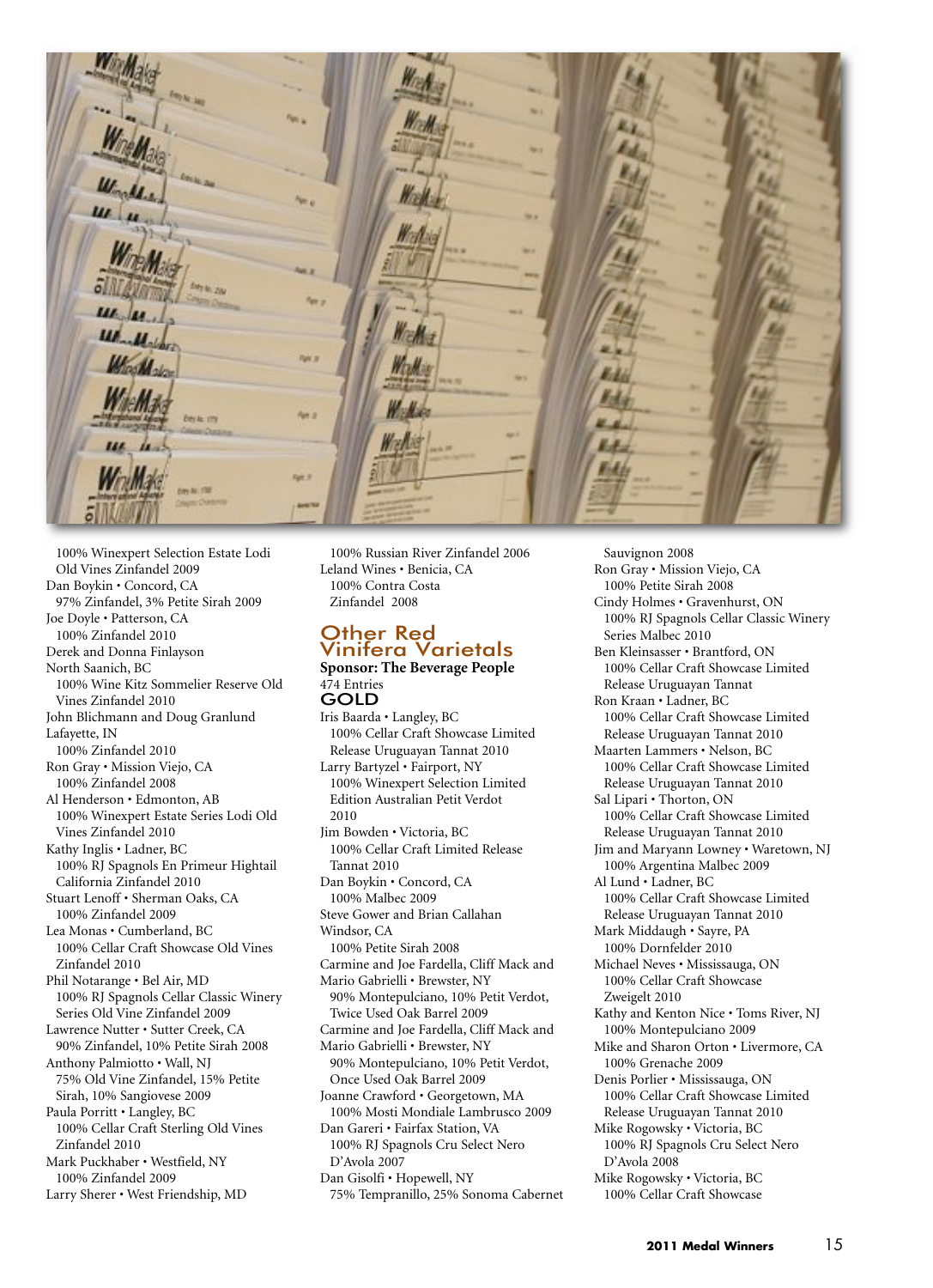100% Winexpert Selection Estate Lodi Old Vines Zinfandel 2009

Dan Boykin • Concord, CA
97% Zinfandel, 3% Petite Sirah 2009

Joe Doyle • Patterson, CA
100% Zinfandel 2010

Derek and Donna Finlayson
North Saanich, BC
100% Wine Kitz Sommelier Reserve Old Vines Zinfandel 2010

John Blichmann and Doug Granlund
Lafayette, IN
100% Zinfandel 2010

Ron Gray • Mission Viejo, CA
100% Zinfandel 2008

Al Henderson • Edmonton, AB
100% Winexpert Estate Series Lodi Old Vines Zinfandel 2010

Kathy Inglis • Ladner, BC
100% RJ Spagnols En Primeur Hightail California Zinfandel 2010

Stuart Lenoff • Sherman Oaks, CA
100% Zinfandel 2009

Lea Monas • Cumberland, BC
100% Cellar Craft Showcase Old Vines Zinfandel 2010

Phil Notarange • Bel Air, MD
100% RJ Spagnols Cellar Classic Winery Series Old Vine Zinfandel 2009

Lawrence Nutter • Sutter Creek, CA
90% Zinfandel, 10% Petite Sirah 2008

Anthony Palmiotto • Wall, NJ
75% Old Vine Zinfandel, 15% Petite Sirah, 10% Sangiovese 2009

Paula Porritt • Langley, BC
100% Cellar Craft Sterling Old Vines Zinfandel 2010

Mark Puckhaber • Westfield, NY
100% Zinfandel 2009

Larry Sherer • West Friendship, MD
100% Russian River Zinfandel 2006

Leland Wines • Benicia, CA
100% Contra Costa Zinfandel 2008

## Other Red Vinifera Varietals

**Sponsor: The Beverage People**

474 Entries

### GOLD

Iris Baarda • Langley, BC
100% Cellar Craft Showcase Limited Release Uruguayan Tannat 2010

Larry Bartyzel • Fairport, NY
100% Winexpert Selection Limited Edition Australian Petit Verdot 2010

Jim Bowden • Victoria, BC
100% Cellar Craft Limited Release Tannat 2010

Dan Boykin • Concord, CA
100% Malbec 2009

Steve Gower and Brian Callahan
Windsor, CA
100% Petite Sirah 2008

Carmine and Joe Fardella, Cliff Mack and Mario Gabrielli • Brewster, NY
90% Montepulciano, 10% Petit Verdot, Twice Used Oak Barrel 2009

Carmine and Joe Fardella, Cliff Mack and Mario Gabrielli • Brewster, NY
90% Montepulciano, 10% Petit Verdot, Once Used Oak Barrel 2009

Joanne Crawford • Georgetown, MA
100% Mosti Mondiale Lambrusco 2009

Dan Gareri • Fairfax Station, VA
100% RJ Spagnols Cru Select Nero D'Avola 2007

Dan Gisolfi • Hopewell, NY
75% Tempranillo, 25% Sonoma Cabernet Sauvignon 2008

Ron Gray • Mission Viejo, CA
100% Petite Sirah 2008

Cindy Holmes • Gravenhurst, ON
100% RJ Spagnols Cellar Classic Winery Series Malbec 2010

Ben Kleinsasser • Brantford, ON
100% Cellar Craft Showcase Limited Release Uruguayan Tannat

Ron Kraan • Ladner, BC
100% Cellar Craft Showcase Limited Release Uruguayan Tannat 2010

Maarten Lammers • Nelson, BC
100% Cellar Craft Showcase Limited Release Uruguayan Tannat 2010

Sal Lipari • Thorton, ON
100% Cellar Craft Showcase Limited Release Uruguayan Tannat 2010

Jim and Maryann Lowney • Waretown, NJ
100% Argentina Malbec 2009

Al Lund • Ladner, BC
100% Cellar Craft Showcase Limited Release Uruguayan Tannat 2010

Mark Middaugh • Sayre, PA
100% Dornfelder 2010

Michael Neves • Mississauga, ON
100% Cellar Craft Showcase Zweigelt 2010

Kathy and Kenton Nice • Toms River, NJ
100% Montepulciano 2009

Mike and Sharon Orton • Livermore, CA
100% Grenache 2009

Denis Porlier • Mississauga, ON
100% Cellar Craft Showcase Limited Release Uruguayan Tannat 2010

Mike Rogowsky • Victoria, BC
100% RJ Spagnols Cru Select Nero D'Avola 2008

Mike Rogowsky • Victoria, BC
100% Cellar Craft Showcase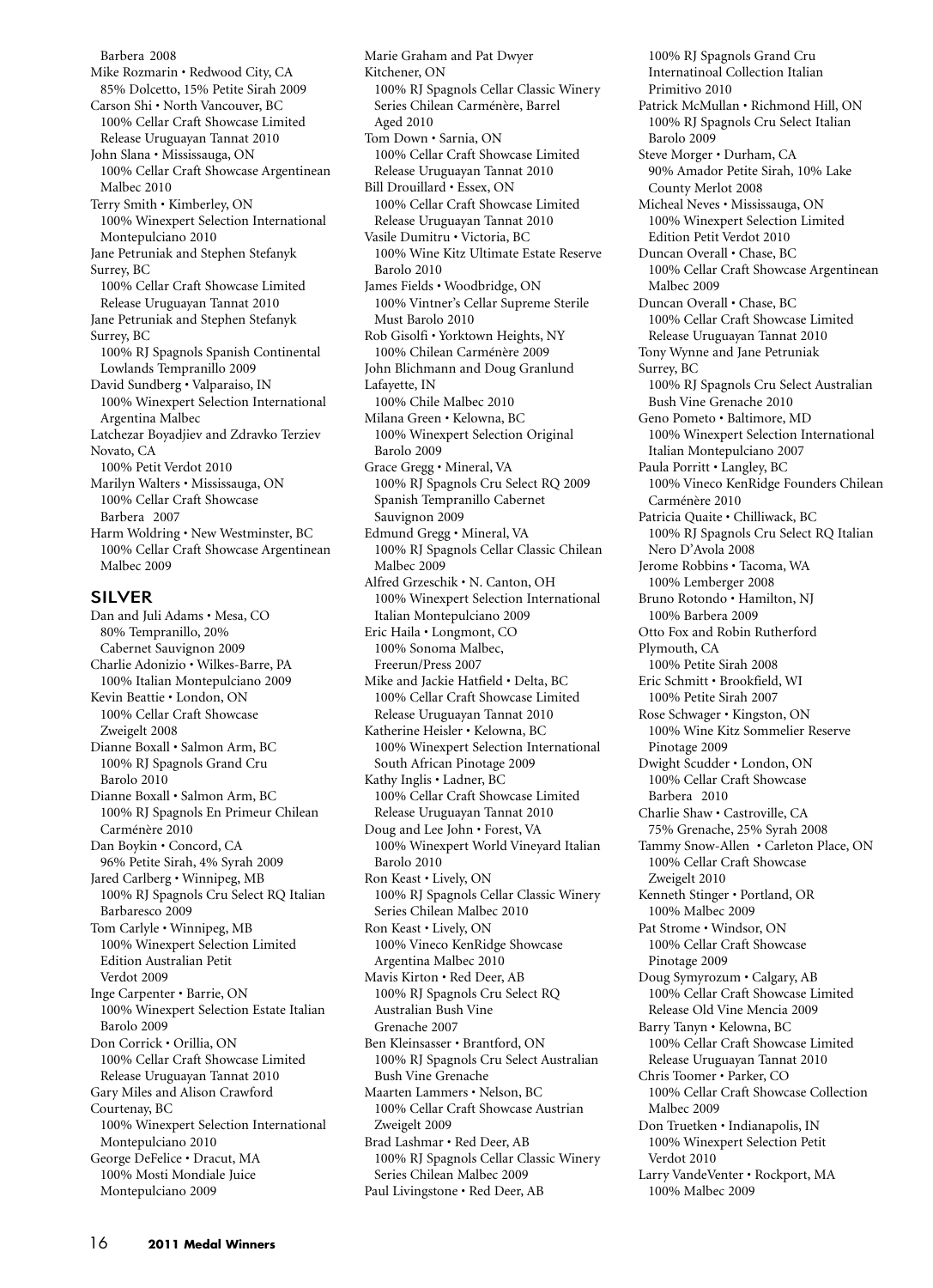Barbera 2008

Mike Rozmarin • Redwood City, CA
85% Dolcetto, 15% Petite Sirah 2009

Carson Shi • North Vancouver, BC
100% Cellar Craft Showcase Limited Release Uruguayan Tannat 2010

John Slana • Mississauga, ON
100% Cellar Craft Showcase Argentinean Malbec 2010

Terry Smith • Kimberley, ON
100% Winexpert Selection International Montepulciano 2010

Jane Petruniak and Stephen Stefanyk
Surrey, BC
100% Cellar Craft Showcase Limited Release Uruguayan Tannat 2010

Jane Petruniak and Stephen Stefanyk
Surrey, BC
100% RJ Spagnols Spanish Continental Lowlands Tempranillo 2009

David Sundberg • Valparaiso, IN
100% Winexpert Selection International Argentina Malbec

Latchezar Boyadjiev and Zdravko Terziev
Novato, CA
100% Petit Verdot 2010

Marilyn Walters • Mississauga, ON
100% Cellar Craft Showcase Barbera 2007

Harm Woldring • New Westminster, BC
100% Cellar Craft Showcase Argentinean Malbec 2009

## SILVER

Dan and Juli Adams • Mesa, CO
80% Tempranillo, 20% Cabernet Sauvignon 2009

Charlie Adonizio • Wilkes-Barre, PA
100% Italian Montepulciano 2009

Kevin Beattie • London, ON
100% Cellar Craft Showcase Zweigelt 2008

Dianne Boxall • Salmon Arm, BC
100% RJ Spagnols Grand Cru Barolo 2010

Dianne Boxall • Salmon Arm, BC
100% RJ Spagnols En Primeur Chilean Carménère 2010

Dan Boykin • Concord, CA
96% Petite Sirah, 4% Syrah 2009

Jared Carlberg • Winnipeg, MB
100% RJ Spagnols Cru Select RQ Italian Barbaresco 2009

Tom Carlyle • Winnipeg, MB
100% Winexpert Selection Limited Edition Australian Petit Verdot 2009

Inge Carpenter • Barrie, ON
100% Winexpert Selection Estate Italian Barolo 2009

Don Corrick • Orillia, ON
100% Cellar Craft Showcase Limited Release Uruguayan Tannat 2010

Gary Miles and Alison Crawford
Courtenay, BC
100% Winexpert Selection International Montepulciano 2010

George DeFelice • Dracut, MA
100% Mosti Mondiale Juice Montepulciano 2009

Marie Graham and Pat Dwyer
Kitchener, ON
100% RJ Spagnols Cellar Classic Winery Series Chilean Carménère, Barrel Aged 2010

Tom Down • Sarnia, ON
100% Cellar Craft Showcase Limited Release Uruguayan Tannat 2010

Bill Drouillard • Essex, ON
100% Cellar Craft Showcase Limited Release Uruguayan Tannat 2010

Vasile Dumitru • Victoria, BC
100% Wine Kitz Ultimate Estate Reserve Barolo 2010

James Fields • Woodbridge, ON
100% Vintner's Cellar Supreme Sterile Must Barolo 2010

Rob Gisolfi • Yorktown Heights, NY
100% Chilean Carménère 2009

John Blichmann and Doug Granlund
Lafayette, IN
100% Chile Malbec 2010

Milana Green • Kelowna, BC
100% Winexpert Selection Original Barolo 2009

Grace Gregg • Mineral, VA
100% RJ Spagnols Cru Select RQ 2009 Spanish Tempranillo Cabernet Sauvignon 2009

Edmund Gregg • Mineral, VA
100% RJ Spagnols Cellar Classic Chilean Malbec 2009

Alfred Grzeschik • N. Canton, OH
100% Winexpert Selection International Italian Montepulciano 2009

Eric Haila • Longmont, CO
100% Sonoma Malbec, Freerun/Press 2007

Mike and Jackie Hatfield • Delta, BC
100% Cellar Craft Showcase Limited Release Uruguayan Tannat 2010

Katherine Heisler • Kelowna, BC
100% Winexpert Selection International South African Pinotage 2009

Kathy Inglis • Ladner, BC
100% Cellar Craft Showcase Limited Release Uruguayan Tannat 2010

Doug and Lee John • Forest, VA
100% Winexpert World Vineyard Italian Barolo 2010

Ron Keast • Lively, ON
100% RJ Spagnols Cellar Classic Winery Series Chilean Malbec 2010

Ron Keast • Lively, ON
100% Vineco KenRidge Showcase Argentina Malbec 2010

Mavis Kirton • Red Deer, AB
100% RJ Spagnols Cru Select RQ Australian Bush Vine Grenache 2007

Ben Kleinsasser • Brantford, ON
100% RJ Spagnols Cru Select Australian Bush Vine Grenache

Maarten Lammers • Nelson, BC
100% Cellar Craft Showcase Austrian Zweigelt 2009

Brad Lashmar • Red Deer, AB
100% RJ Spagnols Cellar Classic Winery Series Chilean Malbec 2009

Paul Livingstone • Red Deer, AB
100% RJ Spagnols Grand Cru Internatinoal Collection Italian Primitivo 2010

Patrick McMullan • Richmond Hill, ON
100% RJ Spagnols Cru Select Italian Barolo 2009

Steve Morger • Durham, CA
90% Amador Petite Sirah, 10% Lake County Merlot 2008

Micheal Neves • Mississauga, ON
100% Winexpert Selection Limited Edition Petit Verdot 2010

Duncan Overall • Chase, BC
100% Cellar Craft Showcase Argentinean Malbec 2009

Duncan Overall • Chase, BC
100% Cellar Craft Showcase Limited Release Uruguayan Tannat 2010

Tony Wynne and Jane Petruniak
Surrey, BC
100% RJ Spagnols Cru Select Australian Bush Vine Grenache 2010

Geno Pometo • Baltimore, MD
100% Winexpert Selection International Italian Montepulciano 2007

Paula Porritt • Langley, BC
100% Vineco KenRidge Founders Chilean Carménère 2010

Patricia Quaite • Chilliwack, BC
100% RJ Spagnols Cru Select RQ Italian Nero D'Avola 2008

Jerome Robbins • Tacoma, WA
100% Lemberger 2008

Bruno Rotondo • Hamilton, NJ
100% Barbera 2009

Otto Fox and Robin Rutherford
Plymouth, CA
100% Petite Sirah 2008

Eric Schmitt • Brookfield, WI
100% Petite Sirah 2007

Rose Schwager • Kingston, ON
100% Wine Kitz Sommelier Reserve Pinotage 2009

Dwight Scudder • London, ON
100% Cellar Craft Showcase Barbera 2010

Charlie Shaw • Castroville, CA
75% Grenache, 25% Syrah 2008

Tammy Snow-Allen • Carleton Place, ON
100% Cellar Craft Showcase Zweigelt 2010

Kenneth Stinger • Portland, OR
100% Malbec 2009

Pat Strome • Windsor, ON
100% Cellar Craft Showcase Pinotage 2009

Doug Symyrozum • Calgary, AB
100% Cellar Craft Showcase Limited Release Old Vine Mencia 2009

Barry Tanyn • Kelowna, BC
100% Cellar Craft Showcase Limited Release Uruguayan Tannat 2010

Chris Toomer • Parker, CO
100% Cellar Craft Showcase Collection Malbec 2009

Don Truetken • Indianapolis, IN
100% Winexpert Selection Petit Verdot 2010

Larry VandeVenter • Rockport, MA
100% Malbec 2009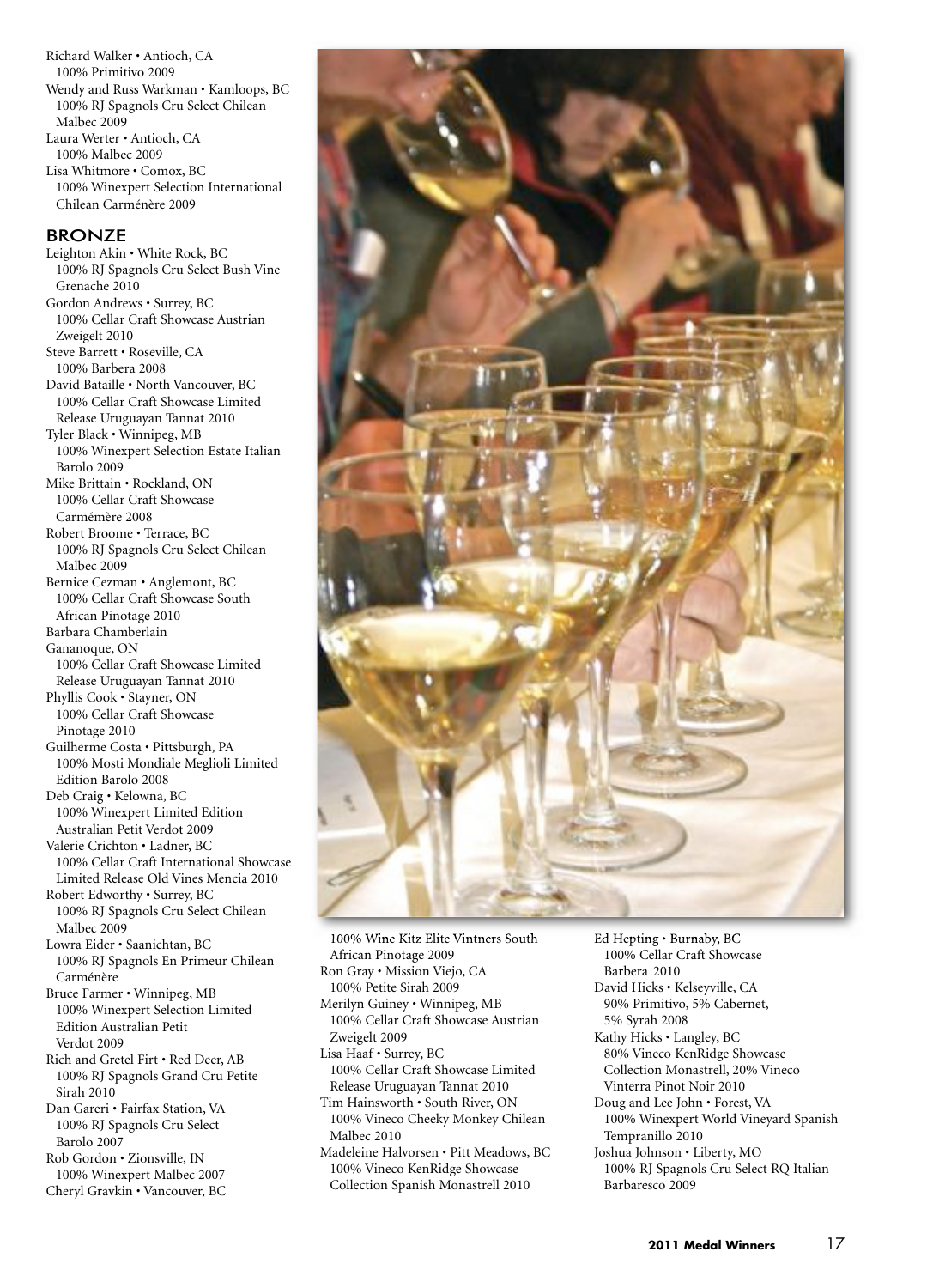Richard Walker • Antioch, CA
100% Primitivo 2009

Wendy and Russ Warkman • Kamloops, BC
100% RJ Spagnols Cru Select Chilean Malbec 2009

Laura Werter • Antioch, CA
100% Malbec 2009

Lisa Whitmore • Comox, BC
100% Winexpert Selection International Chilean Carménère 2009

## BRONZE

Leighton Akin • White Rock, BC
100% RJ Spagnols Cru Select Bush Vine Grenache 2010

Gordon Andrews • Surrey, BC
100% Cellar Craft Showcase Austrian Zweigelt 2010

Steve Barrett • Roseville, CA
100% Barbera 2008

David Bataille • North Vancouver, BC
100% Cellar Craft Showcase Limited Release Uruguayan Tannat 2010

Tyler Black • Winnipeg, MB
100% Winexpert Selection Estate Italian Barolo 2009

Mike Brittain • Rockland, ON
100% Cellar Craft Showcase Carmémère 2008

Robert Broome • Terrace, BC
100% RJ Spagnols Cru Select Chilean Malbec 2009

Bernice Cezman • Anglemont, BC
100% Cellar Craft Showcase South African Pinotage 2010

Barbara Chamberlain
Gananoque, ON
100% Cellar Craft Showcase Limited Release Uruguayan Tannat 2010

Phyllis Cook • Stayner, ON
100% Cellar Craft Showcase Pinotage 2010

Guilherme Costa • Pittsburgh, PA
100% Mosti Mondiale Meglioli Limited Edition Barolo 2008

Deb Craig • Kelowna, BC
100% Winexpert Limited Edition Australian Petit Verdot 2009

Valerie Crichton • Ladner, BC
100% Cellar Craft International Showcase Limited Release Old Vines Mencia 2010

Robert Edworthy • Surrey, BC
100% RJ Spagnols Cru Select Chilean Malbec 2009

Lowra Eider • Saanichtan, BC
100% RJ Spagnols En Primeur Chilean Carménère

Bruce Farmer • Winnipeg, MB
100% Winexpert Selection Limited Edition Australian Petit Verdot 2009

Rich and Gretel Firt • Red Deer, AB
100% RJ Spagnols Grand Cru Petite Sirah 2010

Dan Gareri • Fairfax Station, VA
100% RJ Spagnols Cru Select Barolo 2007

Rob Gordon • Zionsville, IN
100% Winexpert Malbec 2007

Cheryl Gravkin • Vancouver, BC
100% Wine Kitz Elite Vintners South African Pinotage 2009

Ron Gray • Mission Viejo, CA
100% Petite Sirah 2009

Merilyn Guiney • Winnipeg, MB
100% Cellar Craft Showcase Austrian Zweigelt 2009

Lisa Haaf • Surrey, BC
100% Cellar Craft Showcase Limited Release Uruguayan Tannat 2010

Tim Hainsworth • South River, ON
100% Vineco Cheeky Monkey Chilean Malbec 2010

Madeleine Halvorsen • Pitt Meadows, BC
100% Vineco KenRidge Showcase Collection Spanish Monastrell 2010

Ed Hepting • Burnaby, BC
100% Cellar Craft Showcase Barbera 2010

David Hicks • Kelseyville, CA
90% Primitivo, 5% Cabernet, 5% Syrah 2008

Kathy Hicks • Langley, BC
80% Vineco KenRidge Showcase Collection Monastrell, 20% Vineco Vinterra Pinot Noir 2010

Doug and Lee John • Forest, VA
100% Winexpert World Vineyard Spanish Tempranillo 2010

Joshua Johnson • Liberty, MO
100% RJ Spagnols Cru Select RQ Italian Barbaresco 2009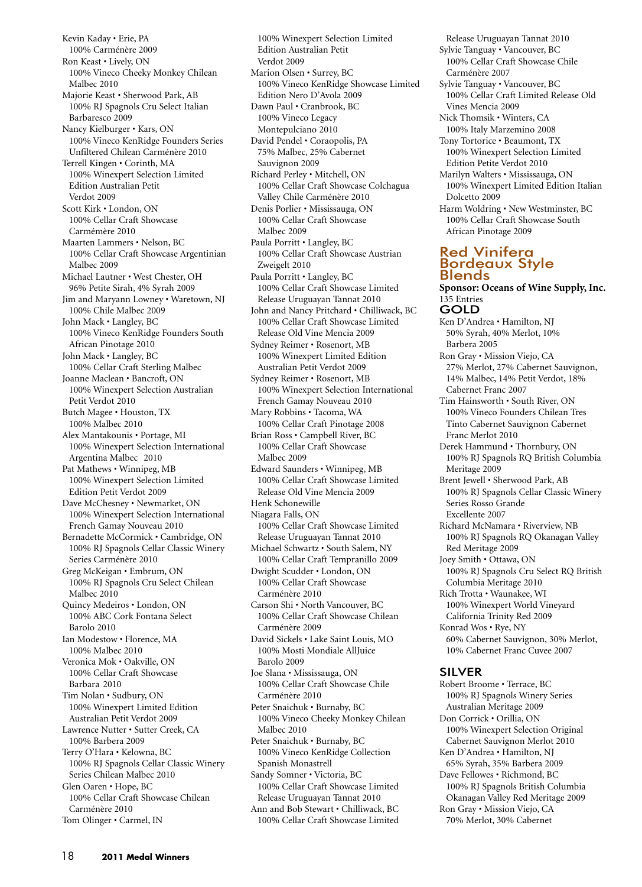Kevin Kaday • Erie, PA
100% Carménère 2009

Ron Keast • Lively, ON
100% Vineco Cheeky Monkey Chilean Malbec 2010

Majorie Keast • Sherwood Park, AB
100% RJ Spagnols Cru Select Italian Barbaresco 2009

Nancy Kielburger • Kars, ON
100% Vineco KenRidge Founders Series Unfiltered Chilean Carménère 2010

Terrell Kingen • Corinth, MA
100% Winexpert Selection Limited Edition Australian Petit Verdot 2009

Scott Kirk • London, ON
100% Cellar Craft Showcase Carmémère 2010

Maarten Lammers • Nelson, BC
100% Cellar Craft Showcase Argentinian Malbec 2009

Michael Lautner • West Chester, OH
96% Petite Sirah, 4% Syrah 2009

Jim and Maryann Lowney • Waretown, NJ
100% Chile Malbec 2009

John Mack • Langley, BC
100% Vineco KenRidge Founders South African Pinotage 2010

John Mack • Langley, BC
100% Cellar Craft Sterling Malbec

Joanne Maclean • Bancroft, ON
100% Winexpert Selection Australian Petit Verdot 2010

Butch Magee • Houston, TX
100% Malbec 2010

Alex Mantakounis • Portage, MI
100% Winexpert Selection International Argentina Malbec 2010

Pat Mathews • Winnipeg, MB
100% Winexpert Selection Limited Edition Petit Verdot 2009

Dave McChesney • Newmarket, ON
100% Winexpert Selection International French Gamay Nouveau 2010

Bernadette McCormick • Cambridge, ON
100% RJ Spagnols Cellar Classic Winery Series Carménère 2010

Greg McKeigan • Embrum, ON
100% RJ Spagnols Cru Select Chilean Malbec 2010

Quincy Medeiros • London, ON
100% ABC Cork Fontana Select Barolo 2010

Ian Modestow • Florence, MA
100% Malbec 2010

Veronica Mok • Oakville, ON
100% Cellar Craft Showcase Barbara 2010

Tim Nolan • Sudbury, ON
100% Winexpert Limited Edition Australian Petit Verdot 2009

Lawrence Nutter • Sutter Creek, CA
100% Barbera 2009

Terry O'Hara • Kelowna, BC
100% RJ Spagnols Cellar Classic Winery Series Chilean Malbec 2010

Glen Oaren • Hope, BC
100% Cellar Craft Showcase Chilean Carménère 2010

Tom Olinger • Carmel, IN
100% Winexpert Selection Limited Edition Australian Petit Verdot 2009

Marion Olsen • Surrey, BC
100% Vineco KenRidge Showcase Limited Edition Nero D'Avola 2009

Dawn Paul • Cranbrook, BC
100% Vineco Legacy Montepulciano 2010

David Pendel • Coraopolis, PA
75% Malbec, 25% Cabernet Sauvignon 2009

Richard Perley • Mitchell, ON
100% Cellar Craft Showcase Colchagua Valley Chile Carménère 2010

Denis Porlier • Mississauga, ON
100% Cellar Craft Showcase Malbec 2009

Paula Porritt • Langley, BC
100% Cellar Craft Showcase Austrian Zweigelt 2010

Paula Porritt • Langley, BC
100% Cellar Craft Showcase Limited Release Uruguayan Tannat 2010

John and Nancy Pritchard • Chilliwack, BC
100% Cellar Craft Showcase Limited Release Old Vine Mencia 2009

Sydney Reimer • Rosenort, MB
100% Winexpert Limited Edition Australian Petit Verdot 2009

Sydney Reimer • Rosenort, MB
100% Winexpert Selection International French Gamay Nouveau 2010

Mary Robbins • Tacoma, WA
100% Cellar Craft Pinotage 2008

Brian Ross • Campbell River, BC
100% Cellar Craft Showcase Malbec 2009

Edward Saunders • Winnipeg, MB
100% Cellar Craft Showcase Limited Release Old Vine Mencia 2009

Henk Schonewille
Niagara Falls, ON
100% Cellar Craft Showcase Limited Release Uruguayan Tannat 2010

Michael Schwartz • South Salem, NY
100% Cellar Craft Tempranillo 2009

Dwight Scudder • London, ON
100% Cellar Craft Showcase Carménère 2010

Carson Shi • North Vancouver, BC
100% Cellar Craft Showcase Chilean Carménère 2009

David Sickels • Lake Saint Louis, MO
100% Mosti Mondiale AllJuice Barolo 2009

Joe Slana • Mississauga, ON
100% Cellar Craft Showcase Chile Carménère 2010

Peter Snaichuk • Burnaby, BC
100% Vineco Cheeky Monkey Chilean Malbec 2010

Peter Snaichuk • Burnaby, BC
100% Vineco KenRidge Collection Spanish Monastrell

Sandy Somner • Victoria, BC
100% Cellar Craft Showcase Limited Release Uruguayan Tannat 2010

Ann and Bob Stewart • Chilliwack, BC
100% Cellar Craft Showcase Limited Release Uruguayan Tannat 2010

Sylvie Tanguay • Vancouver, BC
100% Cellar Craft Showcase Chile Carménère 2007

Sylvie Tanguay • Vancouver, BC
100% Cellar Craft Limited Release Old Vines Mencia 2009

Nick Thomsik • Winters, CA
100% Italy Marzemino 2008

Tony Tortorice • Beaumont, TX
100% Winexpert Selection Limited Edition Petite Verdot 2010

Marilyn Walters • Mississauga, ON
100% Winexpert Limited Edition Italian Dolcetto 2009

Harm Woldring • New Westminster, BC
100% Cellar Craft Showcase South African Pinotage 2009

## Red Vinifera Bordeaux Style Blends

**Sponsor: Oceans of Wine Supply, Inc.**
135 Entries

### GOLD

Ken D'Andrea • Hamilton, NJ
50% Syrah, 40% Merlot, 10% Barbera 2005

Ron Gray • Mission Viejo, CA
27% Merlot, 27% Cabernet Sauvignon, 14% Malbec, 14% Petit Verdot, 18% Cabernet Franc 2007

Tim Hainsworth • South River, ON
100% Vineco Founders Chilean Tres Tinto Cabernet Sauvignon Cabernet Franc Merlot 2010

Derek Hammund • Thornbury, ON
100% RJ Spagnols RQ British Columbia Meritage 2009

Brent Jewell • Sherwood Park, AB
100% RJ Spagnols Cellar Classic Winery Series Rosso Grande Excellente 2007

Richard McNamara • Riverview, NB
100% RJ Spagnols RQ Okanagan Valley Red Meritage 2009

Joey Smith • Ottawa, ON
100% RJ Spagnols Cru Select RQ British Columbia Meritage 2010

Rich Trotta • Waunakee, WI
100% Winexpert World Vineyard California Trinity Red 2009

Konrad Wos • Rye, NY
60% Cabernet Sauvignon, 30% Merlot, 10% Cabernet Franc Cuvee 2007

### SILVER

Robert Broome • Terrace, BC
100% RJ Spagnols Winery Series Australian Meritage 2009

Don Corrick • Orillia, ON
100% Winexpert Selection Original Cabernet Sauvignon Merlot 2010

Ken D'Andrea • Hamilton, NJ
65% Syrah, 35% Barbera 2009

Dave Fellowes • Richmond, BC
100% RJ Spagnols British Columbia Okanagan Valley Red Meritage 2009

Ron Gray • Mission Viejo, CA
70% Merlot, 30% Cabernet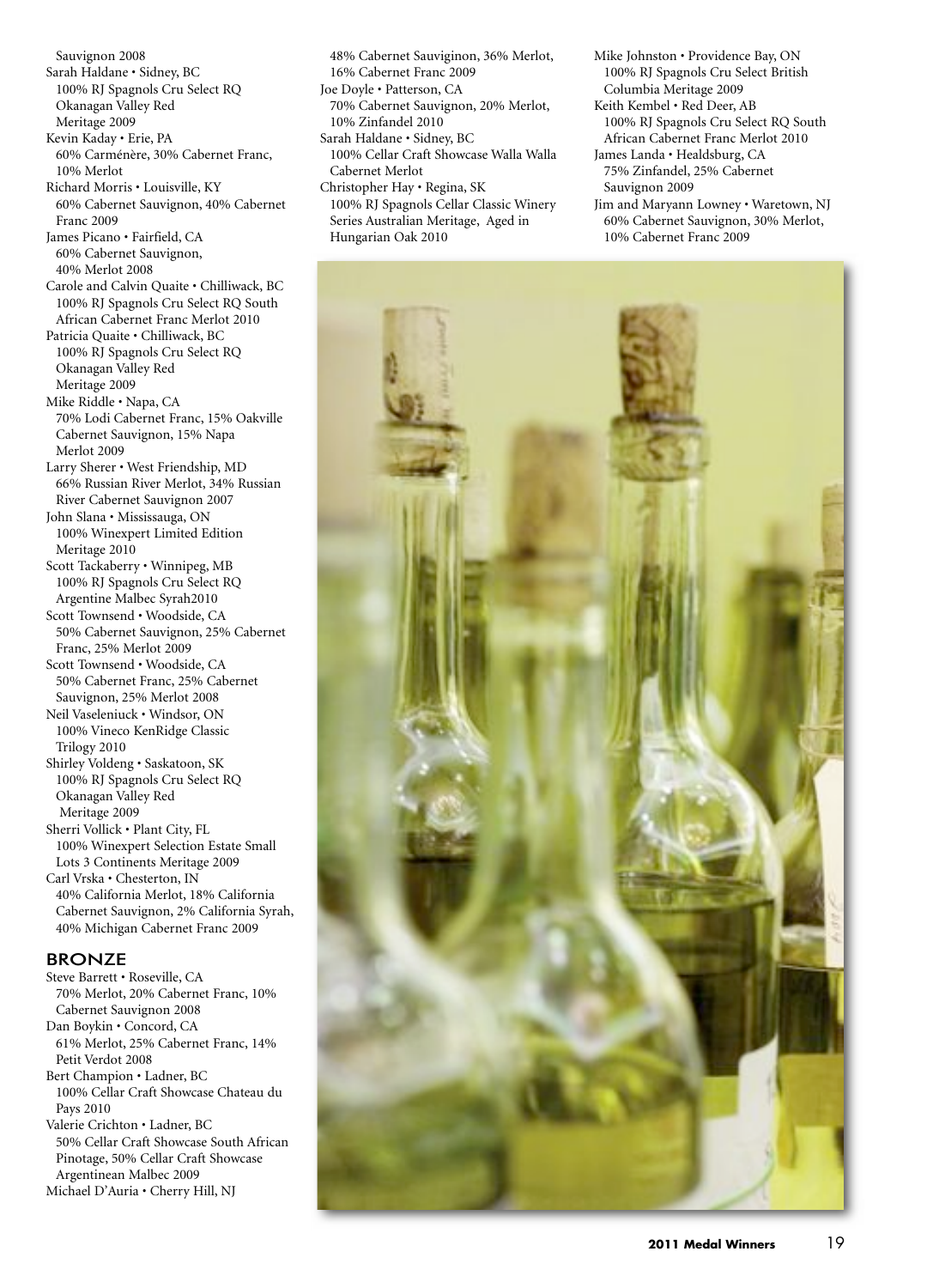Sauvignon 2008

Sarah Haldane • Sidney, BC
100% RJ Spagnols Cru Select RQ Okanagan Valley Red Meritage 2009

Kevin Kaday • Erie, PA
60% Carménère, 30% Cabernet Franc, 10% Merlot

Richard Morris • Louisville, KY
60% Cabernet Sauvignon, 40% Cabernet Franc 2009

James Picano • Fairfield, CA
60% Cabernet Sauvignon, 40% Merlot 2008

Carole and Calvin Quaite • Chilliwack, BC
100% RJ Spagnols Cru Select RQ South African Cabernet Franc Merlot 2010

Patricia Quaite • Chilliwack, BC
100% RJ Spagnols Cru Select RQ Okanagan Valley Red Meritage 2009

Mike Riddle • Napa, CA
70% Lodi Cabernet Franc, 15% Oakville Cabernet Sauvignon, 15% Napa Merlot 2009

Larry Sherer • West Friendship, MD
66% Russian River Merlot, 34% Russian River Cabernet Sauvignon 2007

John Slana • Mississauga, ON
100% Winexpert Limited Edition Meritage 2010

Scott Tackaberry • Winnipeg, MB
100% RJ Spagnols Cru Select RQ Argentine Malbec Syrah2010

Scott Townsend • Woodside, CA
50% Cabernet Sauvignon, 25% Cabernet Franc, 25% Merlot 2009

Scott Townsend • Woodside, CA
50% Cabernet Franc, 25% Cabernet Sauvignon, 25% Merlot 2008

Neil Vaseleniuck • Windsor, ON
100% Vineco KenRidge Classic Trilogy 2010

Shirley Voldeng • Saskatoon, SK
100% RJ Spagnols Cru Select RQ Okanagan Valley Red Meritage 2009

Sherri Vollick • Plant City, FL
100% Winexpert Selection Estate Small Lots 3 Continents Meritage 2009

Carl Vrska • Chesterton, IN
40% California Merlot, 18% California Cabernet Sauvignon, 2% California Syrah, 40% Michigan Cabernet Franc 2009

## BRONZE

Steve Barrett • Roseville, CA
70% Merlot, 20% Cabernet Franc, 10% Cabernet Sauvignon 2008

Dan Boykin • Concord, CA
61% Merlot, 25% Cabernet Franc, 14% Petit Verdot 2008

Bert Champion • Ladner, BC
100% Cellar Craft Showcase Chateau du Pays 2010

Valerie Crichton • Ladner, BC
50% Cellar Craft Showcase South African Pinotage, 50% Cellar Craft Showcase Argentinean Malbec 2009

Michael D'Auria • Cherry Hill, NJ
48% Cabernet Sauviginon, 36% Merlot, 16% Cabernet Franc 2009

Joe Doyle • Patterson, CA
70% Cabernet Sauvignon, 20% Merlot, 10% Zinfandel 2010

Sarah Haldane • Sidney, BC
100% Cellar Craft Showcase Walla Walla Cabernet Merlot

Christopher Hay • Regina, SK
100% RJ Spagnols Cellar Classic Winery Series Australian Meritage, Aged in Hungarian Oak 2010

Mike Johnston • Providence Bay, ON
100% RJ Spagnols Cru Select British Columbia Meritage 2009

Keith Kembel • Red Deer, AB
100% RJ Spagnols Cru Select RQ South African Cabernet Franc Merlot 2010

James Landa • Healdsburg, CA
75% Zinfandel, 25% Cabernet Sauvignon 2009

Jim and Maryann Lowney • Waretown, NJ
60% Cabernet Sauvignon, 30% Merlot, 10% Cabernet Franc 2009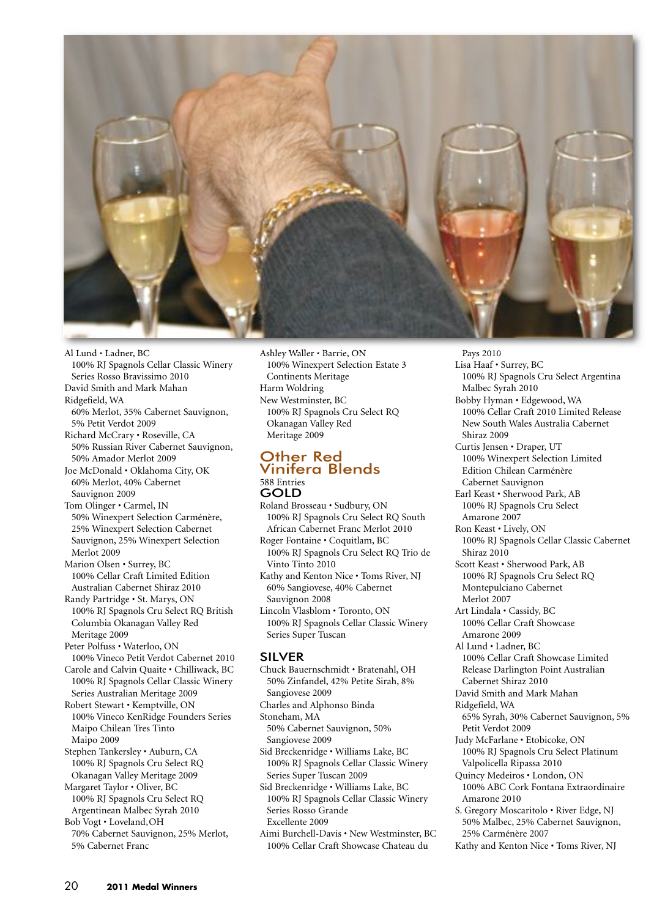Al Lund • Ladner, BC
100% RJ Spagnols Cellar Classic Winery Series Rosso Bravissimo 2010

David Smith and Mark Mahan
Ridgefield, WA
60% Merlot, 35% Cabernet Sauvignon, 5% Petit Verdot 2009

Richard McCrary • Roseville, CA
50% Russian River Cabernet Sauvignon, 50% Amador Merlot 2009

Joe McDonald • Oklahoma City, OK
60% Merlot, 40% Cabernet Sauvignon 2009

Tom Olinger • Carmel, IN
50% Winexpert Selection Carménère, 25% Winexpert Selection Cabernet Sauvignon, 25% Winexpert Selection Merlot 2009

Marion Olsen • Surrey, BC
100% Cellar Craft Limited Edition Australian Cabernet Shiraz 2010

Randy Partridge • St. Marys, ON
100% RJ Spagnols Cru Select RQ British Columbia Okanagan Valley Red Meritage 2009

Peter Polfuss • Waterloo, ON
100% Vineco Petit Verdot Cabernet 2010

Carole and Calvin Quaite • Chilliwack, BC
100% RJ Spagnols Cellar Classic Winery Series Australian Meritage 2009

Robert Stewart • Kemptville, ON
100% Vineco KenRidge Founders Series Maipo Chilean Tres Tinto Maipo 2009

Stephen Tankersley • Auburn, CA
100% RJ Spagnols Cru Select RQ Okanagan Valley Meritage 2009

Margaret Taylor • Oliver, BC
100% RJ Spagnols Cru Select RQ Argentinean Malbec Syrah 2010

Bob Vogt • Loveland, OH
70% Cabernet Sauvignon, 25% Merlot, 5% Cabernet Franc

Ashley Waller • Barrie, ON
100% Winexpert Selection Estate 3 Continents Meritage

Harm Woldring
New Westminster, BC
100% RJ Spagnols Cru Select RQ Okanagan Valley Red Meritage 2009

## Other Red Vinifera Blends

588 Entries

### GOLD

Roland Brosseau • Sudbury, ON
100% RJ Spagnols Cru Select RQ South African Cabernet Franc Merlot 2010

Roger Fontaine • Coquitlam, BC
100% RJ Spagnols Cru Select RQ Trio de Vinto Tinto 2010

Kathy and Kenton Nice • Toms River, NJ
60% Sangiovese, 40% Cabernet Sauvignon 2008

Lincoln Vlasblom • Toronto, ON
100% RJ Spagnols Cellar Classic Winery Series Super Tuscan

### SILVER

Chuck Bauernschmidt • Bratenahl, OH
50% Zinfandel, 42% Petite Sirah, 8% Sangiovese 2009

Charles and Alphonso Binda
Stoneham, MA
50% Cabernet Sauvignon, 50% Sangiovese 2009

Sid Breckenridge • Williams Lake, BC
100% RJ Spagnols Cellar Classic Winery Series Super Tuscan 2009

Sid Breckenridge • Williams Lake, BC
100% RJ Spagnols Cellar Classic Winery Series Rosso Grande Excellente 2009

Aimi Burchell-Davis • New Westminster, BC
100% Cellar Craft Showcase Chateau du Pays 2010

Lisa Haaf • Surrey, BC
100% RJ Spagnols Cru Select Argentina Malbec Syrah 2010

Bobby Hyman • Edgewood, WA
100% Cellar Craft 2010 Limited Release New South Wales Australia Cabernet Shiraz 2009

Curtis Jensen • Draper, UT
100% Winexpert Selection Limited Edition Chilean Carménère Cabernet Sauvignon

Earl Keast • Sherwood Park, AB
100% RJ Spagnols Cru Select Amarone 2007

Ron Keast • Lively, ON
100% RJ Spagnols Cellar Classic Cabernet Shiraz 2010

Scott Keast • Sherwood Park, AB
100% RJ Spagnols Cru Select RQ Montepulciano Cabernet Merlot 2007

Art Lindala • Cassidy, BC
100% Cellar Craft Showcase Amarone 2009

Al Lund • Ladner, BC
100% Cellar Craft Showcase Limited Release Darlington Point Australian Cabernet Shiraz 2010

David Smith and Mark Mahan
Ridgefield, WA
65% Syrah, 30% Cabernet Sauvignon, 5% Petit Verdot 2009

Judy McFarlane • Etobicoke, ON
100% RJ Spagnols Cru Select Platinum Valpolicella Ripassa 2010

Quincy Medeiros • London, ON
100% ABC Cork Fontana Extraordinaire Amarone 2010

S. Gregory Moscaritolo • River Edge, NJ
50% Malbec, 25% Cabernet Sauvignon, 25% Carménère 2007

Kathy and Kenton Nice • Toms River, NJ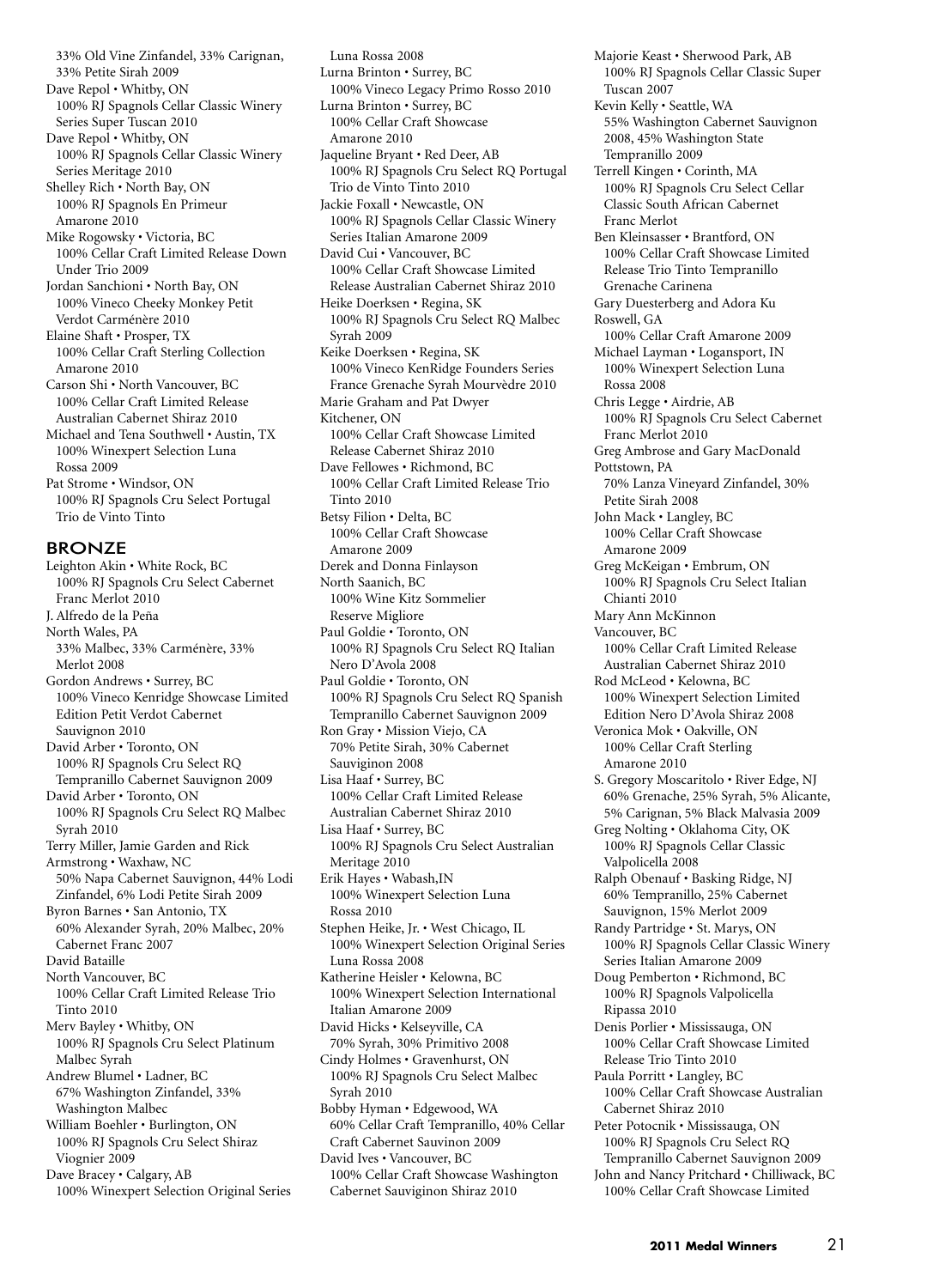33% Old Vine Zinfandel, 33% Carignan, 33% Petite Sirah 2009

Dave Repol • Whitby, ON
100% RJ Spagnols Cellar Classic Winery Series Super Tuscan 2010

Dave Repol • Whitby, ON
100% RJ Spagnols Cellar Classic Winery Series Meritage 2010

Shelley Rich • North Bay, ON
100% RJ Spagnols En Primeur Amarone 2010

Mike Rogowsky • Victoria, BC
100% Cellar Craft Limited Release Down Under Trio 2009

Jordan Sanchioni • North Bay, ON
100% Vineco Cheeky Monkey Petit Verdot Carménère 2010

Elaine Shaft • Prosper, TX
100% Cellar Craft Sterling Collection Amarone 2010

Carson Shi • North Vancouver, BC
100% Cellar Craft Limited Release Australian Cabernet Shiraz 2010

Michael and Tena Southwell • Austin, TX
100% Winexpert Selection Luna Rossa 2009

Pat Strome • Windsor, ON
100% RJ Spagnols Cru Select Portugal Trio de Vinto Tinto

## BRONZE

Leighton Akin • White Rock, BC
100% RJ Spagnols Cru Select Cabernet Franc Merlot 2010

J. Alfredo de la Peña
North Wales, PA
33% Malbec, 33% Carménère, 33% Merlot 2008

Gordon Andrews • Surrey, BC
100% Vineco Kenridge Showcase Limited Edition Petit Verdot Cabernet Sauvignon 2010

David Arber • Toronto, ON
100% RJ Spagnols Cru Select RQ Tempranillo Cabernet Sauvignon 2009

David Arber • Toronto, ON
100% RJ Spagnols Cru Select RQ Malbec Syrah 2010

Terry Miller, Jamie Garden and Rick Armstrong • Waxhaw, NC
50% Napa Cabernet Sauvignon, 44% Lodi Zinfandel, 6% Lodi Petite Sirah 2009

Byron Barnes • San Antonio, TX
60% Alexander Syrah, 20% Malbec, 20% Cabernet Franc 2007

David Bataille
North Vancouver, BC
100% Cellar Craft Limited Release Trio Tinto 2010

Merv Bayley • Whitby, ON
100% RJ Spagnols Cru Select Platinum Malbec Syrah

Andrew Blumel • Ladner, BC
67% Washington Zinfandel, 33% Washington Malbec

William Boehler • Burlington, ON
100% RJ Spagnols Cru Select Shiraz Viognier 2009

Dave Bracey • Calgary, AB
100% Winexpert Selection Original Series Luna Rossa 2008

Lurna Brinton • Surrey, BC
100% Vineco Legacy Primo Rosso 2010

Lurna Brinton • Surrey, BC
100% Cellar Craft Showcase Amarone 2010

Jaqueline Bryant • Red Deer, AB
100% RJ Spagnols Cru Select RQ Portugal Trio de Vinto Tinto 2010

Jackie Foxall • Newcastle, ON
100% RJ Spagnols Cellar Classic Winery Series Italian Amarone 2009

David Cui • Vancouver, BC
100% Cellar Craft Showcase Limited Release Australian Cabernet Shiraz 2010

Heike Doerksen • Regina, SK
100% RJ Spagnols Cru Select RQ Malbec Syrah 2009

Keike Doerksen • Regina, SK
100% Vineco KenRidge Founders Series France Grenache Syrah Mourvèdre 2010

Marie Graham and Pat Dwyer
Kitchener, ON
100% Cellar Craft Showcase Limited Release Cabernet Shiraz 2010

Dave Fellowes • Richmond, BC
100% Cellar Craft Limited Release Trio Tinto 2010

Betsy Filion • Delta, BC
100% Cellar Craft Showcase Amarone 2009

Derek and Donna Finlayson
North Saanich, BC
100% Wine Kitz Sommelier Reserve Migliore

Paul Goldie • Toronto, ON
100% RJ Spagnols Cru Select RQ Italian Nero D'Avola 2008

Paul Goldie • Toronto, ON
100% RJ Spagnols Cru Select RQ Spanish Tempranillo Cabernet Sauvignon 2009

Ron Gray • Mission Viejo, CA
70% Petite Sirah, 30% Cabernet Sauviginon 2008

Lisa Haaf • Surrey, BC
100% Cellar Craft Limited Release Australian Cabernet Shiraz 2010

Lisa Haaf • Surrey, BC
100% RJ Spagnols Cru Select Australian Meritage 2010

Erik Hayes • Wabash,IN
100% Winexpert Selection Luna Rossa 2010

Stephen Heike, Jr. • West Chicago, IL
100% Winexpert Selection Original Series Luna Rossa 2008

Katherine Heisler • Kelowna, BC
100% Winexpert Selection International Italian Amarone 2009

David Hicks • Kelseyville, CA
70% Syrah, 30% Primitivo 2008

Cindy Holmes • Gravenhurst, ON
100% RJ Spagnols Cru Select Malbec Syrah 2010

Bobby Hyman • Edgewood, WA
60% Cellar Craft Tempranillo, 40% Cellar Craft Cabernet Sauvinon 2009

David Ives • Vancouver, BC
100% Cellar Craft Showcase Washington Cabernet Sauviginon Shiraz 2010

Majorie Keast • Sherwood Park, AB
100% RJ Spagnols Cellar Classic Super Tuscan 2007

Kevin Kelly • Seattle, WA
55% Washington Cabernet Sauvignon 2008, 45% Washington State Tempranillo 2009

Terrell Kingen • Corinth, MA
100% RJ Spagnols Cru Select Cellar Classic South African Cabernet Franc Merlot

Ben Kleinsasser • Brantford, ON
100% Cellar Craft Showcase Limited Release Trio Tinto Tempranillo Grenache Carinena

Gary Duesterberg and Adora Ku
Roswell, GA
100% Cellar Craft Amarone 2009

Michael Layman • Logansport, IN
100% Winexpert Selection Luna Rossa 2008

Chris Legge • Airdrie, AB
100% RJ Spagnols Cru Select Cabernet Franc Merlot 2010

Greg Ambrose and Gary MacDonald
Pottstown, PA
70% Lanza Vineyard Zinfandel, 30% Petite Sirah 2008

John Mack • Langley, BC
100% Cellar Craft Showcase Amarone 2009

Greg McKeigan • Embrum, ON
100% RJ Spagnols Cru Select Italian Chianti 2010

Mary Ann McKinnon
Vancouver, BC
100% Cellar Craft Limited Release Australian Cabernet Shiraz 2010

Rod McLeod • Kelowna, BC
100% Winexpert Selection Limited Edition Nero D'Avola Shiraz 2008

Veronica Mok • Oakville, ON
100% Cellar Craft Sterling Amarone 2010

S. Gregory Moscaritolo • River Edge, NJ
60% Grenache, 25% Syrah, 5% Alicante, 5% Carignan, 5% Black Malvasia 2009

Greg Nolting • Oklahoma City, OK
100% RJ Spagnols Cellar Classic Valpolicella 2008

Ralph Obenauf • Basking Ridge, NJ
60% Tempranillo, 25% Cabernet Sauvignon, 15% Merlot 2009

Randy Partridge • St. Marys, ON
100% RJ Spagnols Cellar Classic Winery Series Italian Amarone 2009

Doug Pemberton • Richmond, BC
100% RJ Spagnols Valpolicella Ripassa 2010

Denis Porlier • Mississauga, ON
100% Cellar Craft Showcase Limited Release Trio Tinto 2010

Paula Porritt • Langley, BC
100% Cellar Craft Showcase Australian Cabernet Shiraz 2010

Peter Potocnik • Mississauga, ON
100% RJ Spagnols Cru Select RQ Tempranillo Cabernet Sauvignon 2009

John and Nancy Pritchard • Chilliwack, BC
100% Cellar Craft Showcase Limited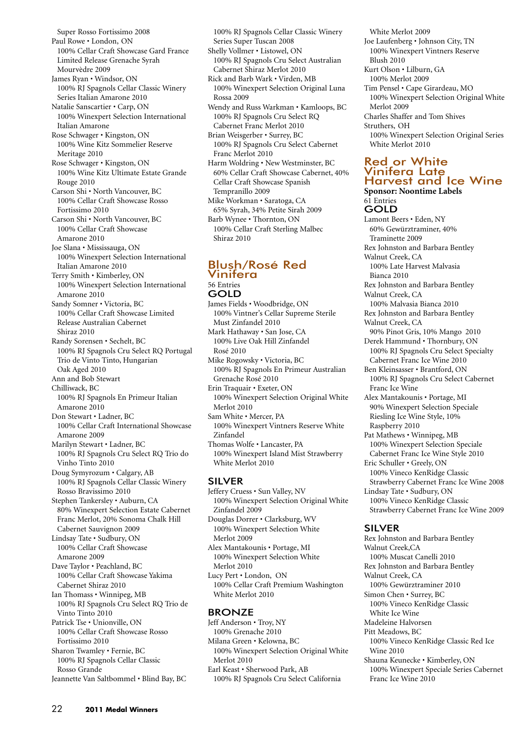Super Rosso Fortissimo 2008

Paul Rowe • London, ON
100% Cellar Craft Showcase Gard France Limited Release Grenache Syrah Mourvèdre 2009

James Ryan • Windsor, ON
100% RJ Spagnols Cellar Classic Winery Series Italian Amarone 2010

Natalie Sanscartier • Carp, ON
100% Winexpert Selection International Italian Amarone

Rose Schwager • Kingston, ON
100% Wine Kitz Sommelier Reserve Meritage 2010

Rose Schwager • Kingston, ON
100% Wine Kitz Ultimate Estate Grande Rouge 2010

Carson Shi • North Vancouver, BC
100% Cellar Craft Showcase Rosso Fortissimo 2010

Carson Shi • North Vancouver, BC
100% Cellar Craft Showcase Amarone 2010

Joe Slana • Mississauga, ON
100% Winexpert Selection International Italian Amarone 2010

Terry Smith • Kimberley, ON
100% Winexpert Selection International Amarone 2010

Sandy Somner • Victoria, BC
100% Cellar Craft Showcase Limited Release Australian Cabernet Shiraz 2010

Randy Sorensen • Sechelt, BC
100% RJ Spagnols Cru Select RQ Portugal Trio de Vinto Tinto, Hungarian Oak Aged 2010

Ann and Bob Stewart
Chilliwack, BC
100% RJ Spagnols En Primeur Italian Amarone 2010

Don Stewart • Ladner, BC
100% Cellar Craft International Showcase Amarone 2009

Marilyn Stewart • Ladner, BC
100% RJ Spagnols Cru Select RQ Trio do Vinho Tinto 2010

Doug Symyrozum • Calgary, AB
100% RJ Spagnols Cellar Classic Winery Rosso Bravissimo 2010

Stephen Tankersley • Auburn, CA
80% Winexpert Selection Estate Cabernet Franc Merlot, 20% Sonoma Chalk Hill Cabernet Sauvignon 2009

Lindsay Tate • Sudbury, ON
100% Cellar Craft Showcase Amarone 2009

Dave Taylor • Peachland, BC
100% Cellar Craft Showcase Yakima Cabernet Shiraz 2010

Ian Thomass • Winnipeg, MB
100% RJ Spagnols Cru Select RQ Trio de Vinto Tinto 2010

Patrick Tse • Unionville, ON
100% Cellar Craft Showcase Rosso Fortissimo 2010

Sharon Twamley • Fernie, BC
100% RJ Spagnols Cellar Classic Rosso Grande

Jeannette Van Saltbommel • Blind Bay, BC
100% RJ Spagnols Cellar Classic Winery Series Super Tuscan 2008

Shelly Vollmer • Listowel, ON
100% RJ Spagnols Cru Select Australian Cabernet Shiraz Merlot 2010

Rick and Barb Wark • Virden, MB
100% Winexpert Selection Original Luna Rossa 2009

Wendy and Russ Warkman • Kamloops, BC
100% RJ Spagnols Cru Select RQ Cabernet Franc Merlot 2010

Brian Weisgerber • Surrey, BC
100% RJ Spagnols Cru Select Cabernet Franc Merlot 2010

Harm Woldring • New Westminster, BC
60% Cellar Craft Showcase Cabernet, 40% Cellar Craft Showcase Spanish Tempranillo 2009

Mike Workman • Saratoga, CA
65% Syrah, 34% Petite Sirah 2009

Barb Wynee • Thornton, ON
100% Cellar Craft Sterling Malbec Shiraz 2010

## Blush/Rosé Red Vinifera

56 Entries

### GOLD

James Fields • Woodbridge, ON
100% Vintner's Cellar Supreme Sterile Must Zinfandel 2010

Mark Hathaway • San Jose, CA
100% Live Oak Hill Zinfandel Rosé 2010

Mike Rogowsky • Victoria, BC
100% RJ Spagnols En Primeur Australian Grenache Rosé 2010

Erin Traquair • Exeter, ON
100% Winexpert Selection Original White Merlot 2010

Sam White • Mercer, PA
100% Winexpert Vintners Reserve White Zinfandel

Thomas Wolfe • Lancaster, PA
100% Winexpert Island Mist Strawberry White Merlot 2010

### SILVER

Jeffery Cruess • Sun Valley, NV
100% Winexpert Selection Original White Zinfandel 2010

Douglas Dorrer • Clarksburg, WV
100% Winexpert Selection White Merlot 2009

Alex Mantakounis • Portage, MI
100% Winexpert Selection White Merlot 2010

Lucy Pert • London, ON
100% Cellar Craft Premium Washington White Merlot 2010

### BRONZE

Jeff Anderson • Troy, NY
100% Grenache 2010

Milana Green • Kelowna, BC
100% Winexpert Selection Original White Merlot 2010

Earl Keast • Sherwood Park, AB
100% RJ Spagnols Cru Select California White Merlot 2009

Joe Laufenberg • Johnson City, TN
100% Winexpert Vintners Reserve Blush 2010

Kurt Olson • Lilburn, GA
100% Merlot 2009

Tim Pensel • Cape Girardeau, MO
100% Winexpert Selection Original White Merlot 2009

Charles Shaffer and Tom Shives
Struthers, OH
100% Winexpert Selection Original Series White Merlot 2010

## Red or White Vinifera Late Harvest and Ice Wine

**Sponsor: Noontime Labels**

61 Entries

### GOLD

Lamont Beers • Eden, NY
60% Gewürztraminer, 40% Traminette 2009

Rex Johnston and Barbara Bentley
Walnut Creek, CA
100% Late Harvest Malvasia Bianca 2010

Rex Johnston and Barbara Bentley
Walnut Creek, CA
100% Malvasia Bianca 2010

Rex Johnston and Barbara Bentley
Walnut Creek, CA
90% Pinot Gris, 10% Mango 2010

Derek Hammund • Thornbury, ON
100% RJ Spagnols Cru Select Specialty Cabernet Franc Ice Wine 2010

Ben Kleinsasser • Brantford, ON
100% RJ Spagnols Cru Select Cabernet Franc Ice Wine

Alex Mantakounis • Portage, MI
90% Winexpert Selection Speciale Riesling Ice Wine Style, 10% Raspberry 2010

Pat Mathews • Winnipeg, MB
100% Winexpert Selection Speciale Cabernet Franc Ice Wine Style 2010

Eric Schuller • Greely, ON
100% Vineco KenRidge Classic Strawberry Cabernet Franc Ice Wine 2008

Lindsay Tate • Sudbury, ON
100% Vineco KenRidge Classic Strawberry Cabernet Franc Ice Wine 2009

### SILVER

Rex Johnston and Barbara Bentley
Walnut Creek,CA
100% Muscat Canelli 2010

Rex Johnston and Barbara Bentley
Walnut Creek, CA
100% Gewürztraminer 2010

Simon Chen • Surrey, BC
100% Vineco KenRidge Classic White Ice Wine

Madeleine Halvorsen
Pitt Meadows, BC
100% Vineco KenRidge Classic Red Ice Wine 2010

Shauna Keunecke • Kimberley, ON
100% Winexpert Speciale Series Cabernet Franc Ice Wine 2010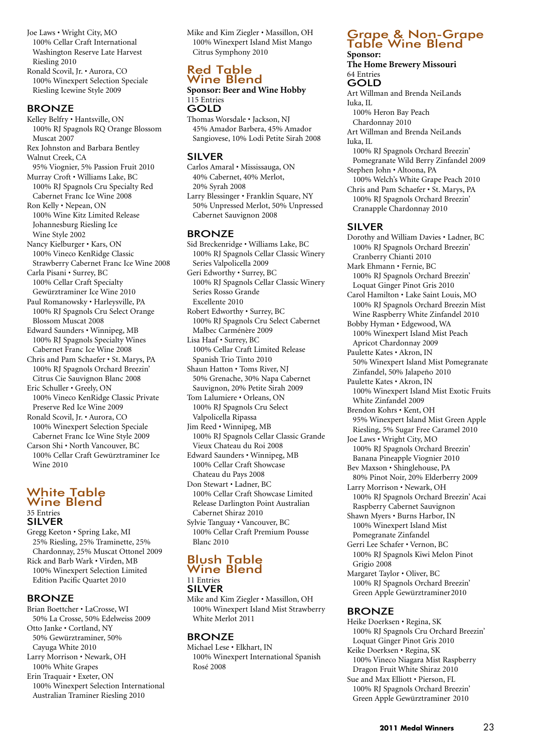Joe Laws • Wright City, MO
100% Cellar Craft International Washington Reserve Late Harvest Riesling 2010

Ronald Scovil, Jr. • Aurora, CO
100% Winexpert Selection Speciale Riesling Icewine Style 2009

### BRONZE

Kelley Belfry • Hantsville, ON
100% RJ Spagnols RQ Orange Blossom Muscat 2007

Rex Johnston and Barbara Bentley
Walnut Creek, CA
95% Viognier, 5% Passion Fruit 2010

Murray Croft • Williams Lake, BC
100% RJ Spagnols Cru Specialty Red Cabernet Franc Ice Wine 2008

Ron Kelly • Nepean, ON
100% Wine Kitz Limited Release Johannesburg Riesling Ice Wine Style 2002

Nancy Kielburger • Kars, ON
100% Vineco KenRidge Classic Strawberry Cabernet Franc Ice Wine 2008

Carla Pisani • Surrey, BC
100% Cellar Craft Specialty Gewürztraminer Ice Wine 2010

Paul Romanowsky • Harleysville, PA
100% RJ Spagnols Cru Select Orange Blossom Muscat 2008

Edward Saunders • Winnipeg, MB
100% RJ Spagnols Specialty Wines Cabernet Franc Ice Wine 2008

Chris and Pam Schaefer • St. Marys, PA
100% RJ Spagnols Orchard Breezin' Citrus Cie Sauvignon Blanc 2008

Eric Schuller • Greely, ON
100% Vineco KenRidge Classic Private Preserve Red Ice Wine 2009

Ronald Scovil, Jr. • Aurora, CO
100% Winexpert Selection Speciale Cabernet Franc Ice Wine Style 2009

Carson Shi • North Vancouver, BC
100% Cellar Craft Gewürztraminer Ice Wine 2010

## White Table Wine Blend

35 Entries

### SILVER

Gregg Keeton • Spring Lake, MI
25% Riesling, 25% Traminette, 25% Chardonnay, 25% Muscat Ottonel 2009

Rick and Barb Wark • Virden, MB
100% Winexpert Selection Limited Edition Pacific Quartet 2010

### BRONZE

Brian Boettcher • LaCrosse, WI
50% La Crosse, 50% Edelweiss 2009

Otto Janke • Cortland, NY
50% Gewürztraminer, 50% Cayuga White 2010

Larry Morrison • Newark, OH
100% White Grapes

Erin Traquair • Exeter, ON
100% Winexpert Selection International Australian Traminer Riesling 2010

Mike and Kim Ziegler • Massillon, OH
100% Winexpert Island Mist Mango Citrus Symphony 2010

## Red Table Wine Blend

**Sponsor: Beer and Wine Hobby**
115 Entries

### GOLD

Thomas Worsdale • Jackson, NJ
45% Amador Barbera, 45% Amador Sangiovese, 10% Lodi Petite Sirah 2008

### SILVER

Carlos Amaral • Mississauga, ON
40% Cabernet, 40% Merlot, 20% Syrah 2008

Larry Blessinger • Franklin Square, NY
50% Unpressed Merlot, 50% Unpressed Cabernet Sauvignon 2008

### BRONZE

Sid Breckenridge • Williams Lake, BC
100% RJ Spagnols Cellar Classic Winery Series Valpolicella 2009

Geri Edworthy • Surrey, BC
100% RJ Spagnols Cellar Classic Winery Series Rosso Grande Excellente 2010

Robert Edworthy • Surrey, BC
100% RJ Spagnols Cru Select Cabernet Malbec Carménère 2009

Lisa Haaf • Surrey, BC
100% Cellar Craft Limited Release Spanish Trio Tinto 2010

Shaun Hatton • Toms River, NJ
50% Grenache, 30% Napa Cabernet Sauvignon, 20% Petite Sirah 2009

Tom Lalumiere • Orleans, ON
100% RJ Spagnols Cru Select Valpolicella Ripassa

Jim Reed • Winnipeg, MB
100% RJ Spagnols Cellar Classic Grande Vieux Chateau du Roi 2008

Edward Saunders • Winnipeg, MB
100% Cellar Craft Showcase Chateau du Pays 2008

Don Stewart • Ladner, BC
100% Cellar Craft Showcase Limited Release Darlington Point Australian Cabernet Shiraz 2010

Sylvie Tanguay • Vancouver, BC
100% Cellar Craft Premium Pousse Blanc 2010

## Blush Table Wine Blend

11 Entries

### SILVER

Mike and Kim Ziegler • Massillon, OH
100% Winexpert Island Mist Strawberry White Merlot 2011

### BRONZE

Michael Lese • Elkhart, IN
100% Winexpert International Spanish Rosé 2008

## Grape & Non-Grape Table Wine Blend

**Sponsor:**
**The Home Brewery Missouri**
64 Entries

### GOLD

Art Willman and Brenda NeiLands
Iuka, IL
100% Heron Bay Peach Chardonnay 2010

Art Willman and Brenda NeiLands
Iuka, IL
100% RJ Spagnols Orchard Breezin' Pomegranate Wild Berry Zinfandel 2009

Stephen John • Altoona, PA
100% Welch's White Grape Peach 2010

Chris and Pam Schaefer • St. Marys, PA
100% RJ Spagnols Orchard Breezin' Cranapple Chardonnay 2010

### SILVER

Dorothy and William Davies • Ladner, BC
100% RJ Spagnols Orchard Breezin' Cranberry Chianti 2010

Mark Ehmann • Fernie, BC
100% RJ Spagnols Orchard Breezin' Loquat Ginger Pinot Gris 2010

Carol Hamilton • Lake Saint Louis, MO
100% RJ Spagnols Orchard Breezin Mist Wine Raspberry White Zinfandel 2010

Bobby Hyman • Edgewood, WA
100% Winexpert Island Mist Peach Apricot Chardonnay 2009

Paulette Kates • Akron, IN
50% Winexpert Island Mist Pomegranate Zinfandel, 50% Jalapeño 2010

Paulette Kates • Akron, IN
100% Winexpert Island Mist Exotic Fruits White Zinfandel 2009

Brendon Kohrs • Kent, OH
95% Winexpert Island Mist Green Apple Riesling, 5% Sugar Free Caramel 2010

Joe Laws • Wright City, MO
100% RJ Spagnols Orchard Breezin' Banana Pineapple Viognier 2010

Bev Maxson • Shinglehouse, PA
80% Pinot Noir, 20% Elderberry 2009

Larry Morrison • Newark, OH
100% RJ Spagnols Orchard Breezin' Acai Raspberry Cabernet Sauvignon

Shawn Myers • Burns Harbor, IN
100% Winexpert Island Mist Pomegranate Zinfandel

Gerri Lee Schafer • Vernon, BC
100% RJ Spagnols Kiwi Melon Pinot Grigio 2008

Margaret Taylor • Oliver, BC
100% RJ Spagnols Orchard Breezin' Green Apple Gewürztraminer2010

### BRONZE

Heike Doerksen • Regina, SK
100% RJ Spagnols Cru Orchard Breezin' Loquat Ginger Pinot Gris 2010

Keike Doerksen • Regina, SK
100% Vineco Niagara Mist Raspberry Dragon Fruit White Shiraz 2010

Sue and Max Elliott • Pierson, FL
100% RJ Spagnols Orchard Breezin' Green Apple Gewürztraminer 2010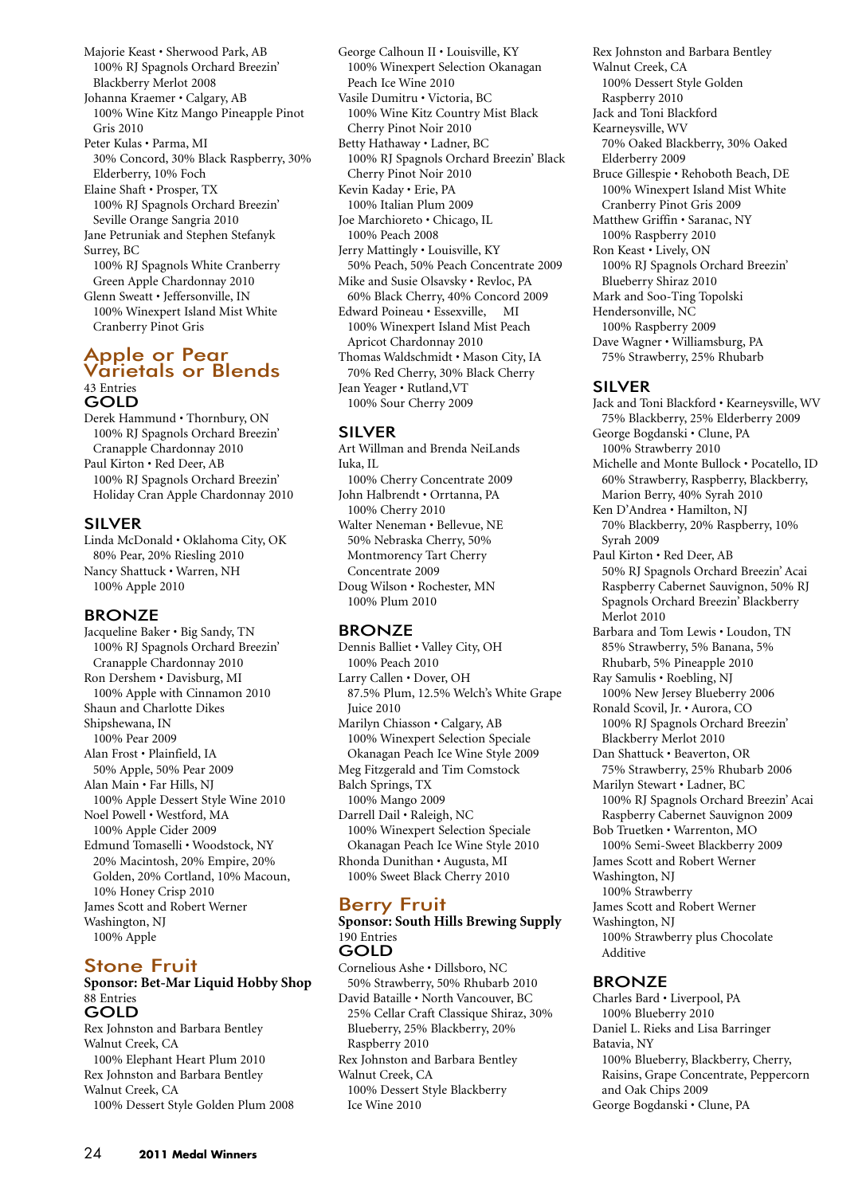Majorie Keast • Sherwood Park, AB
100% RJ Spagnols Orchard Breezin' Blackberry Merlot 2008
Johanna Kraemer • Calgary, AB
100% Wine Kitz Mango Pineapple Pinot Gris 2010
Peter Kulas • Parma, MI
30% Concord, 30% Black Raspberry, 30% Elderberry, 10% Foch
Elaine Shaft • Prosper, TX
100% RJ Spagnols Orchard Breezin' Seville Orange Sangria 2010
Jane Petruniak and Stephen Stefanyk
Surrey, BC
100% RJ Spagnols White Cranberry Green Apple Chardonnay 2010
Glenn Sweatt • Jeffersonville, IN
100% Winexpert Island Mist White Cranberry Pinot Gris

## Apple or Pear Varietals or Blends

43 Entries

### GOLD

Derek Hammund • Thornbury, ON
100% RJ Spagnols Orchard Breezin' Cranapple Chardonnay 2010
Paul Kirton • Red Deer, AB
100% RJ Spagnols Orchard Breezin' Holiday Cran Apple Chardonnay 2010

### SILVER

Linda McDonald • Oklahoma City, OK
80% Pear, 20% Riesling 2010
Nancy Shattuck • Warren, NH
100% Apple 2010

### BRONZE

Jacqueline Baker • Big Sandy, TN
100% RJ Spagnols Orchard Breezin' Cranapple Chardonnay 2010
Ron Dershem • Davisburg, MI
100% Apple with Cinnamon 2010
Shaun and Charlotte Dikes
Shipshewana, IN
100% Pear 2009
Alan Frost • Plainfield, IA
50% Apple, 50% Pear 2009
Alan Main • Far Hills, NJ
100% Apple Dessert Style Wine 2010
Noel Powell • Westford, MA
100% Apple Cider 2009
Edmund Tomaselli • Woodstock, NY
20% Macintosh, 20% Empire, 20% Golden, 20% Cortland, 10% Macoun, 10% Honey Crisp 2010
James Scott and Robert Werner
Washington, NJ
100% Apple

## Stone Fruit

**Sponsor: Bet-Mar Liquid Hobby Shop**

88 Entries

### GOLD

Rex Johnston and Barbara Bentley
Walnut Creek, CA
100% Elephant Heart Plum 2010
Rex Johnston and Barbara Bentley
Walnut Creek, CA
100% Dessert Style Golden Plum 2008
George Calhoun II • Louisville, KY
100% Winexpert Selection Okanagan Peach Ice Wine 2010
Vasile Dumitru • Victoria, BC
100% Wine Kitz Country Mist Black Cherry Pinot Noir 2010
Betty Hathaway • Ladner, BC
100% RJ Spagnols Orchard Breezin' Black Cherry Pinot Noir 2010
Kevin Kaday • Erie, PA
100% Italian Plum 2009
Joe Marchioreto • Chicago, IL
100% Peach 2008
Jerry Mattingly • Louisville, KY
50% Peach, 50% Peach Concentrate 2009
Mike and Susie Olsavsky • Revloc, PA
60% Black Cherry, 40% Concord 2009
Edward Poineau • Essexville, MI
100% Winexpert Island Mist Peach Apricot Chardonnay 2010
Thomas Waldschmidt • Mason City, IA
70% Red Cherry, 30% Black Cherry
Jean Yeager • Rutland,VT
100% Sour Cherry 2009

### SILVER

Art Willman and Brenda NeiLands
Iuka, IL
100% Cherry Concentrate 2009
John Halbrendt • Orrtanna, PA
100% Cherry 2010
Walter Neneman • Bellevue, NE
50% Nebraska Cherry, 50% Montmorency Tart Cherry Concentrate 2009
Doug Wilson • Rochester, MN
100% Plum 2010

### BRONZE

Dennis Balliet • Valley City, OH
100% Peach 2010
Larry Callen • Dover, OH
87.5% Plum, 12.5% Welch's White Grape Juice 2010
Marilyn Chiasson • Calgary, AB
100% Winexpert Selection Speciale Okanagan Peach Ice Wine Style 2009
Meg Fitzgerald and Tim Comstock
Balch Springs, TX
100% Mango 2009
Darrell Dail • Raleigh, NC
100% Winexpert Selection Speciale Okanagan Peach Ice Wine Style 2010
Rhonda Dunithan • Augusta, MI
100% Sweet Black Cherry 2010

## Berry Fruit

**Sponsor: South Hills Brewing Supply**

190 Entries

### GOLD

Cornelious Ashe • Dillsboro, NC
50% Strawberry, 50% Rhubarb 2010
David Bataille • North Vancouver, BC
25% Cellar Craft Classique Shiraz, 30% Blueberry, 25% Blackberry, 20% Raspberry 2010
Rex Johnston and Barbara Bentley
Walnut Creek, CA
100% Dessert Style Blackberry Ice Wine 2010
Rex Johnston and Barbara Bentley
Walnut Creek, CA
100% Dessert Style Golden Raspberry 2010
Jack and Toni Blackford
Kearneysville, WV
70% Oaked Blackberry, 30% Oaked Elderberry 2009
Bruce Gillespie • Rehoboth Beach, DE
100% Winexpert Island Mist White Cranberry Pinot Gris 2009
Matthew Griffin • Saranac, NY
100% Raspberry 2010
Ron Keast • Lively, ON
100% RJ Spagnols Orchard Breezin' Blueberry Shiraz 2010
Mark and Soo-Ting Topolski
Hendersonville, NC
100% Raspberry 2009
Dave Wagner • Williamsburg, PA
75% Strawberry, 25% Rhubarb

### SILVER

Jack and Toni Blackford • Kearneysville, WV
75% Blackberry, 25% Elderberry 2009
George Bogdanski • Clune, PA
100% Strawberry 2010
Michelle and Monte Bullock • Pocatello, ID
60% Strawberry, Raspberry, Blackberry, Marion Berry, 40% Syrah 2010
Ken D'Andrea • Hamilton, NJ
70% Blackberry, 20% Raspberry, 10% Syrah 2009
Paul Kirton • Red Deer, AB
50% RJ Spagnols Orchard Breezin' Acai Raspberry Cabernet Sauvignon, 50% RJ Spagnols Orchard Breezin' Blackberry Merlot 2010
Barbara and Tom Lewis • Loudon, TN
85% Strawberry, 5% Banana, 5% Rhubarb, 5% Pineapple 2010
Ray Samulis • Roebling, NJ
100% New Jersey Blueberry 2006
Ronald Scovil, Jr. • Aurora, CO
100% RJ Spagnols Orchard Breezin' Blackberry Merlot 2010
Dan Shattuck • Beaverton, OR
75% Strawberry, 25% Rhubarb 2006
Marilyn Stewart • Ladner, BC
100% RJ Spagnols Orchard Breezin' Acai Raspberry Cabernet Sauvignon 2009
Bob Truetken • Warrenton, MO
100% Semi-Sweet Blackberry 2009
James Scott and Robert Werner
Washington, NJ
100% Strawberry
James Scott and Robert Werner
Washington, NJ
100% Strawberry plus Chocolate Additive

### BRONZE

Charles Bard • Liverpool, PA
100% Blueberry 2010
Daniel L. Rieks and Lisa Barringer
Batavia, NY
100% Blueberry, Blackberry, Cherry, Raisins, Grape Concentrate, Peppercorn and Oak Chips 2009
George Bogdanski • Clune, PA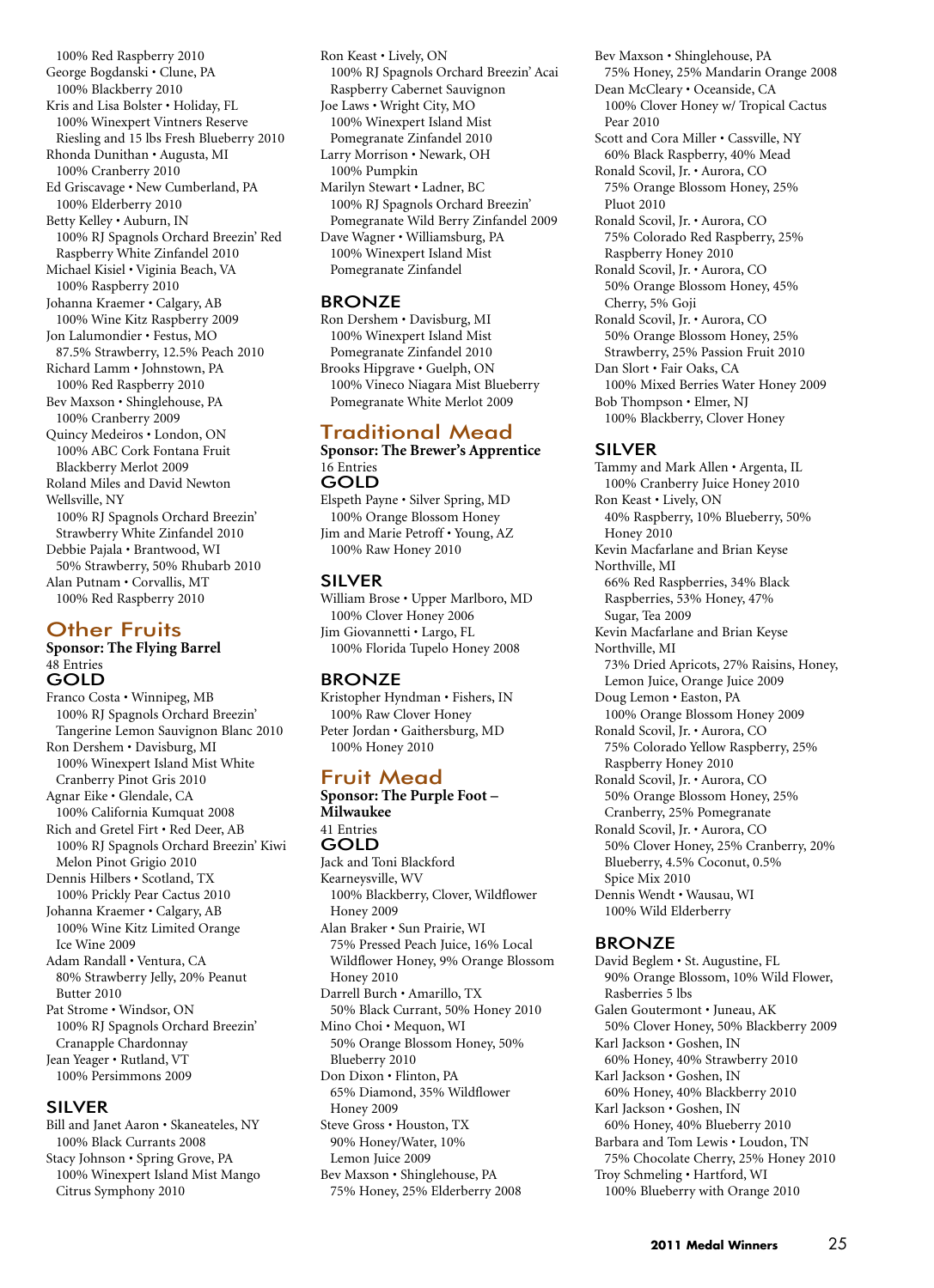100% Red Raspberry 2010
George Bogdanski • Clune, PA
100% Blackberry 2010
Kris and Lisa Bolster • Holiday, FL
100% Winexpert Vintners Reserve Riesling and 15 lbs Fresh Blueberry 2010
Rhonda Dunithan • Augusta, MI
100% Cranberry 2010
Ed Griscavage • New Cumberland, PA
100% Elderberry 2010
Betty Kelley • Auburn, IN
100% RJ Spagnols Orchard Breezin' Red Raspberry White Zinfandel 2010
Michael Kisiel • Viginia Beach, VA
100% Raspberry 2010
Johanna Kraemer • Calgary, AB
100% Wine Kitz Raspberry 2009
Jon Lalumondier • Festus, MO
87.5% Strawberry, 12.5% Peach 2010
Richard Lamm • Johnstown, PA
100% Red Raspberry 2010
Bev Maxson • Shinglehouse, PA
100% Cranberry 2009
Quincy Medeiros • London, ON
100% ABC Cork Fontana Fruit Blackberry Merlot 2009
Roland Miles and David Newton Wellsville, NY
100% RJ Spagnols Orchard Breezin' Strawberry White Zinfandel 2010
Debbie Pajala • Brantwood, WI
50% Strawberry, 50% Rhubarb 2010
Alan Putnam • Corvallis, MT
100% Red Raspberry 2010

## Other Fruits

**Sponsor: The Flying Barrel**
48 Entries

### GOLD

Franco Costa • Winnipeg, MB
100% RJ Spagnols Orchard Breezin' Tangerine Lemon Sauvignon Blanc 2010
Ron Dershem • Davisburg, MI
100% Winexpert Island Mist White Cranberry Pinot Gris 2010
Agnar Eike • Glendale, CA
100% California Kumquat 2008
Rich and Gretel Firt • Red Deer, AB
100% RJ Spagnols Orchard Breezin' Kiwi Melon Pinot Grigio 2010
Dennis Hilbers • Scotland, TX
100% Prickly Pear Cactus 2010
Johanna Kraemer • Calgary, AB
100% Wine Kitz Limited Orange Ice Wine 2009
Adam Randall • Ventura, CA
80% Strawberry Jelly, 20% Peanut Butter 2010
Pat Strome • Windsor, ON
100% RJ Spagnols Orchard Breezin' Cranapple Chardonnay
Jean Yeager • Rutland, VT
100% Persimmons 2009

### SILVER

Bill and Janet Aaron • Skaneateles, NY
100% Black Currants 2008
Stacy Johnson • Spring Grove, PA
100% Winexpert Island Mist Mango Citrus Symphony 2010
Ron Keast • Lively, ON
100% RJ Spagnols Orchard Breezin' Acai Raspberry Cabernet Sauvignon
Joe Laws • Wright City, MO
100% Winexpert Island Mist Pomegranate Zinfandel 2010
Larry Morrison • Newark, OH
100% Pumpkin
Marilyn Stewart • Ladner, BC
100% RJ Spagnols Orchard Breezin' Pomegranate Wild Berry Zinfandel 2009
Dave Wagner • Williamsburg, PA
100% Winexpert Island Mist Pomegranate Zinfandel

### BRONZE

Ron Dershem • Davisburg, MI
100% Winexpert Island Mist Pomegranate Zinfandel 2010
Brooks Hipgrave • Guelph, ON
100% Vineco Niagara Mist Blueberry Pomegranate White Merlot 2009

## Traditional Mead

**Sponsor: The Brewer's Apprentice**
16 Entries

### GOLD

Elspeth Payne • Silver Spring, MD
100% Orange Blossom Honey
Jim and Marie Petroff • Young, AZ
100% Raw Honey 2010

### SILVER

William Brose • Upper Marlboro, MD
100% Clover Honey 2006
Jim Giovannetti • Largo, FL
100% Florida Tupelo Honey 2008

### BRONZE

Kristopher Hyndman • Fishers, IN
100% Raw Clover Honey
Peter Jordan • Gaithersburg, MD
100% Honey 2010

## Fruit Mead

**Sponsor: The Purple Foot – Milwaukee**
41 Entries

### GOLD

Jack and Toni Blackford Kearneysville, WV
100% Blackberry, Clover, Wildflower Honey 2009
Alan Braker • Sun Prairie, WI
75% Pressed Peach Juice, 16% Local Wildflower Honey, 9% Orange Blossom Honey 2010
Darrell Burch • Amarillo, TX
50% Black Currant, 50% Honey 2010
Mino Choi • Mequon, WI
50% Orange Blossom Honey, 50% Blueberry 2010
Don Dixon • Flinton, PA
65% Diamond, 35% Wildflower Honey 2009
Steve Gross • Houston, TX
90% Honey/Water, 10% Lemon Juice 2009
Bev Maxson • Shinglehouse, PA
75% Honey, 25% Elderberry 2008
Bev Maxson • Shinglehouse, PA
75% Honey, 25% Mandarin Orange 2008
Dean McCleary • Oceanside, CA
100% Clover Honey w/ Tropical Cactus Pear 2010
Scott and Cora Miller • Cassville, NY
60% Black Raspberry, 40% Mead
Ronald Scovil, Jr. • Aurora, CO
75% Orange Blossom Honey, 25% Pluot 2010
Ronald Scovil, Jr. • Aurora, CO
75% Colorado Red Raspberry, 25% Raspberry Honey 2010
Ronald Scovil, Jr. • Aurora, CO
50% Orange Blossom Honey, 45% Cherry, 5% Goji
Ronald Scovil, Jr. • Aurora, CO
50% Orange Blossom Honey, 25% Strawberry, 25% Passion Fruit 2010
Dan Slort • Fair Oaks, CA
100% Mixed Berries Water Honey 2009
Bob Thompson • Elmer, NJ
100% Blackberry, Clover Honey

### SILVER

Tammy and Mark Allen • Argenta, IL
100% Cranberry Juice Honey 2010
Ron Keast • Lively, ON
40% Raspberry, 10% Blueberry, 50% Honey 2010
Kevin Macfarlane and Brian Keyse Northville, MI
66% Red Raspberries, 34% Black Raspberries, 53% Honey, 47% Sugar, Tea 2009
Kevin Macfarlane and Brian Keyse Northville, MI
73% Dried Apricots, 27% Raisins, Honey, Lemon Juice, Orange Juice 2009
Doug Lemon • Easton, PA
100% Orange Blossom Honey 2009
Ronald Scovil, Jr. • Aurora, CO
75% Colorado Yellow Raspberry, 25% Raspberry Honey 2010
Ronald Scovil, Jr. • Aurora, CO
50% Orange Blossom Honey, 25% Cranberry, 25% Pomegranate
Ronald Scovil, Jr. • Aurora, CO
50% Clover Honey, 25% Cranberry, 20% Blueberry, 4.5% Coconut, 0.5% Spice Mix 2010
Dennis Wendt • Wausau, WI
100% Wild Elderberry

### BRONZE

David Beglem • St. Augustine, FL
90% Orange Blossom, 10% Wild Flower, Rasberries 5 lbs
Galen Goutermont • Juneau, AK
50% Clover Honey, 50% Blackberry 2009
Karl Jackson • Goshen, IN
60% Honey, 40% Strawberry 2010
Karl Jackson • Goshen, IN
60% Honey, 40% Blackberry 2010
Karl Jackson • Goshen, IN
60% Honey, 40% Blueberry 2010
Barbara and Tom Lewis • Loudon, TN
75% Chocolate Cherry, 25% Honey 2010
Troy Schmeling • Hartford, WI
100% Blueberry with Orange 2010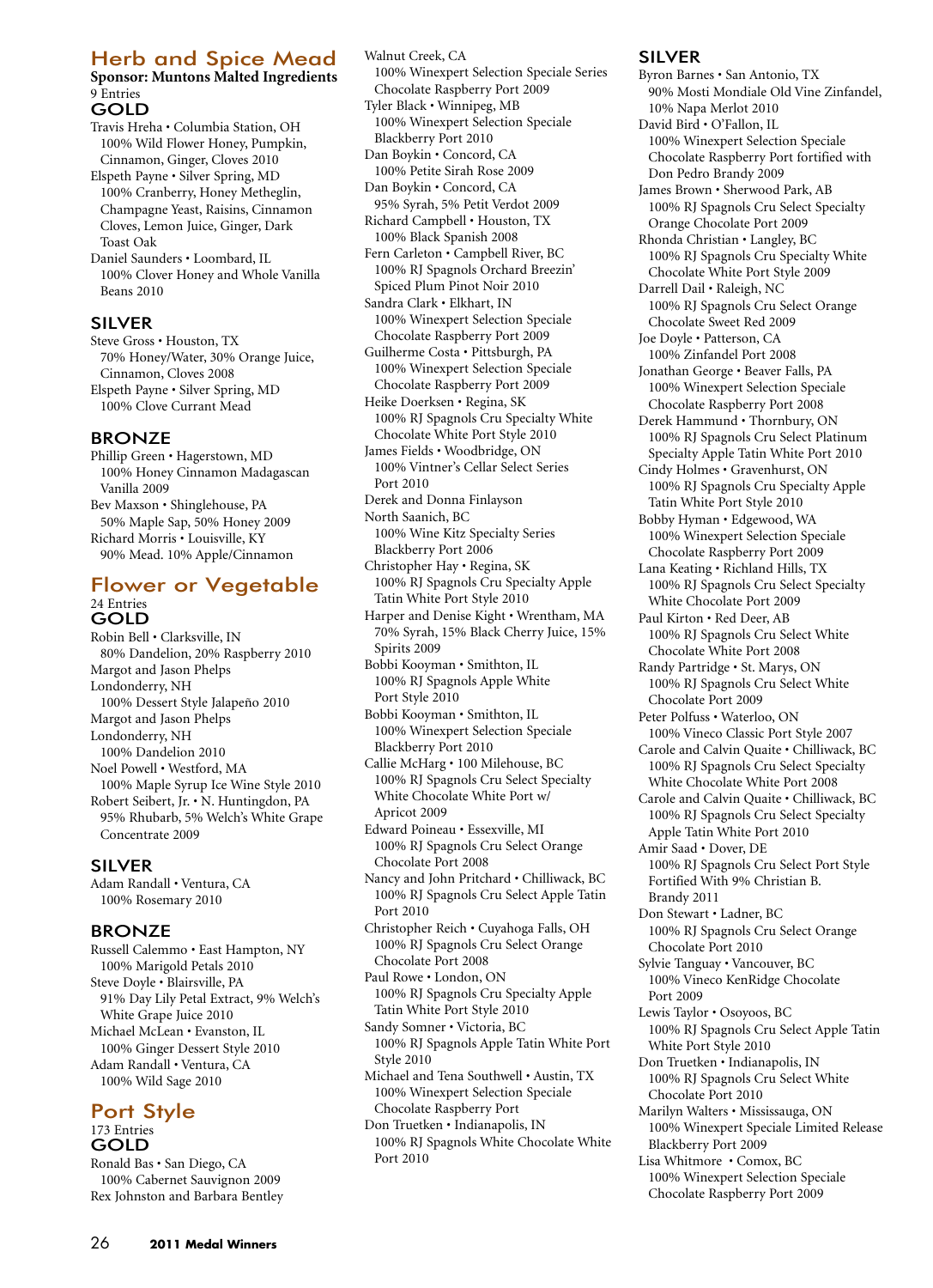## Herb and Spice Mead

**Sponsor: Muntons Malted Ingredients**

9 Entries

### GOLD

Travis Hreha • Columbia Station, OH
100% Wild Flower Honey, Pumpkin, Cinnamon, Ginger, Cloves 2010

Elspeth Payne • Silver Spring, MD
100% Cranberry, Honey Metheglin, Champagne Yeast, Raisins, Cinnamon Cloves, Lemon Juice, Ginger, Dark Toast Oak

Daniel Saunders • Loombard, IL
100% Clover Honey and Whole Vanilla Beans 2010

### SILVER

Steve Gross • Houston, TX
70% Honey/Water, 30% Orange Juice, Cinnamon, Cloves 2008

Elspeth Payne • Silver Spring, MD
100% Clove Currant Mead

### BRONZE

Phillip Green • Hagerstown, MD
100% Honey Cinnamon Madagascan Vanilla 2009

Bev Maxson • Shinglehouse, PA
50% Maple Sap, 50% Honey 2009

Richard Morris • Louisville, KY
90% Mead. 10% Apple/Cinnamon

## Flower or Vegetable

24 Entries

### GOLD

Robin Bell • Clarksville, IN
80% Dandelion, 20% Raspberry 2010

Margot and Jason Phelps
Londonderry, NH
100% Dessert Style Jalapeño 2010

Margot and Jason Phelps
Londonderry, NH
100% Dandelion 2010

Noel Powell • Westford, MA
100% Maple Syrup Ice Wine Style 2010

Robert Seibert, Jr. • N. Huntingdon, PA
95% Rhubarb, 5% Welch's White Grape Concentrate 2009

### SILVER

Adam Randall • Ventura, CA
100% Rosemary 2010

### BRONZE

Russell Calemmo • East Hampton, NY
100% Marigold Petals 2010

Steve Doyle • Blairsville, PA
91% Day Lily Petal Extract, 9% Welch's White Grape Juice 2010

Michael McLean • Evanston, IL
100% Ginger Dessert Style 2010

Adam Randall • Ventura, CA
100% Wild Sage 2010

## Port Style

173 Entries

### GOLD

Ronald Bas • San Diego, CA
100% Cabernet Sauvignon 2009

Rex Johnston and Barbara Bentley
Walnut Creek, CA
100% Winexpert Selection Speciale Series Chocolate Raspberry Port 2009

Tyler Black • Winnipeg, MB
100% Winexpert Selection Speciale Blackberry Port 2010

Dan Boykin • Concord, CA
100% Petite Sirah Rose 2009

Dan Boykin • Concord, CA
95% Syrah, 5% Petit Verdot 2009

Richard Campbell • Houston, TX
100% Black Spanish 2008

Fern Carleton • Campbell River, BC
100% RJ Spagnols Orchard Breezin' Spiced Plum Pinot Noir 2010

Sandra Clark • Elkhart, IN
100% Winexpert Selection Speciale Chocolate Raspberry Port 2009

Guilherme Costa • Pittsburgh, PA
100% Winexpert Selection Speciale Chocolate Raspberry Port 2009

Heike Doerksen • Regina, SK
100% RJ Spagnols Cru Specialty White Chocolate White Port Style 2010

James Fields • Woodbridge, ON
100% Vintner's Cellar Select Series Port 2010

Derek and Donna Finlayson
North Saanich, BC
100% Wine Kitz Specialty Series Blackberry Port 2006

Christopher Hay • Regina, SK
100% RJ Spagnols Cru Specialty Apple Tatin White Port Style 2010

Harper and Denise Kight • Wrentham, MA
70% Syrah, 15% Black Cherry Juice, 15% Spirits 2009

Bobbi Kooyman • Smithton, IL
100% RJ Spagnols Apple White Port Style 2010

Bobbi Kooyman • Smithton, IL
100% Winexpert Selection Speciale Blackberry Port 2010

Callie McHarg • 100 Milehouse, BC
100% RJ Spagnols Cru Select Specialty White Chocolate White Port w/ Apricot 2009

Edward Poineau • Essexville, MI
100% RJ Spagnols Cru Select Orange Chocolate Port 2008

Nancy and John Pritchard • Chilliwack, BC
100% RJ Spagnols Cru Select Apple Tatin Port 2010

Christopher Reich • Cuyahoga Falls, OH
100% RJ Spagnols Cru Select Orange Chocolate Port 2008

Paul Rowe • London, ON
100% RJ Spagnols Cru Specialty Apple Tatin White Port Style 2010

Sandy Somner • Victoria, BC
100% RJ Spagnols Apple Tatin White Port Style 2010

Michael and Tena Southwell • Austin, TX
100% Winexpert Selection Speciale Chocolate Raspberry Port

Don Truetken • Indianapolis, IN
100% RJ Spagnols White Chocolate White Port 2010

### SILVER

Byron Barnes • San Antonio, TX
90% Mosti Mondiale Old Vine Zinfandel, 10% Napa Merlot 2010

David Bird • O'Fallon, IL
100% Winexpert Selection Speciale Chocolate Raspberry Port fortified with Don Pedro Brandy 2009

James Brown • Sherwood Park, AB
100% RJ Spagnols Cru Select Specialty Orange Chocolate Port 2009

Rhonda Christian • Langley, BC
100% RJ Spagnols Cru Specialty White Chocolate White Port Style 2009

Darrell Dail • Raleigh, NC
100% RJ Spagnols Cru Select Orange Chocolate Sweet Red 2009

Joe Doyle • Patterson, CA
100% Zinfandel Port 2008

Jonathan George • Beaver Falls, PA
100% Winexpert Selection Speciale Chocolate Raspberry Port 2008

Derek Hammund • Thornbury, ON
100% RJ Spagnols Cru Select Platinum Specialty Apple Tatin White Port 2010

Cindy Holmes • Gravenhurst, ON
100% RJ Spagnols Cru Specialty Apple Tatin White Port Style 2010

Bobby Hyman • Edgewood, WA
100% Winexpert Selection Speciale Chocolate Raspberry Port 2009

Lana Keating • Richland Hills, TX
100% RJ Spagnols Cru Select Specialty White Chocolate Port 2009

Paul Kirton • Red Deer, AB
100% RJ Spagnols Cru Select White Chocolate White Port 2008

Randy Partridge • St. Marys, ON
100% RJ Spagnols Cru Select White Chocolate Port 2009

Peter Polfuss • Waterloo, ON
100% Vineco Classic Port Style 2007

Carole and Calvin Quaite • Chilliwack, BC
100% RJ Spagnols Cru Select Specialty White Chocolate White Port 2008

Carole and Calvin Quaite • Chilliwack, BC
100% RJ Spagnols Cru Select Specialty Apple Tatin White Port 2010

Amir Saad • Dover, DE
100% RJ Spagnols Cru Select Port Style Fortified With 9% Christian B. Brandy 2011

Don Stewart • Ladner, BC
100% RJ Spagnols Cru Select Orange Chocolate Port 2010

Sylvie Tanguay • Vancouver, BC
100% Vineco KenRidge Chocolate Port 2009

Lewis Taylor • Osoyoos, BC
100% RJ Spagnols Cru Select Apple Tatin White Port Style 2010

Don Truetken • Indianapolis, IN
100% RJ Spagnols Cru Select White Chocolate Port 2010

Marilyn Walters • Mississauga, ON
100% Winexpert Speciale Limited Release Blackberry Port 2009

Lisa Whitmore • Comox, BC
100% Winexpert Selection Speciale Chocolate Raspberry Port 2009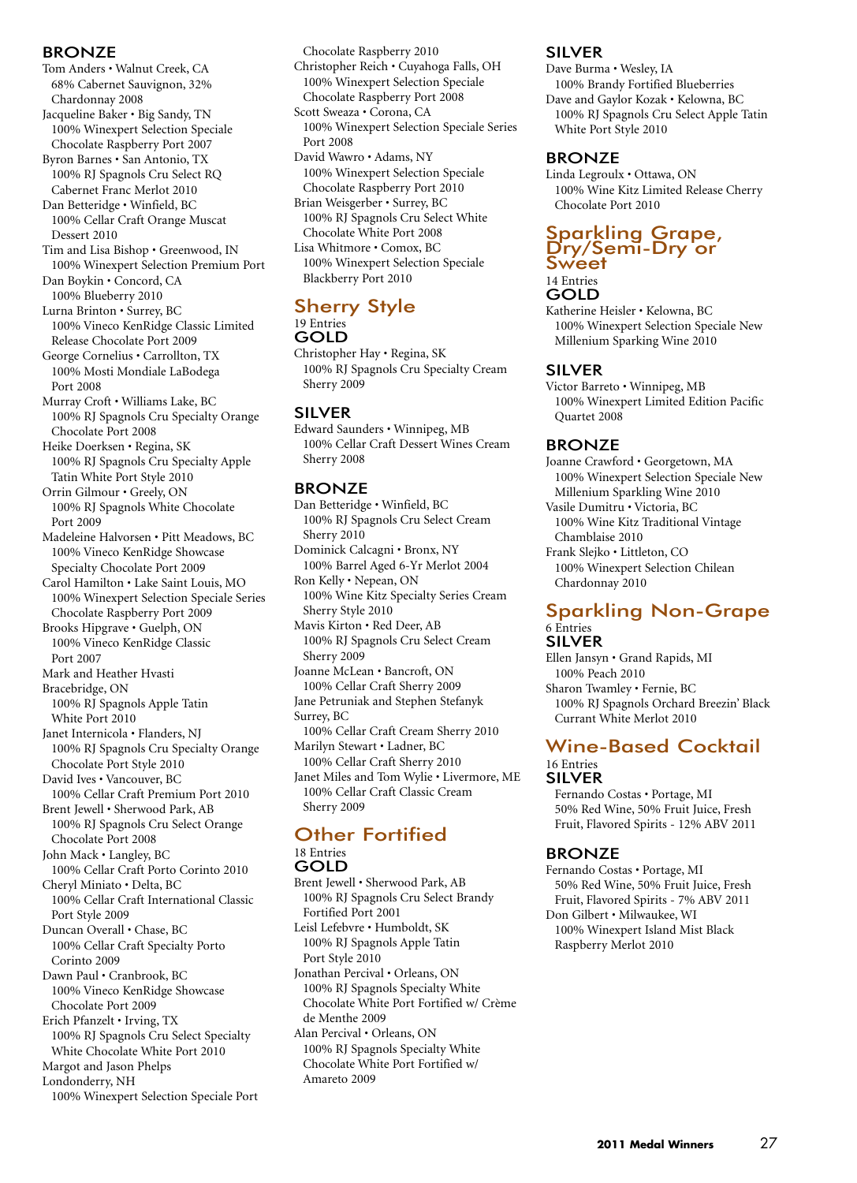### BRONZE

Tom Anders • Walnut Creek, CA
68% Cabernet Sauvignon, 32% Chardonnay 2008

Jacqueline Baker • Big Sandy, TN
100% Winexpert Selection Speciale Chocolate Raspberry Port 2007

Byron Barnes • San Antonio, TX
100% RJ Spagnols Cru Select RQ Cabernet Franc Merlot 2010

Dan Betteridge • Winfield, BC
100% Cellar Craft Orange Muscat Dessert 2010

Tim and Lisa Bishop • Greenwood, IN
100% Winexpert Selection Premium Port

Dan Boykin • Concord, CA
100% Blueberry 2010

Lurna Brinton • Surrey, BC
100% Vineco KenRidge Classic Limited Release Chocolate Port 2009

George Cornelius • Carrollton, TX
100% Mosti Mondiale LaBodega Port 2008

Murray Croft • Williams Lake, BC
100% RJ Spagnols Cru Specialty Orange Chocolate Port 2008

Heike Doerksen • Regina, SK
100% RJ Spagnols Cru Specialty Apple Tatin White Port Style 2010

Orrin Gilmour • Greely, ON
100% RJ Spagnols White Chocolate Port 2009

Madeleine Halvorsen • Pitt Meadows, BC
100% Vineco KenRidge Showcase Specialty Chocolate Port 2009

Carol Hamilton • Lake Saint Louis, MO
100% Winexpert Selection Speciale Series Chocolate Raspberry Port 2009

Brooks Hipgrave • Guelph, ON
100% Vineco KenRidge Classic Port 2007

Mark and Heather Hvasti
Bracebridge, ON
100% RJ Spagnols Apple Tatin White Port 2010

Janet Internicola • Flanders, NJ
100% RJ Spagnols Cru Specialty Orange Chocolate Port Style 2010

David Ives • Vancouver, BC
100% Cellar Craft Premium Port 2010

Brent Jewell • Sherwood Park, AB
100% RJ Spagnols Cru Select Orange Chocolate Port 2008

John Mack • Langley, BC
100% Cellar Craft Porto Corinto 2010

Cheryl Miniato • Delta, BC
100% Cellar Craft International Classic Port Style 2009

Duncan Overall • Chase, BC
100% Cellar Craft Specialty Porto Corinto 2009

Dawn Paul • Cranbrook, BC
100% Vineco KenRidge Showcase Chocolate Port 2009

Erich Pfanzelt • Irving, TX
100% RJ Spagnols Cru Select Specialty White Chocolate White Port 2010

Margot and Jason Phelps
Londonderry, NH
100% Winexpert Selection Speciale Port Chocolate Raspberry 2010

Christopher Reich • Cuyahoga Falls, OH
100% Winexpert Selection Speciale Chocolate Raspberry Port 2008

Scott Sweaza • Corona, CA
100% Winexpert Selection Speciale Series Port 2008

David Wawro • Adams, NY
100% Winexpert Selection Speciale Chocolate Raspberry Port 2010

Brian Weisgerber • Surrey, BC
100% RJ Spagnols Cru Select White Chocolate White Port 2008

Lisa Whitmore • Comox, BC
100% Winexpert Selection Speciale Blackberry Port 2010

## Sherry Style

19 Entries

### GOLD

Christopher Hay • Regina, SK
100% RJ Spagnols Cru Specialty Cream Sherry 2009

### SILVER

Edward Saunders • Winnipeg, MB
100% Cellar Craft Dessert Wines Cream Sherry 2008

### BRONZE

Dan Betteridge • Winfield, BC
100% RJ Spagnols Cru Select Cream Sherry 2010

Dominick Calcagni • Bronx, NY
100% Barrel Aged 6-Yr Merlot 2004

Ron Kelly • Nepean, ON
100% Wine Kitz Specialty Series Cream Sherry Style 2010

Mavis Kirton • Red Deer, AB
100% RJ Spagnols Cru Select Cream Sherry 2009

Joanne McLean • Bancroft, ON
100% Cellar Craft Sherry 2009

Jane Petruniak and Stephen Stefanyk
Surrey, BC
100% Cellar Craft Cream Sherry 2010

Marilyn Stewart • Ladner, BC
100% Cellar Craft Sherry 2010

Janet Miles and Tom Wylie • Livermore, ME
100% Cellar Craft Classic Cream Sherry 2009

## Other Fortified

18 Entries

### GOLD

Brent Jewell • Sherwood Park, AB
100% RJ Spagnols Cru Select Brandy Fortified Port 2001

Leisl Lefebvre • Humboldt, SK
100% RJ Spagnols Apple Tatin Port Style 2010

Jonathan Percival • Orleans, ON
100% RJ Spagnols Specialty White Chocolate White Port Fortified w/ Crème de Menthe 2009

Alan Percival • Orleans, ON
100% RJ Spagnols Specialty White Chocolate White Port Fortified w/ Amareto 2009

### SILVER

Dave Burma • Wesley, IA
100% Brandy Fortified Blueberries

Dave and Gaylor Kozak • Kelowna, BC
100% RJ Spagnols Cru Select Apple Tatin White Port Style 2010

### BRONZE

Linda Legroulx • Ottawa, ON
100% Wine Kitz Limited Release Cherry Chocolate Port 2010

## Sparkling Grape, Dry/Semi-Dry or Sweet

14 Entries

### GOLD

Katherine Heisler • Kelowna, BC
100% Winexpert Selection Speciale New Millenium Sparking Wine 2010

### SILVER

Victor Barreto • Winnipeg, MB
100% Winexpert Limited Edition Pacific Quartet 2008

### BRONZE

Joanne Crawford • Georgetown, MA
100% Winexpert Selection Speciale New Millenium Sparkling Wine 2010

Vasile Dumitru • Victoria, BC
100% Wine Kitz Traditional Vintage Chamblaise 2010

Frank Slejko • Littleton, CO
100% Winexpert Selection Chilean Chardonnay 2010

## Sparkling Non-Grape

6 Entries

### SILVER

Ellen Jansyn • Grand Rapids, MI
100% Peach 2010

Sharon Twamley • Fernie, BC
100% RJ Spagnols Orchard Breezin' Black Currant White Merlot 2010

## Wine-Based Cocktail

16 Entries

### SILVER

Fernando Costas • Portage, MI
50% Red Wine, 50% Fruit Juice, Fresh Fruit, Flavored Spirits - 12% ABV 2011

### BRONZE

Fernando Costas • Portage, MI
50% Red Wine, 50% Fruit Juice, Fresh Fruit, Flavored Spirits - 7% ABV 2011

Don Gilbert • Milwaukee, WI
100% Winexpert Island Mist Black Raspberry Merlot 2010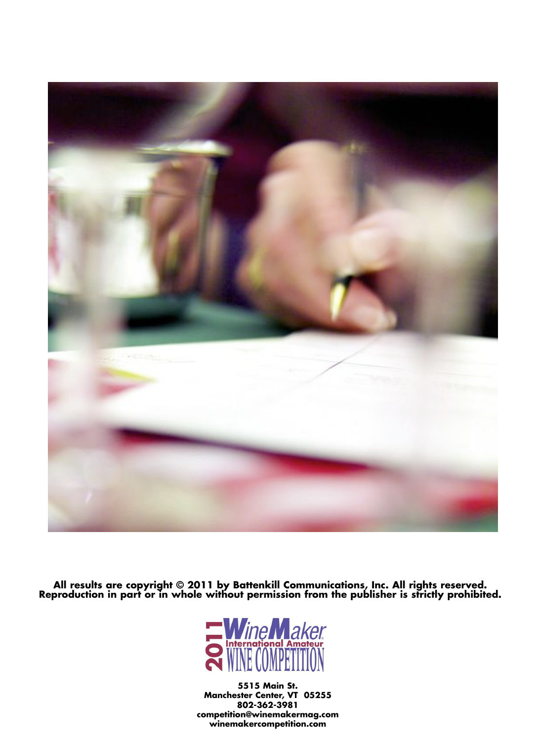**All results are copyright © 2011 by Battenkill Communications, Inc. All rights reserved.
Reproduction in part or in whole without permission from the publisher is strictly prohibited.**

2011 WineMaker International Amateur WINE COMPETITION

**5515 Main St.
Manchester Center, VT 05255
802-362-3981
competition@winemakermag.com
winemakercompetition.com**